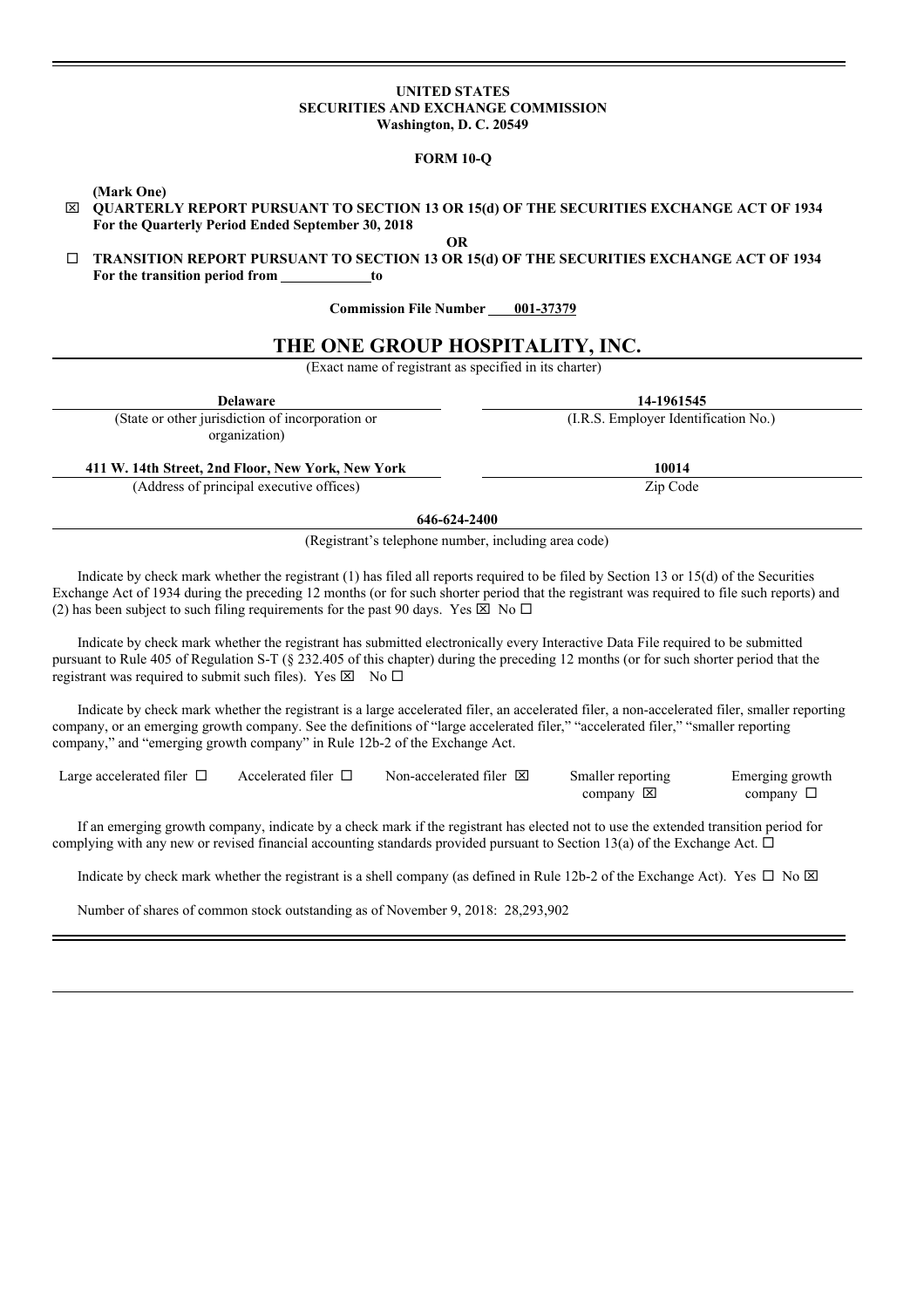**UNITED STATES**
**SECURITIES AND EXCHANGE COMMISSION**
**Washington, D. C. 20549**

**FORM 10-Q**

**(Mark One)**

☒ **QUARTERLY REPORT PURSUANT TO SECTION 13 OR 15(d) OF THE SECURITIES EXCHANGE ACT OF 1934**
**For the Quarterly Period Ended September 30, 2018**

**OR**

☐ **TRANSITION REPORT PURSUANT TO SECTION 13 OR 15(d) OF THE SECURITIES EXCHANGE ACT OF 1934**
**For the transition period from \_\_\_\_\_\_\_\_\_\_\_\_ to**

**Commission File Number 001-37379**

# THE ONE GROUP HOSPITALITY, INC.

(Exact name of registrant as specified in its charter)

| **Delaware** | **14-1961545** |
|---|---|
| (State or other jurisdiction of incorporation or organization) | (I.R.S. Employer Identification No.) |
| **411 W. 14th Street, 2nd Floor, New York, New York** | **10014** |
| (Address of principal executive offices) | Zip Code |

**646-624-2400**

(Registrant's telephone number, including area code)

Indicate by check mark whether the registrant (1) has filed all reports required to be filed by Section 13 or 15(d) of the Securities Exchange Act of 1934 during the preceding 12 months (or for such shorter period that the registrant was required to file such reports) and (2) has been subject to such filing requirements for the past 90 days. Yes ☒ No ☐

Indicate by check mark whether the registrant has submitted electronically every Interactive Data File required to be submitted pursuant to Rule 405 of Regulation S-T (§ 232.405 of this chapter) during the preceding 12 months (or for such shorter period that the registrant was required to submit such files). Yes ☒ No ☐

Indicate by check mark whether the registrant is a large accelerated filer, an accelerated filer, a non-accelerated filer, smaller reporting company, or an emerging growth company. See the definitions of "large accelerated filer," "accelerated filer," "smaller reporting company," and "emerging growth company" in Rule 12b-2 of the Exchange Act.

| Large accelerated filer ☐ | Accelerated filer ☐ | Non-accelerated filer ☒ | Smaller reporting company ☒ | Emerging growth company ☐ |
|---|---|---|---|---|

If an emerging growth company, indicate by a check mark if the registrant has elected not to use the extended transition period for complying with any new or revised financial accounting standards provided pursuant to Section 13(a) of the Exchange Act. ☐

Indicate by check mark whether the registrant is a shell company (as defined in Rule 12b-2 of the Exchange Act). Yes ☐ No ☒

Number of shares of common stock outstanding as of November 9, 2018: 28,293,902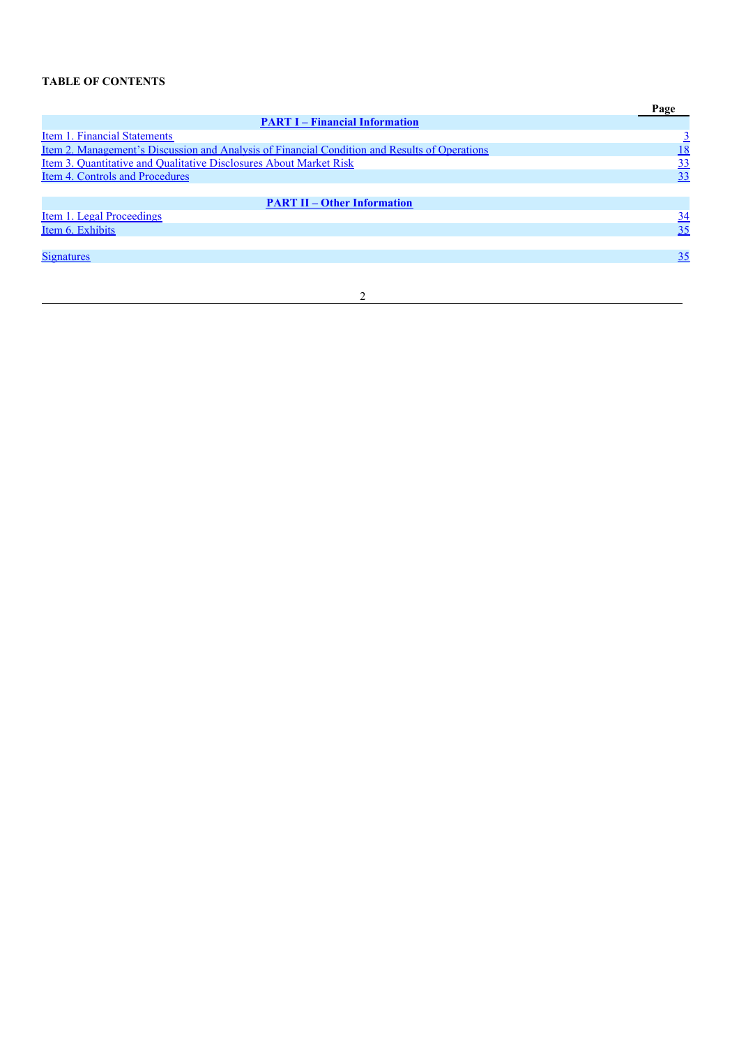**TABLE OF CONTENTS**

| | Page |
|---|---|
| **PART I – Financial Information** | |
| Item 1. Financial Statements | 3 |
| Item 2. Management's Discussion and Analysis of Financial Condition and Results of Operations | 18 |
| Item 3. Quantitative and Qualitative Disclosures About Market Risk | 33 |
| Item 4. Controls and Procedures | 33 |
| **PART II – Other Information** | |
| Item 1. Legal Proceedings | 34 |
| Item 6. Exhibits | 35 |
| Signatures | 35 |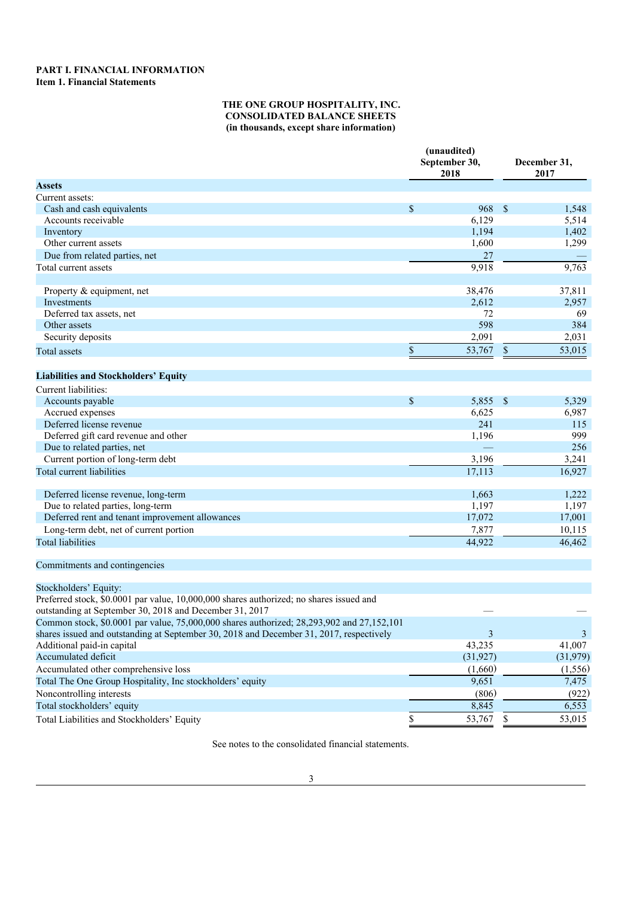# PART I. FINANCIAL INFORMATION

## Item 1. Financial Statements

**THE ONE GROUP HOSPITALITY, INC.**
**CONSOLIDATED BALANCE SHEETS**
**(in thousands, except share information)**

| | (unaudited) September 30, 2018 | December 31, 2017 |
|---|---|---|
| **Assets** | | |
| Current assets: | | |
| Cash and cash equivalents | $ 968 | $ 1,548 |
| Accounts receivable | 6,129 | 5,514 |
| Inventory | 1,194 | 1,402 |
| Other current assets | 1,600 | 1,299 |
| Due from related parties, net | 27 | — |
| Total current assets | 9,918 | 9,763 |
| | | |
| Property & equipment, net | 38,476 | 37,811 |
| Investments | 2,612 | 2,957 |
| Deferred tax assets, net | 72 | 69 |
| Other assets | 598 | 384 |
| Security deposits | 2,091 | 2,031 |
| Total assets | $ 53,767 | $ 53,015 |
| | | |
| **Liabilities and Stockholders' Equity** | | |
| Current liabilities: | | |
| Accounts payable | $ 5,855 | $ 5,329 |
| Accrued expenses | 6,625 | 6,987 |
| Deferred license revenue | 241 | 115 |
| Deferred gift card revenue and other | 1,196 | 999 |
| Due to related parties, net | — | 256 |
| Current portion of long-term debt | 3,196 | 3,241 |
| Total current liabilities | 17,113 | 16,927 |
| | | |
| Deferred license revenue, long-term | 1,663 | 1,222 |
| Due to related parties, long-term | 1,197 | 1,197 |
| Deferred rent and tenant improvement allowances | 17,072 | 17,001 |
| Long-term debt, net of current portion | 7,877 | 10,115 |
| Total liabilities | 44,922 | 46,462 |
| | | |
| Commitments and contingencies | | |
| | | |
| Stockholders' Equity: | | |
| Preferred stock, $0.0001 par value, 10,000,000 shares authorized; no shares issued and outstanding at September 30, 2018 and December 31, 2017 | — | — |
| Common stock, $0.0001 par value, 75,000,000 shares authorized; 28,293,902 and 27,152,101 shares issued and outstanding at September 30, 2018 and December 31, 2017, respectively | 3 | 3 |
| Additional paid-in capital | 43,235 | 41,007 |
| Accumulated deficit | (31,927) | (31,979) |
| Accumulated other comprehensive loss | (1,660) | (1,556) |
| Total The One Group Hospitality, Inc stockholders' equity | 9,651 | 7,475 |
| Noncontrolling interests | (806) | (922) |
| Total stockholders' equity | 8,845 | 6,553 |
| Total Liabilities and Stockholders' Equity | $ 53,767 | $ 53,015 |

See notes to the consolidated financial statements.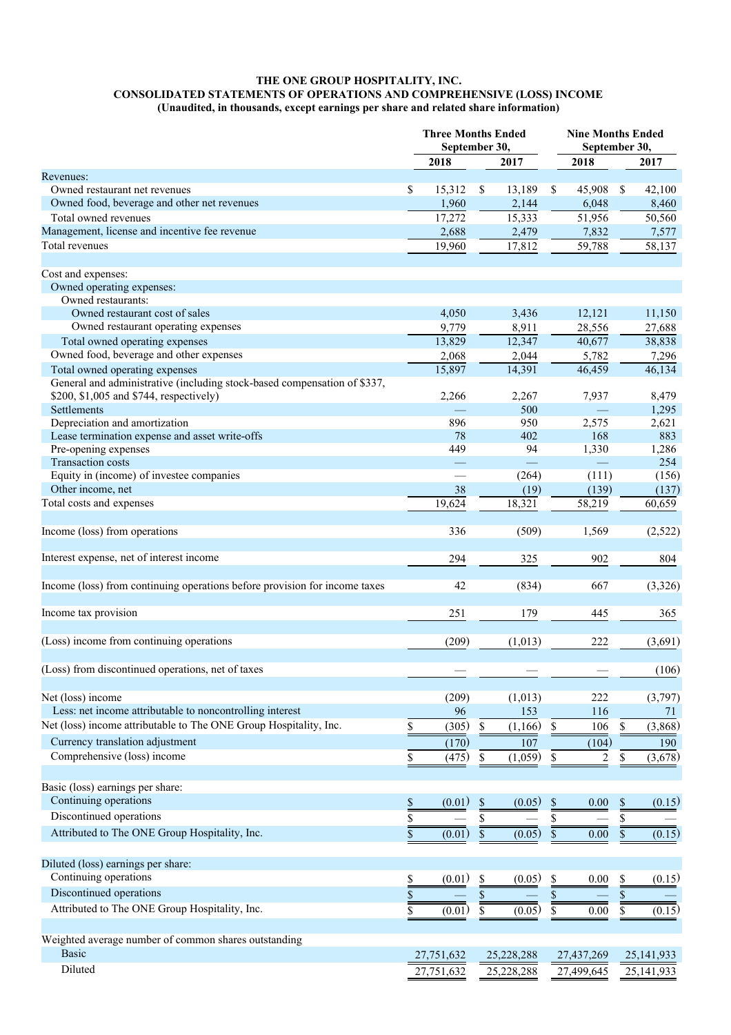# THE ONE GROUP HOSPITALITY, INC.
## CONSOLIDATED STATEMENTS OF OPERATIONS AND COMPREHENSIVE (LOSS) INCOME
### (Unaudited, in thousands, except earnings per share and related share information)

| | Three Months Ended September 30, | | Nine Months Ended September 30, | |
|---|---|---|---|---|
| | 2018 | 2017 | 2018 | 2017 |
| **Revenues:** | | | | |
| Owned restaurant net revenues | $ 15,312 | $ 13,189 | $ 45,908 | $ 42,100 |
| Owned food, beverage and other net revenues | 1,960 | 2,144 | 6,048 | 8,460 |
| Total owned revenues | 17,272 | 15,333 | 51,956 | 50,560 |
| Management, license and incentive fee revenue | 2,688 | 2,479 | 7,832 | 7,577 |
| Total revenues | 19,960 | 17,812 | 59,788 | 58,137 |
| | | | | |
| **Cost and expenses:** | | | | |
| Owned operating expenses: | | | | |
| Owned restaurants: | | | | |
| Owned restaurant cost of sales | 4,050 | 3,436 | 12,121 | 11,150 |
| Owned restaurant operating expenses | 9,779 | 8,911 | 28,556 | 27,688 |
| Total owned operating expenses | 13,829 | 12,347 | 40,677 | 38,838 |
| Owned food, beverage and other expenses | 2,068 | 2,044 | 5,782 | 7,296 |
| Total owned operating expenses | 15,897 | 14,391 | 46,459 | 46,134 |
| General and administrative (including stock-based compensation of $337, $200, $1,005 and $744, respectively) | 2,266 | 2,267 | 7,937 | 8,479 |
| Settlements | — | 500 | — | 1,295 |
| Depreciation and amortization | 896 | 950 | 2,575 | 2,621 |
| Lease termination expense and asset write-offs | 78 | 402 | 168 | 883 |
| Pre-opening expenses | 449 | 94 | 1,330 | 1,286 |
| Transaction costs | — | — | — | 254 |
| Equity in (income) of investee companies | — | (264) | (111) | (156) |
| Other income, net | 38 | (19) | (139) | (137) |
| Total costs and expenses | 19,624 | 18,321 | 58,219 | 60,659 |
| | | | | |
| Income (loss) from operations | 336 | (509) | 1,569 | (2,522) |
| | | | | |
| Interest expense, net of interest income | 294 | 325 | 902 | 804 |
| | | | | |
| Income (loss) from continuing operations before provision for income taxes | 42 | (834) | 667 | (3,326) |
| | | | | |
| Income tax provision | 251 | 179 | 445 | 365 |
| | | | | |
| (Loss) income from continuing operations | (209) | (1,013) | 222 | (3,691) |
| | | | | |
| (Loss) from discontinued operations, net of taxes | — | — | — | (106) |
| | | | | |
| Net (loss) income | (209) | (1,013) | 222 | (3,797) |
| Less: net income attributable to noncontrolling interest | 96 | 153 | 116 | 71 |
| Net (loss) income attributable to The ONE Group Hospitality, Inc. | $ (305) | $ (1,166) | $ 106 | $ (3,868) |
| Currency translation adjustment | (170) | 107 | (104) | 190 |
| Comprehensive (loss) income | $ (475) | $ (1,059) | $ 2 | $ (3,678) |
| | | | | |
| **Basic (loss) earnings per share:** | | | | |
| Continuing operations | $ (0.01) | $ (0.05) | $ 0.00 | $ (0.15) |
| Discontinued operations | $ — | $ — | $ — | $ — |
| Attributed to The ONE Group Hospitality, Inc. | $ (0.01) | $ (0.05) | $ 0.00 | $ (0.15) |
| | | | | |
| **Diluted (loss) earnings per share:** | | | | |
| Continuing operations | $ (0.01) | $ (0.05) | $ 0.00 | $ (0.15) |
| Discontinued operations | $ — | $ — | $ — | $ — |
| Attributed to The ONE Group Hospitality, Inc. | $ (0.01) | $ (0.05) | $ 0.00 | $ (0.15) |
| | | | | |
| **Weighted average number of common shares outstanding** | | | | |
| Basic | 27,751,632 | 25,228,288 | 27,437,269 | 25,141,933 |
| Diluted | 27,751,632 | 25,228,288 | 27,499,645 | 25,141,933 |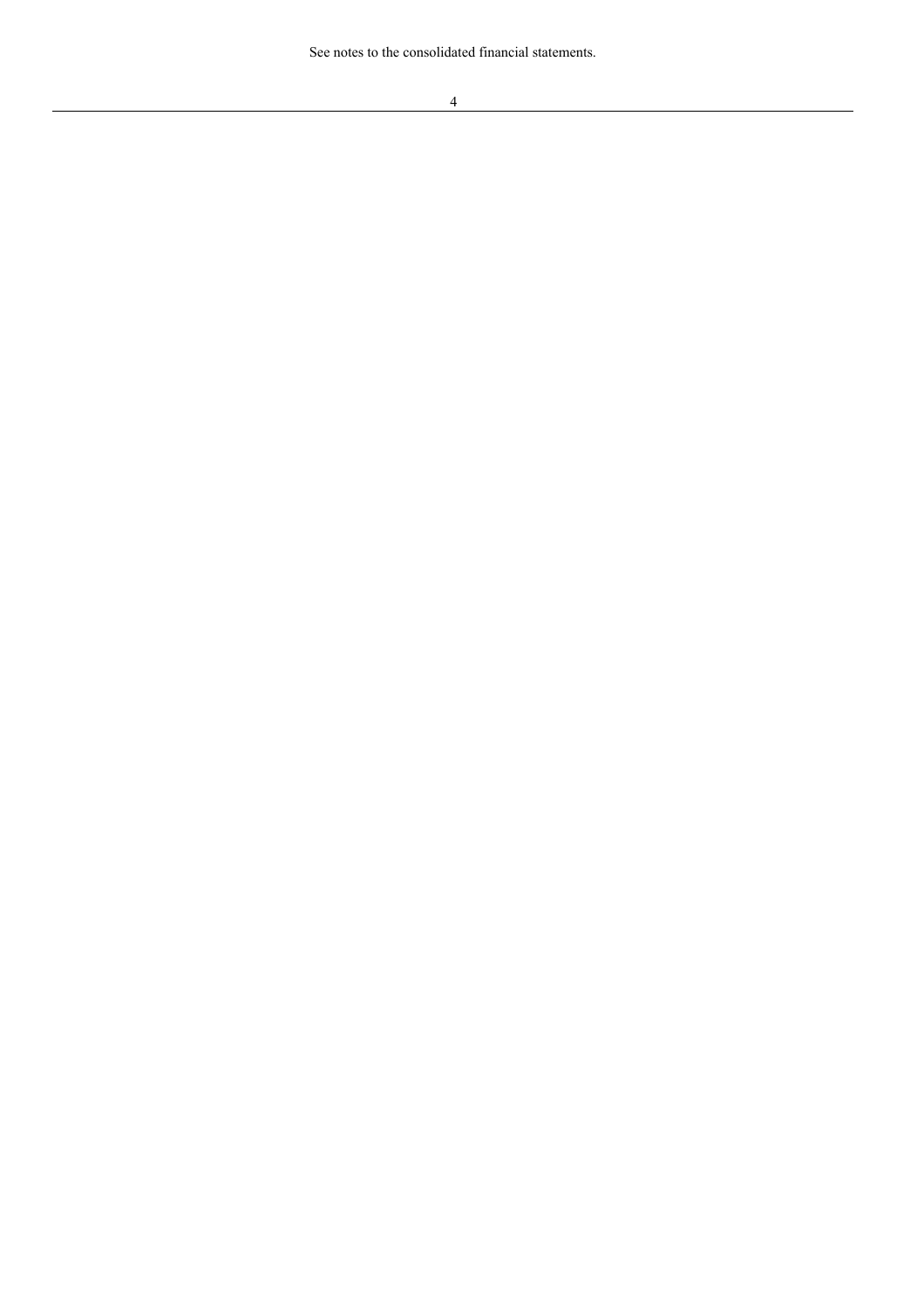See notes to the consolidated financial statements.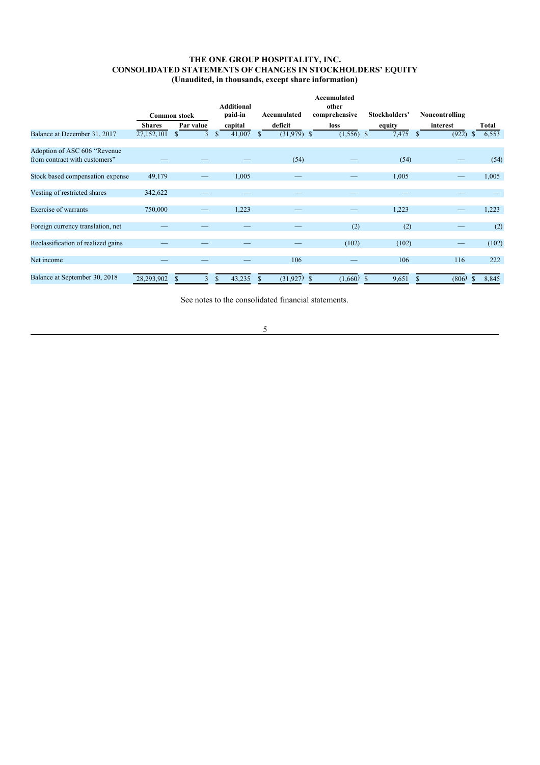# THE ONE GROUP HOSPITALITY, INC.
# CONSOLIDATED STATEMENTS OF CHANGES IN STOCKHOLDERS' EQUITY
## (Unaudited, in thousands, except share information)

| | Common stock | | Additional paid-in | Accumulated | Accumulated other comprehensive | Stockholders' | Noncontrolling | |
|---|---|---|---|---|---|---|---|---|
| | Shares | Par value | capital | deficit | loss | equity | interest | Total |
| Balance at December 31, 2017 | 27,152,101 | $ 3 | $ 41,007 | $ (31,979) | $ (1,556) | $ 7,475 | $ (922) | $ 6,553 |
| Adoption of ASC 606 "Revenue from contract with customers" | — | — | — | (54) | — | (54) | — | (54) |
| Stock based compensation expense | 49,179 | — | 1,005 | — | — | 1,005 | — | 1,005 |
| Vesting of restricted shares | 342,622 | — | — | — | — | — | — | — |
| Exercise of warrants | 750,000 | — | 1,223 | — | — | 1,223 | — | 1,223 |
| Foreign currency translation, net | — | — | — | — | (2) | (2) | — | (2) |
| Reclassification of realized gains | — | — | — | — | (102) | (102) | — | (102) |
| Net income | — | — | — | 106 | — | 106 | 116 | 222 |
| Balance at September 30, 2018 | 28,293,902 | $ 3 | $ 43,235 | $ (31,927) | $ (1,660) | $ 9,651 | $ (806) | $ 8,845 |

See notes to the consolidated financial statements.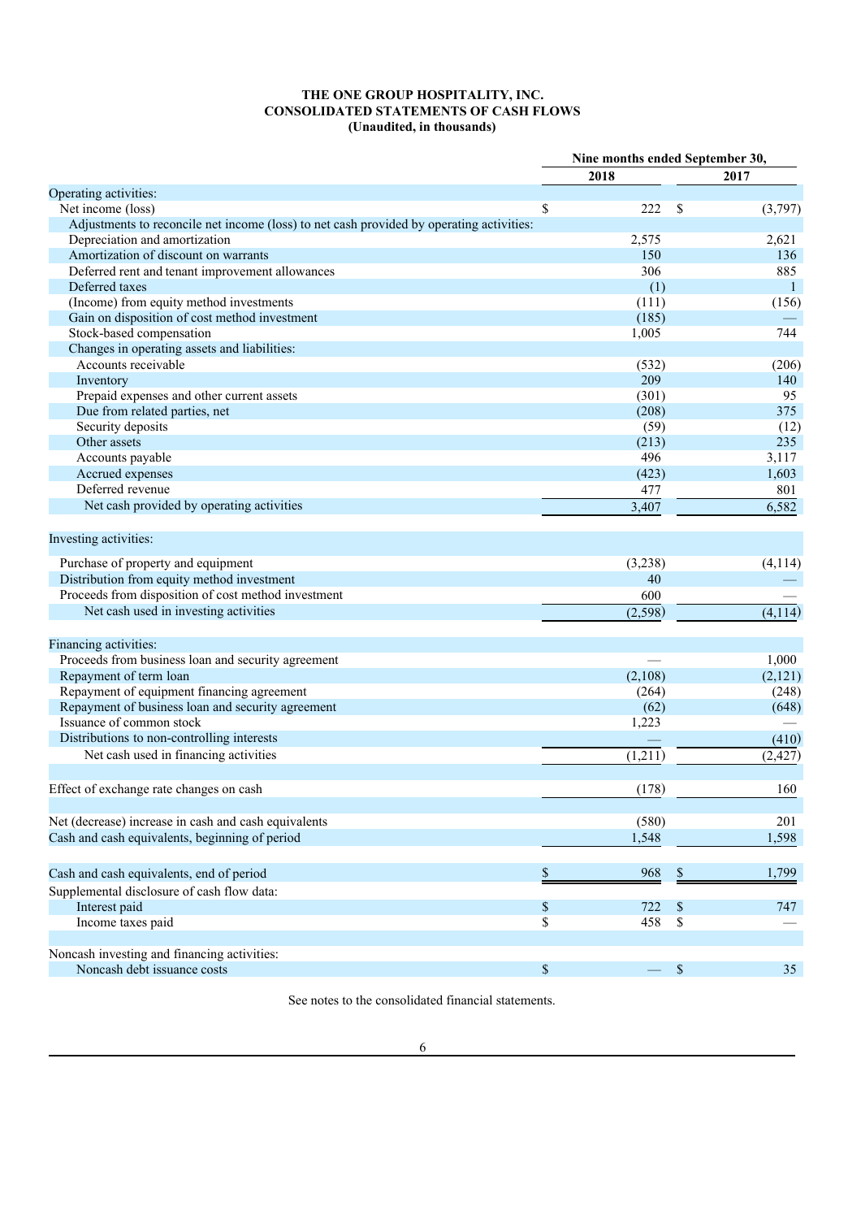**THE ONE GROUP HOSPITALITY, INC.**
**CONSOLIDATED STATEMENTS OF CASH FLOWS**
**(Unaudited, in thousands)**

| | Nine months ended September 30, | |
|---|---|---|
| | **2018** | **2017** |
| Operating activities: | | |
| Net income (loss) | $ 222 | $ (3,797) |
| Adjustments to reconcile net income (loss) to net cash provided by operating activities: | | |
| Depreciation and amortization | 2,575 | 2,621 |
| Amortization of discount on warrants | 150 | 136 |
| Deferred rent and tenant improvement allowances | 306 | 885 |
| Deferred taxes | (1) | 1 |
| (Income) from equity method investments | (111) | (156) |
| Gain on disposition of cost method investment | (185) | — |
| Stock-based compensation | 1,005 | 744 |
| Changes in operating assets and liabilities: | | |
| Accounts receivable | (532) | (206) |
| Inventory | 209 | 140 |
| Prepaid expenses and other current assets | (301) | 95 |
| Due from related parties, net | (208) | 375 |
| Security deposits | (59) | (12) |
| Other assets | (213) | 235 |
| Accounts payable | 496 | 3,117 |
| Accrued expenses | (423) | 1,603 |
| Deferred revenue | 477 | 801 |
| Net cash provided by operating activities | 3,407 | 6,582 |
| | | |
| Investing activities: | | |
| Purchase of property and equipment | (3,238) | (4,114) |
| Distribution from equity method investment | 40 | — |
| Proceeds from disposition of cost method investment | 600 | — |
| Net cash used in investing activities | (2,598) | (4,114) |
| | | |
| Financing activities: | | |
| Proceeds from business loan and security agreement | — | 1,000 |
| Repayment of term loan | (2,108) | (2,121) |
| Repayment of equipment financing agreement | (264) | (248) |
| Repayment of business loan and security agreement | (62) | (648) |
| Issuance of common stock | 1,223 | — |
| Distributions to non-controlling interests | — | (410) |
| Net cash used in financing activities | (1,211) | (2,427) |
| | | |
| Effect of exchange rate changes on cash | (178) | 160 |
| | | |
| Net (decrease) increase in cash and cash equivalents | (580) | 201 |
| Cash and cash equivalents, beginning of period | 1,548 | 1,598 |
| | | |
| Cash and cash equivalents, end of period | $ 968 | $ 1,799 |
| Supplemental disclosure of cash flow data: | | |
| Interest paid | $ 722 | $ 747 |
| Income taxes paid | $ 458 | $ — |
| | | |
| Noncash investing and financing activities: | | |
| Noncash debt issuance costs | $ — | $ 35 |

See notes to the consolidated financial statements.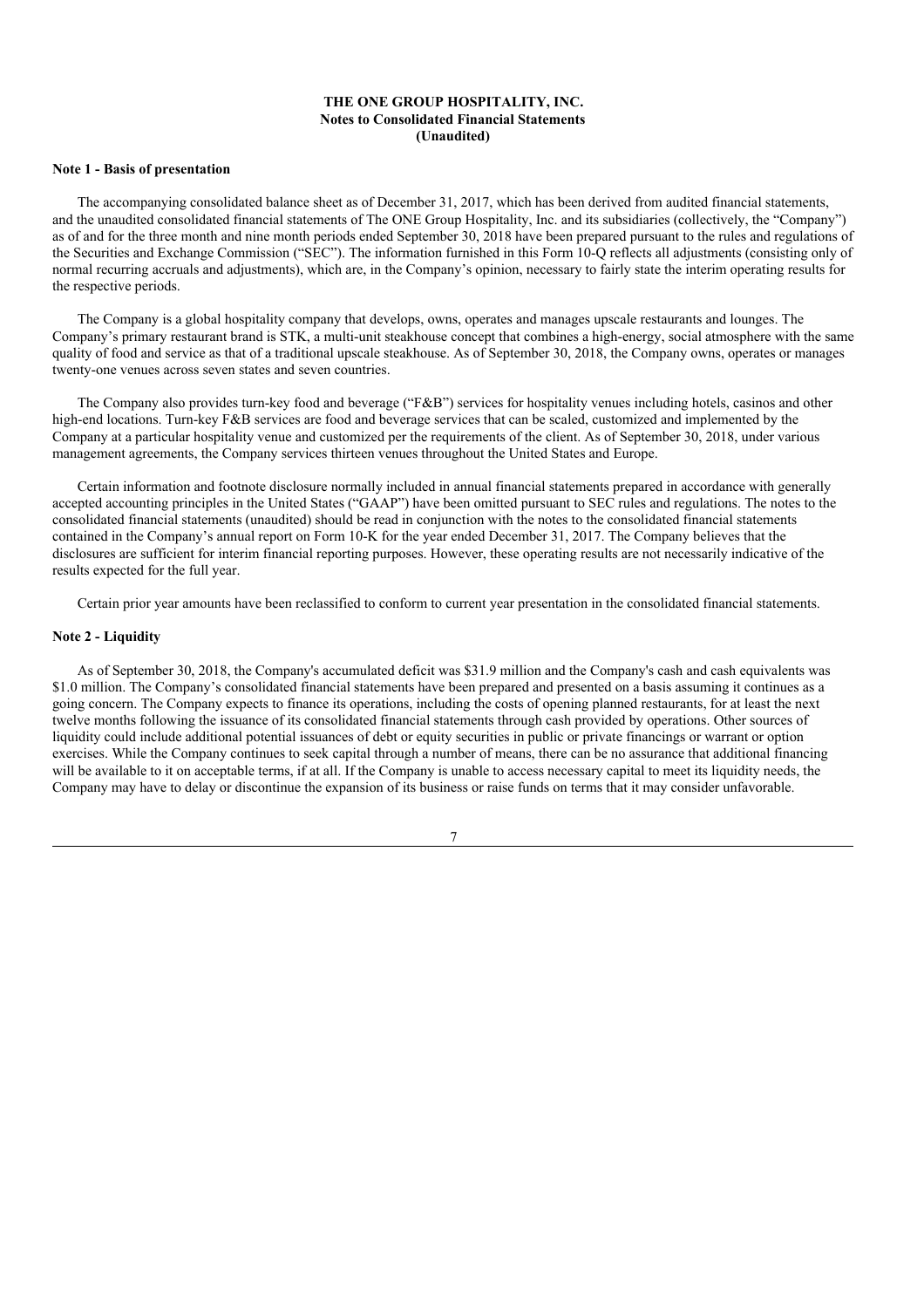**THE ONE GROUP HOSPITALITY, INC.**
**Notes to Consolidated Financial Statements**
**(Unaudited)**

### Note 1 - Basis of presentation

The accompanying consolidated balance sheet as of December 31, 2017, which has been derived from audited financial statements, and the unaudited consolidated financial statements of The ONE Group Hospitality, Inc. and its subsidiaries (collectively, the "Company") as of and for the three month and nine month periods ended September 30, 2018 have been prepared pursuant to the rules and regulations of the Securities and Exchange Commission ("SEC"). The information furnished in this Form 10-Q reflects all adjustments (consisting only of normal recurring accruals and adjustments), which are, in the Company's opinion, necessary to fairly state the interim operating results for the respective periods.

The Company is a global hospitality company that develops, owns, operates and manages upscale restaurants and lounges. The Company's primary restaurant brand is STK, a multi-unit steakhouse concept that combines a high-energy, social atmosphere with the same quality of food and service as that of a traditional upscale steakhouse. As of September 30, 2018, the Company owns, operates or manages twenty-one venues across seven states and seven countries.

The Company also provides turn-key food and beverage ("F&B") services for hospitality venues including hotels, casinos and other high-end locations. Turn-key F&B services are food and beverage services that can be scaled, customized and implemented by the Company at a particular hospitality venue and customized per the requirements of the client. As of September 30, 2018, under various management agreements, the Company services thirteen venues throughout the United States and Europe.

Certain information and footnote disclosure normally included in annual financial statements prepared in accordance with generally accepted accounting principles in the United States ("GAAP") have been omitted pursuant to SEC rules and regulations. The notes to the consolidated financial statements (unaudited) should be read in conjunction with the notes to the consolidated financial statements contained in the Company's annual report on Form 10-K for the year ended December 31, 2017. The Company believes that the disclosures are sufficient for interim financial reporting purposes. However, these operating results are not necessarily indicative of the results expected for the full year.

Certain prior year amounts have been reclassified to conform to current year presentation in the consolidated financial statements.

### Note 2 - Liquidity

As of September 30, 2018, the Company's accumulated deficit was $31.9 million and the Company's cash and cash equivalents was $1.0 million. The Company's consolidated financial statements have been prepared and presented on a basis assuming it continues as a going concern. The Company expects to finance its operations, including the costs of opening planned restaurants, for at least the next twelve months following the issuance of its consolidated financial statements through cash provided by operations. Other sources of liquidity could include additional potential issuances of debt or equity securities in public or private financings or warrant or option exercises. While the Company continues to seek capital through a number of means, there can be no assurance that additional financing will be available to it on acceptable terms, if at all. If the Company is unable to access necessary capital to meet its liquidity needs, the Company may have to delay or discontinue the expansion of its business or raise funds on terms that it may consider unfavorable.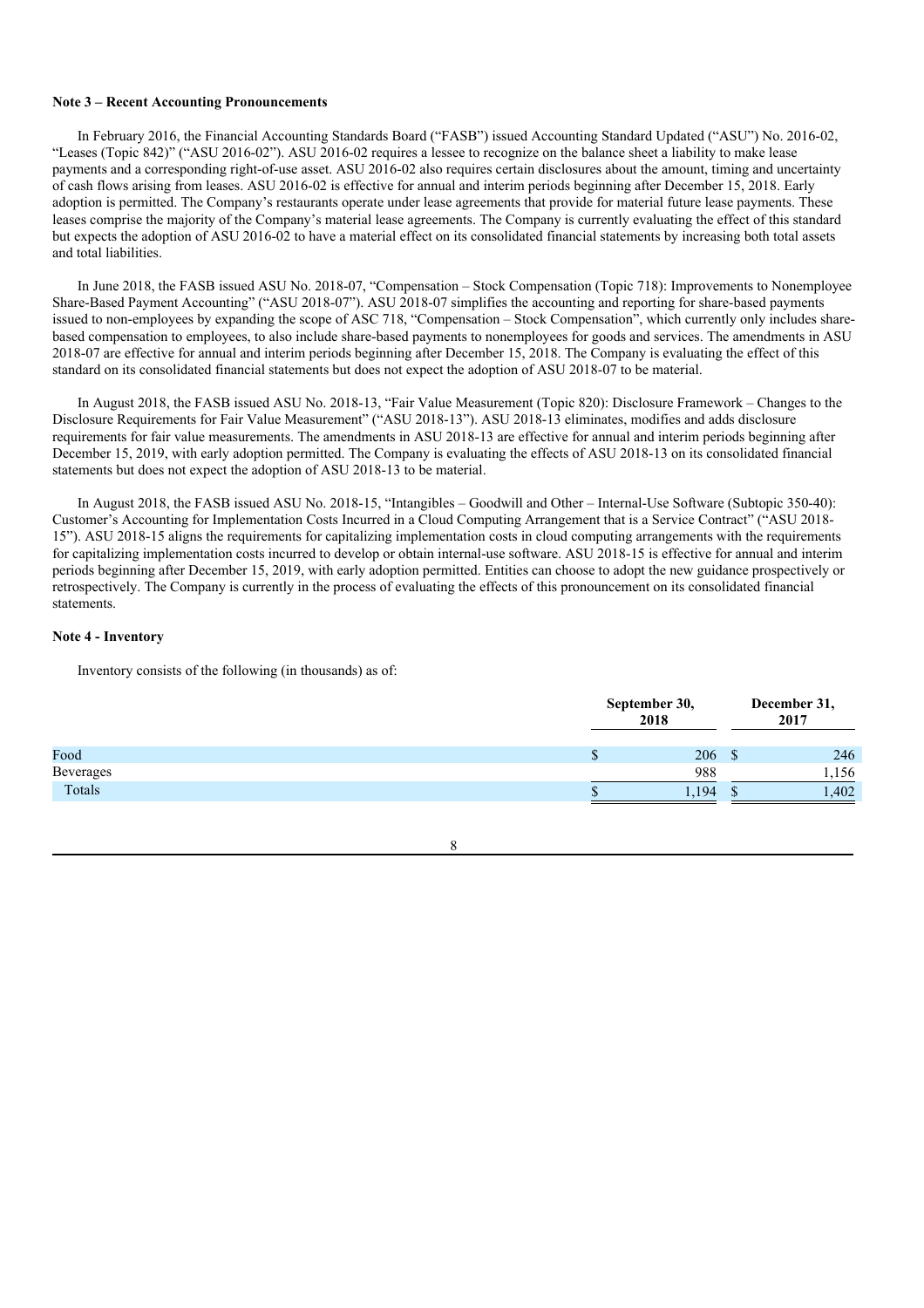**Note 3 – Recent Accounting Pronouncements**

In February 2016, the Financial Accounting Standards Board ("FASB") issued Accounting Standard Updated ("ASU") No. 2016-02, "Leases (Topic 842)" ("ASU 2016-02"). ASU 2016-02 requires a lessee to recognize on the balance sheet a liability to make lease payments and a corresponding right-of-use asset. ASU 2016-02 also requires certain disclosures about the amount, timing and uncertainty of cash flows arising from leases. ASU 2016-02 is effective for annual and interim periods beginning after December 15, 2018. Early adoption is permitted. The Company's restaurants operate under lease agreements that provide for material future lease payments. These leases comprise the majority of the Company's material lease agreements. The Company is currently evaluating the effect of this standard but expects the adoption of ASU 2016-02 to have a material effect on its consolidated financial statements by increasing both total assets and total liabilities.

In June 2018, the FASB issued ASU No. 2018-07, "Compensation – Stock Compensation (Topic 718): Improvements to Nonemployee Share-Based Payment Accounting" ("ASU 2018-07"). ASU 2018-07 simplifies the accounting and reporting for share-based payments issued to non-employees by expanding the scope of ASC 718, "Compensation – Stock Compensation", which currently only includes share-based compensation to employees, to also include share-based payments to nonemployees for goods and services. The amendments in ASU 2018-07 are effective for annual and interim periods beginning after December 15, 2018. The Company is evaluating the effect of this standard on its consolidated financial statements but does not expect the adoption of ASU 2018-07 to be material.

In August 2018, the FASB issued ASU No. 2018-13, "Fair Value Measurement (Topic 820): Disclosure Framework – Changes to the Disclosure Requirements for Fair Value Measurement" ("ASU 2018-13"). ASU 2018-13 eliminates, modifies and adds disclosure requirements for fair value measurements. The amendments in ASU 2018-13 are effective for annual and interim periods beginning after December 15, 2019, with early adoption permitted. The Company is evaluating the effects of ASU 2018-13 on its consolidated financial statements but does not expect the adoption of ASU 2018-13 to be material.

In August 2018, the FASB issued ASU No. 2018-15, "Intangibles – Goodwill and Other – Internal-Use Software (Subtopic 350-40): Customer's Accounting for Implementation Costs Incurred in a Cloud Computing Arrangement that is a Service Contract" ("ASU 2018-15"). ASU 2018-15 aligns the requirements for capitalizing implementation costs in cloud computing arrangements with the requirements for capitalizing implementation costs incurred to develop or obtain internal-use software. ASU 2018-15 is effective for annual and interim periods beginning after December 15, 2019, with early adoption permitted. Entities can choose to adopt the new guidance prospectively or retrospectively. The Company is currently in the process of evaluating the effects of this pronouncement on its consolidated financial statements.

**Note 4 - Inventory**

Inventory consists of the following (in thousands) as of:

| | September 30, 2018 | December 31, 2017 |
|---|---|---|
| Food | $ 206 | $ 246 |
| Beverages | 988 | 1,156 |
| Totals | $ 1,194 | $ 1,402 |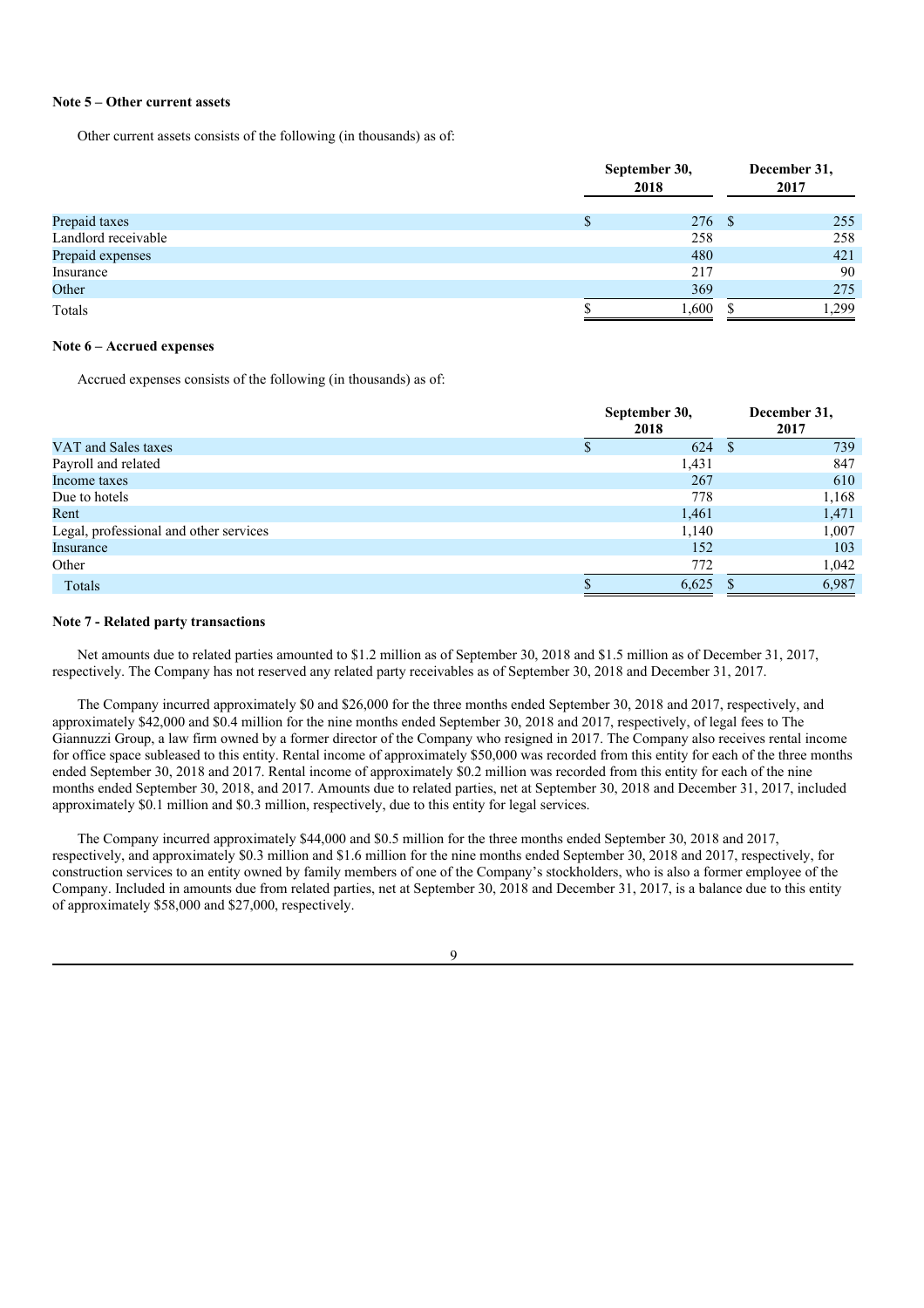**Note 5 – Other current assets**

Other current assets consists of the following (in thousands) as of:

| | September 30, 2018 | December 31, 2017 |
|---|---|---|
| Prepaid taxes | $ 276 | $ 255 |
| Landlord receivable | 258 | 258 |
| Prepaid expenses | 480 | 421 |
| Insurance | 217 | 90 |
| Other | 369 | 275 |
| Totals | $ 1,600 | $ 1,299 |

**Note 6 – Accrued expenses**

Accrued expenses consists of the following (in thousands) as of:

| | September 30, 2018 | December 31, 2017 |
|---|---|---|
| VAT and Sales taxes | $ 624 | $ 739 |
| Payroll and related | 1,431 | 847 |
| Income taxes | 267 | 610 |
| Due to hotels | 778 | 1,168 |
| Rent | 1,461 | 1,471 |
| Legal, professional and other services | 1,140 | 1,007 |
| Insurance | 152 | 103 |
| Other | 772 | 1,042 |
| Totals | $ 6,625 | $ 6,987 |

**Note 7 - Related party transactions**

Net amounts due to related parties amounted to $1.2 million as of September 30, 2018 and $1.5 million as of December 31, 2017, respectively. The Company has not reserved any related party receivables as of September 30, 2018 and December 31, 2017.

The Company incurred approximately $0 and $26,000 for the three months ended September 30, 2018 and 2017, respectively, and approximately $42,000 and $0.4 million for the nine months ended September 30, 2018 and 2017, respectively, of legal fees to The Giannuzzi Group, a law firm owned by a former director of the Company who resigned in 2017. The Company also receives rental income for office space subleased to this entity. Rental income of approximately $50,000 was recorded from this entity for each of the three months ended September 30, 2018 and 2017. Rental income of approximately $0.2 million was recorded from this entity for each of the nine months ended September 30, 2018, and 2017. Amounts due to related parties, net at September 30, 2018 and December 31, 2017, included approximately $0.1 million and $0.3 million, respectively, due to this entity for legal services.

The Company incurred approximately $44,000 and $0.5 million for the three months ended September 30, 2018 and 2017, respectively, and approximately $0.3 million and $1.6 million for the nine months ended September 30, 2018 and 2017, respectively, for construction services to an entity owned by family members of one of the Company's stockholders, who is also a former employee of the Company. Included in amounts due from related parties, net at September 30, 2018 and December 31, 2017, is a balance due to this entity of approximately $58,000 and $27,000, respectively.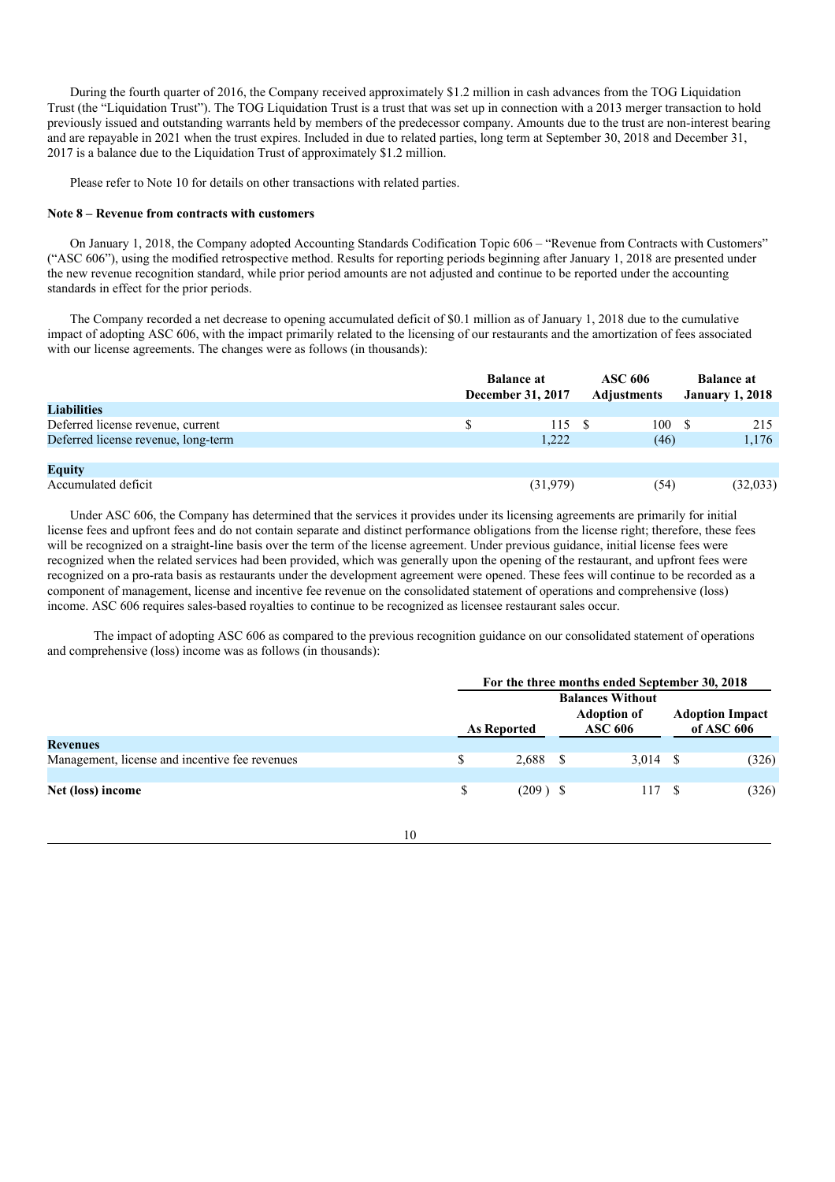During the fourth quarter of 2016, the Company received approximately $1.2 million in cash advances from the TOG Liquidation Trust (the "Liquidation Trust"). The TOG Liquidation Trust is a trust that was set up in connection with a 2013 merger transaction to hold previously issued and outstanding warrants held by members of the predecessor company. Amounts due to the trust are non-interest bearing and are repayable in 2021 when the trust expires. Included in due to related parties, long term at September 30, 2018 and December 31, 2017 is a balance due to the Liquidation Trust of approximately $1.2 million.

Please refer to Note 10 for details on other transactions with related parties.

### Note 8 – Revenue from contracts with customers

On January 1, 2018, the Company adopted Accounting Standards Codification Topic 606 – "Revenue from Contracts with Customers" ("ASC 606"), using the modified retrospective method. Results for reporting periods beginning after January 1, 2018 are presented under the new revenue recognition standard, while prior period amounts are not adjusted and continue to be reported under the accounting standards in effect for the prior periods.

The Company recorded a net decrease to opening accumulated deficit of $0.1 million as of January 1, 2018 due to the cumulative impact of adopting ASC 606, with the impact primarily related to the licensing of our restaurants and the amortization of fees associated with our license agreements. The changes were as follows (in thousands):

| | Balance at December 31, 2017 | ASC 606 Adjustments | Balance at January 1, 2018 |
|---|---|---|---|
| **Liabilities** | | | |
| Deferred license revenue, current | $ 115 | $ 100 | $ 215 |
| Deferred license revenue, long-term | 1,222 | (46) | 1,176 |
| | | | |
| **Equity** | | | |
| Accumulated deficit | (31,979) | (54) | (32,033) |

Under ASC 606, the Company has determined that the services it provides under its licensing agreements are primarily for initial license fees and upfront fees and do not contain separate and distinct performance obligations from the license right; therefore, these fees will be recognized on a straight-line basis over the term of the license agreement. Under previous guidance, initial license fees were recognized when the related services had been provided, which was generally upon the opening of the restaurant, and upfront fees were recognized on a pro-rata basis as restaurants under the development agreement were opened. These fees will continue to be recorded as a component of management, license and incentive fee revenue on the consolidated statement of operations and comprehensive (loss) income. ASC 606 requires sales-based royalties to continue to be recognized as licensee restaurant sales occur.

The impact of adopting ASC 606 as compared to the previous recognition guidance on our consolidated statement of operations and comprehensive (loss) income was as follows (in thousands):

| | For the three months ended September 30, 2018 | | |
|---|---|---|---|
| | As Reported | Balances Without Adoption of ASC 606 | Adoption Impact of ASC 606 |
| **Revenues** | | | |
| Management, license and incentive fee revenues | $ 2,688 | $ 3,014 | $ (326) |
| | | | |
| **Net (loss) income** | $ (209) | $ 117 | $ (326) |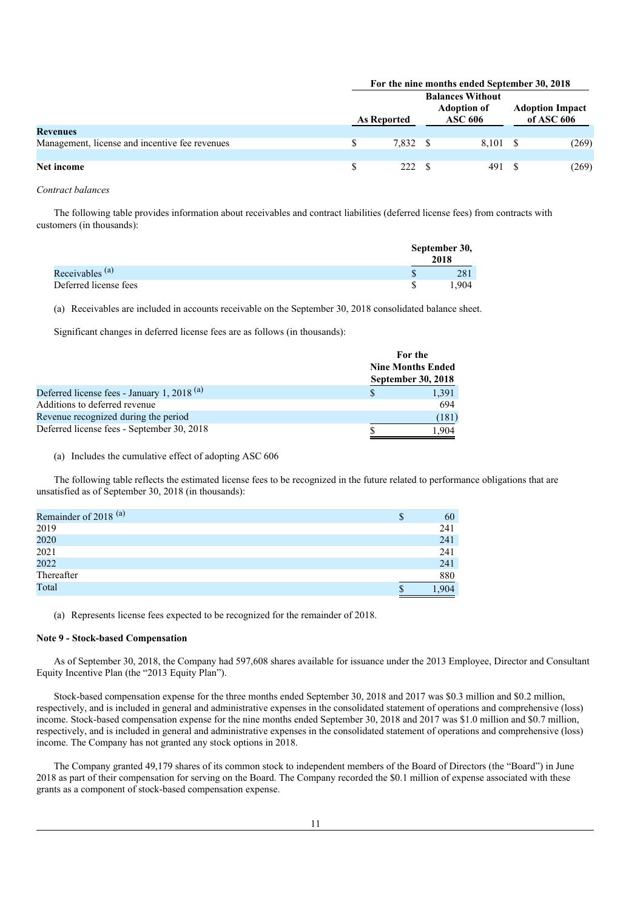| | For the nine months ended September 30, 2018 | | |
|---|---|---|---|
| | As Reported | Balances Without Adoption of ASC 606 | Adoption Impact of ASC 606 |
| **Revenues** | | | |
| Management, license and incentive fee revenues | $ 7,832 | $ 8,101 | $ (269) |
| | | | |
| **Net income** | $ 222 | $ 491 | $ (269) |

*Contract balances*

The following table provides information about receivables and contract liabilities (deferred license fees) from contracts with customers (in thousands):

| | September 30, 2018 |
|---|---|
| Receivables [(a)] | $ 281 |
| Deferred license fees | $ 1,904 |

(a) Receivables are included in accounts receivable on the September 30, 2018 consolidated balance sheet.

Significant changes in deferred license fees are as follows (in thousands):

| | For the Nine Months Ended September 30, 2018 |
|---|---|
| Deferred license fees - January 1, 2018 [(a)] | $ 1,391 |
| Additions to deferred revenue | 694 |
| Revenue recognized during the period | (181) |
| Deferred license fees - September 30, 2018 | $ 1,904 |

(a) Includes the cumulative effect of adopting ASC 606

The following table reflects the estimated license fees to be recognized in the future related to performance obligations that are unsatisfied as of September 30, 2018 (in thousands):

| | |
|---|---|
| Remainder of 2018 [(a)] | $ 60 |
| 2019 | 241 |
| 2020 | 241 |
| 2021 | 241 |
| 2022 | 241 |
| Thereafter | 880 |
| Total | $ 1,904 |

(a) Represents license fees expected to be recognized for the remainder of 2018.

**Note 9 - Stock-based Compensation**

As of September 30, 2018, the Company had 597,608 shares available for issuance under the 2013 Employee, Director and Consultant Equity Incentive Plan (the "2013 Equity Plan").

Stock-based compensation expense for the three months ended September 30, 2018 and 2017 was $0.3 million and $0.2 million, respectively, and is included in general and administrative expenses in the consolidated statement of operations and comprehensive (loss) income. Stock-based compensation expense for the nine months ended September 30, 2018 and 2017 was $1.0 million and $0.7 million, respectively, and is included in general and administrative expenses in the consolidated statement of operations and comprehensive (loss) income. The Company has not granted any stock options in 2018.

The Company granted 49,179 shares of its common stock to independent members of the Board of Directors (the "Board") in June 2018 as part of their compensation for serving on the Board. The Company recorded the $0.1 million of expense associated with these grants as a component of stock-based compensation expense.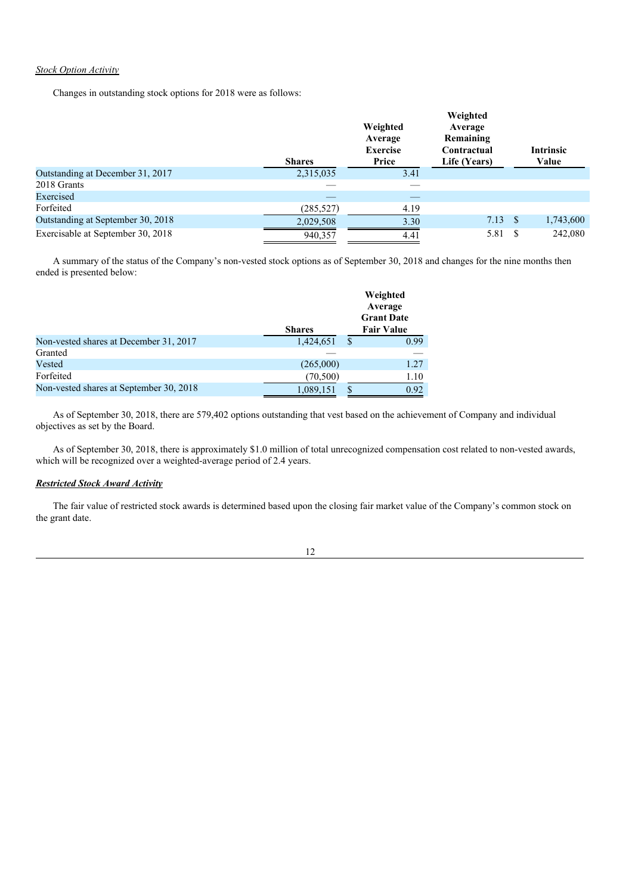*Stock Option Activity*

Changes in outstanding stock options for 2018 were as follows:

| | Shares | Weighted Average Exercise Price | Weighted Average Remaining Contractual Life (Years) | Intrinsic Value |
|---|---|---|---|---|
| Outstanding at December 31, 2017 | 2,315,035 | 3.41 | | |
| 2018 Grants | — | — | | |
| Exercised | — | — | | |
| Forfeited | (285,527) | 4.19 | | |
| Outstanding at September 30, 2018 | 2,029,508 | 3.30 | 7.13 | $ 1,743,600 |
| Exercisable at September 30, 2018 | 940,357 | 4.41 | 5.81 | $ 242,080 |

A summary of the status of the Company's non-vested stock options as of September 30, 2018 and changes for the nine months then ended is presented below:

| | Shares | Weighted Average Grant Date Fair Value |
|---|---|---|
| Non-vested shares at December 31, 2017 | 1,424,651 | $ 0.99 |
| Granted | — | — |
| Vested | (265,000) | 1.27 |
| Forfeited | (70,500) | 1.10 |
| Non-vested shares at September 30, 2018 | 1,089,151 | $ 0.92 |

As of September 30, 2018, there are 579,402 options outstanding that vest based on the achievement of Company and individual objectives as set by the Board.

As of September 30, 2018, there is approximately $1.0 million of total unrecognized compensation cost related to non-vested awards, which will be recognized over a weighted-average period of 2.4 years.

***Restricted Stock Award Activity***

The fair value of restricted stock awards is determined based upon the closing fair market value of the Company's common stock on the grant date.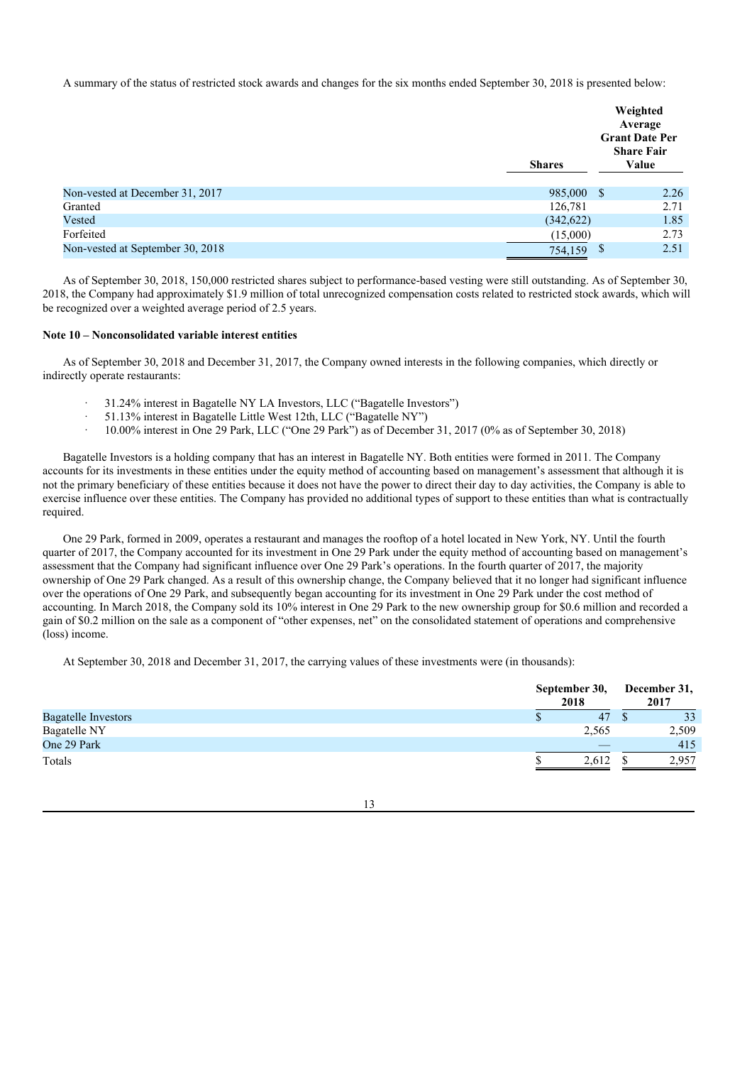A summary of the status of restricted stock awards and changes for the six months ended September 30, 2018 is presented below:

| | Shares | Weighted Average Grant Date Per Share Fair Value |
|---|---|---|
| Non-vested at December 31, 2017 | 985,000 | $ 2.26 |
| Granted | 126,781 | 2.71 |
| Vested | (342,622) | 1.85 |
| Forfeited | (15,000) | 2.73 |
| Non-vested at September 30, 2018 | 754,159 | $ 2.51 |

As of September 30, 2018, 150,000 restricted shares subject to performance-based vesting were still outstanding. As of September 30, 2018, the Company had approximately $1.9 million of total unrecognized compensation costs related to restricted stock awards, which will be recognized over a weighted average period of 2.5 years.

**Note 10 – Nonconsolidated variable interest entities**

As of September 30, 2018 and December 31, 2017, the Company owned interests in the following companies, which directly or indirectly operate restaurants:

- 31.24% interest in Bagatelle NY LA Investors, LLC ("Bagatelle Investors")
- 51.13% interest in Bagatelle Little West 12th, LLC ("Bagatelle NY")
- 10.00% interest in One 29 Park, LLC ("One 29 Park") as of December 31, 2017 (0% as of September 30, 2018)

Bagatelle Investors is a holding company that has an interest in Bagatelle NY. Both entities were formed in 2011. The Company accounts for its investments in these entities under the equity method of accounting based on management's assessment that although it is not the primary beneficiary of these entities because it does not have the power to direct their day to day activities, the Company is able to exercise influence over these entities. The Company has provided no additional types of support to these entities than what is contractually required.

One 29 Park, formed in 2009, operates a restaurant and manages the rooftop of a hotel located in New York, NY. Until the fourth quarter of 2017, the Company accounted for its investment in One 29 Park under the equity method of accounting based on management's assessment that the Company had significant influence over One 29 Park's operations. In the fourth quarter of 2017, the majority ownership of One 29 Park changed. As a result of this ownership change, the Company believed that it no longer had significant influence over the operations of One 29 Park, and subsequently began accounting for its investment in One 29 Park under the cost method of accounting. In March 2018, the Company sold its 10% interest in One 29 Park to the new ownership group for $0.6 million and recorded a gain of $0.2 million on the sale as a component of "other expenses, net" on the consolidated statement of operations and comprehensive (loss) income.

At September 30, 2018 and December 31, 2017, the carrying values of these investments were (in thousands):

| | September 30, 2018 | December 31, 2017 |
|---|---|---|
| Bagatelle Investors | $ 47 | $ 33 |
| Bagatelle NY | 2,565 | 2,509 |
| One 29 Park | — | 415 |
| Totals | $ 2,612 | $ 2,957 |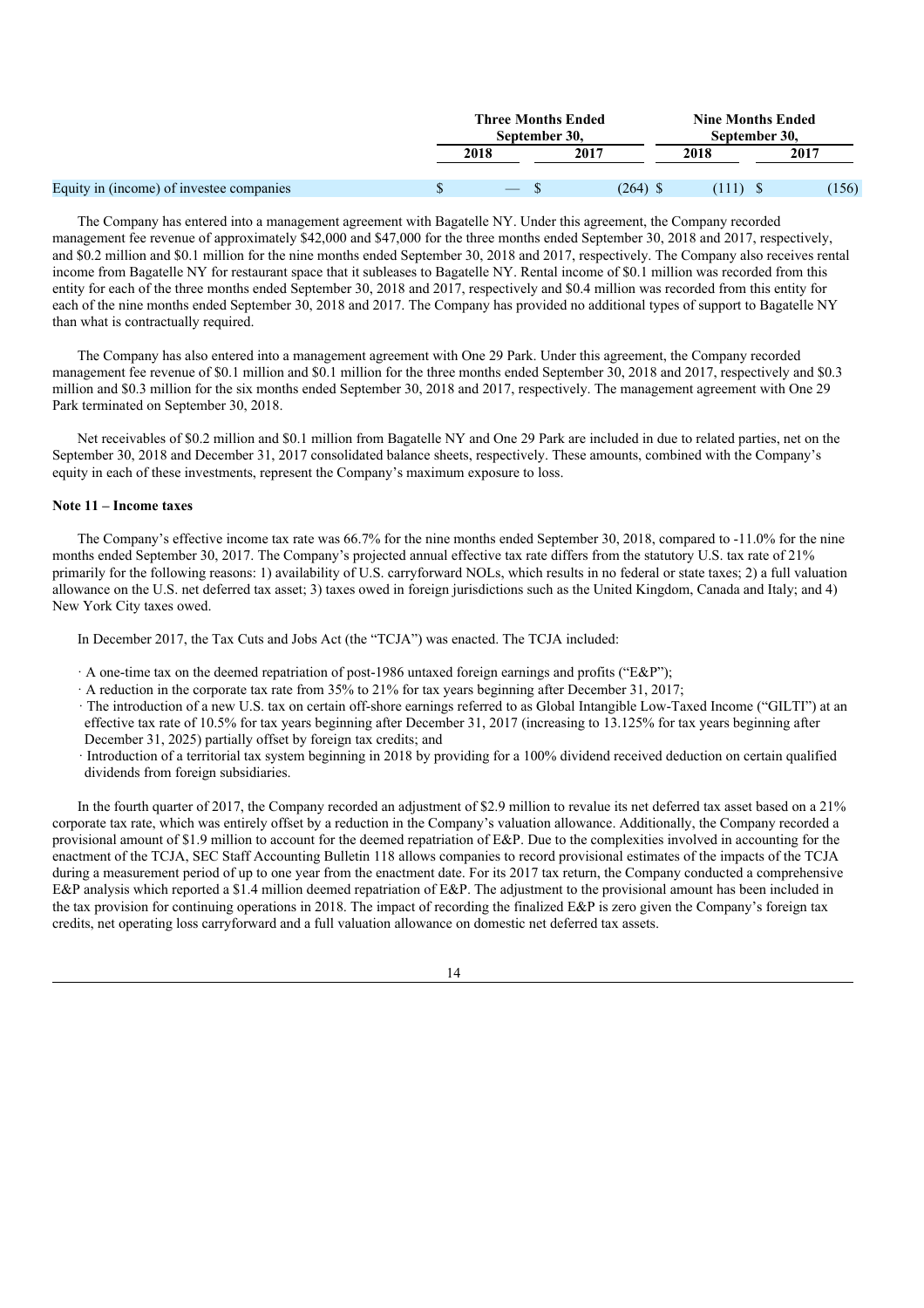| | Three Months Ended September 30, | | Nine Months Ended September 30, | |
|---|---|---|---|---|
| | 2018 | 2017 | 2018 | 2017 |
| Equity in (income) of investee companies | $ — | $ (264) | $ (111) | $ (156) |

The Company has entered into a management agreement with Bagatelle NY. Under this agreement, the Company recorded management fee revenue of approximately $42,000 and $47,000 for the three months ended September 30, 2018 and 2017, respectively, and $0.2 million and $0.1 million for the nine months ended September 30, 2018 and 2017, respectively. The Company also receives rental income from Bagatelle NY for restaurant space that it subleases to Bagatelle NY. Rental income of $0.1 million was recorded from this entity for each of the three months ended September 30, 2018 and 2017, respectively and $0.4 million was recorded from this entity for each of the nine months ended September 30, 2018 and 2017. The Company has provided no additional types of support to Bagatelle NY than what is contractually required.

The Company has also entered into a management agreement with One 29 Park. Under this agreement, the Company recorded management fee revenue of $0.1 million and $0.1 million for the three months ended September 30, 2018 and 2017, respectively and $0.3 million and $0.3 million for the six months ended September 30, 2018 and 2017, respectively. The management agreement with One 29 Park terminated on September 30, 2018.

Net receivables of $0.2 million and $0.1 million from Bagatelle NY and One 29 Park are included in due to related parties, net on the September 30, 2018 and December 31, 2017 consolidated balance sheets, respectively. These amounts, combined with the Company's equity in each of these investments, represent the Company's maximum exposure to loss.

**Note 11 – Income taxes**

The Company's effective income tax rate was 66.7% for the nine months ended September 30, 2018, compared to -11.0% for the nine months ended September 30, 2017. The Company's projected annual effective tax rate differs from the statutory U.S. tax rate of 21% primarily for the following reasons: 1) availability of U.S. carryforward NOLs, which results in no federal or state taxes; 2) a full valuation allowance on the U.S. net deferred tax asset; 3) taxes owed in foreign jurisdictions such as the United Kingdom, Canada and Italy; and 4) New York City taxes owed.

In December 2017, the Tax Cuts and Jobs Act (the "TCJA") was enacted. The TCJA included:

- A one-time tax on the deemed repatriation of post-1986 untaxed foreign earnings and profits ("E&P");
- A reduction in the corporate tax rate from 35% to 21% for tax years beginning after December 31, 2017;
- The introduction of a new U.S. tax on certain off-shore earnings referred to as Global Intangible Low-Taxed Income ("GILTI") at an effective tax rate of 10.5% for tax years beginning after December 31, 2017 (increasing to 13.125% for tax years beginning after December 31, 2025) partially offset by foreign tax credits; and
- Introduction of a territorial tax system beginning in 2018 by providing for a 100% dividend received deduction on certain qualified dividends from foreign subsidiaries.

In the fourth quarter of 2017, the Company recorded an adjustment of $2.9 million to revalue its net deferred tax asset based on a 21% corporate tax rate, which was entirely offset by a reduction in the Company's valuation allowance. Additionally, the Company recorded a provisional amount of $1.9 million to account for the deemed repatriation of E&P. Due to the complexities involved in accounting for the enactment of the TCJA, SEC Staff Accounting Bulletin 118 allows companies to record provisional estimates of the impacts of the TCJA during a measurement period of up to one year from the enactment date. For its 2017 tax return, the Company conducted a comprehensive E&P analysis which reported a $1.4 million deemed repatriation of E&P. The adjustment to the provisional amount has been included in the tax provision for continuing operations in 2018. The impact of recording the finalized E&P is zero given the Company's foreign tax credits, net operating loss carryforward and a full valuation allowance on domestic net deferred tax assets.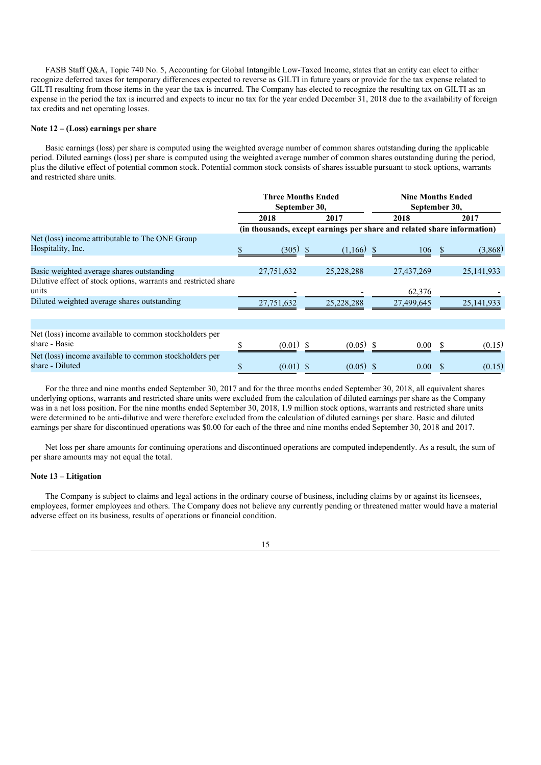FASB Staff Q&A, Topic 740 No. 5, Accounting for Global Intangible Low-Taxed Income, states that an entity can elect to either recognize deferred taxes for temporary differences expected to reverse as GILTI in future years or provide for the tax expense related to GILTI resulting from those items in the year the tax is incurred. The Company has elected to recognize the resulting tax on GILTI as an expense in the period the tax is incurred and expects to incur no tax for the year ended December 31, 2018 due to the availability of foreign tax credits and net operating losses.

**Note 12 – (Loss) earnings per share**

Basic earnings (loss) per share is computed using the weighted average number of common shares outstanding during the applicable period. Diluted earnings (loss) per share is computed using the weighted average number of common shares outstanding during the period, plus the dilutive effect of potential common stock. Potential common stock consists of shares issuable pursuant to stock options, warrants and restricted share units.

| | Three Months Ended September 30, | | Nine Months Ended September 30, | |
|---|---|---|---|---|
| | 2018 | 2017 | 2018 | 2017 |
| | (in thousands, except earnings per share and related share information) | | | |
| Net (loss) income attributable to The ONE Group Hospitality, Inc. | $ (305) | $ (1,166) | $ 106 | $ (3,868) |
| Basic weighted average shares outstanding | 27,751,632 | 25,228,288 | 27,437,269 | 25,141,933 |
| Dilutive effect of stock options, warrants and restricted share units | - | - | 62,376 | - |
| Diluted weighted average shares outstanding | 27,751,632 | 25,228,288 | 27,499,645 | 25,141,933 |
| Net (loss) income available to common stockholders per share - Basic | $ (0.01) | $ (0.05) | $ 0.00 | $ (0.15) |
| Net (loss) income available to common stockholders per share - Diluted | $ (0.01) | $ (0.05) | $ 0.00 | $ (0.15) |

For the three and nine months ended September 30, 2017 and for the three months ended September 30, 2018, all equivalent shares underlying options, warrants and restricted share units were excluded from the calculation of diluted earnings per share as the Company was in a net loss position. For the nine months ended September 30, 2018, 1.9 million stock options, warrants and restricted share units were determined to be anti-dilutive and were therefore excluded from the calculation of diluted earnings per share. Basic and diluted earnings per share for discontinued operations was $0.00 for each of the three and nine months ended September 30, 2018 and 2017.

Net loss per share amounts for continuing operations and discontinued operations are computed independently. As a result, the sum of per share amounts may not equal the total.

**Note 13 – Litigation**

The Company is subject to claims and legal actions in the ordinary course of business, including claims by or against its licensees, employees, former employees and others. The Company does not believe any currently pending or threatened matter would have a material adverse effect on its business, results of operations or financial condition.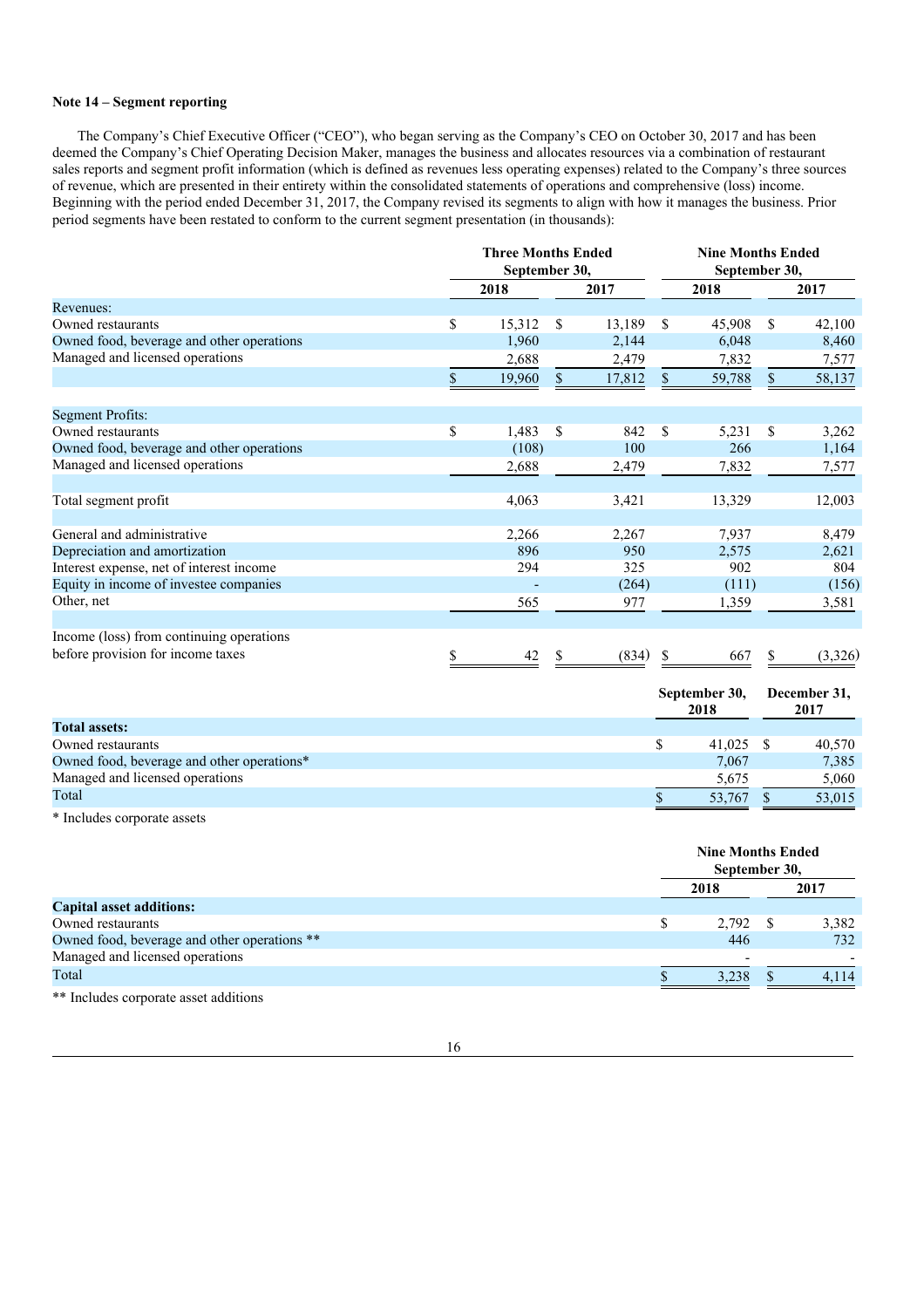### Note 14 – Segment reporting

The Company's Chief Executive Officer ("CEO"), who began serving as the Company's CEO on October 30, 2017 and has been deemed the Company's Chief Operating Decision Maker, manages the business and allocates resources via a combination of restaurant sales reports and segment profit information (which is defined as revenues less operating expenses) related to the Company's three sources of revenue, which are presented in their entirety within the consolidated statements of operations and comprehensive (loss) income. Beginning with the period ended December 31, 2017, the Company revised its segments to align with how it manages the business. Prior period segments have been restated to conform to the current segment presentation (in thousands):

| | Three Months Ended September 30, | | Nine Months Ended September 30, | |
|---|---|---|---|---|
| | 2018 | 2017 | 2018 | 2017 |
| Revenues: | | | | |
| Owned restaurants | $ 15,312 | $ 13,189 | $ 45,908 | $ 42,100 |
| Owned food, beverage and other operations | 1,960 | 2,144 | 6,048 | 8,460 |
| Managed and licensed operations | 2,688 | 2,479 | 7,832 | 7,577 |
| | $ 19,960 | $ 17,812 | $ 59,788 | $ 58,137 |
| Segment Profits: | | | | |
| Owned restaurants | $ 1,483 | $ 842 | $ 5,231 | $ 3,262 |
| Owned food, beverage and other operations | (108) | 100 | 266 | 1,164 |
| Managed and licensed operations | 2,688 | 2,479 | 7,832 | 7,577 |
| Total segment profit | 4,063 | 3,421 | 13,329 | 12,003 |
| General and administrative | 2,266 | 2,267 | 7,937 | 8,479 |
| Depreciation and amortization | 896 | 950 | 2,575 | 2,621 |
| Interest expense, net of interest income | 294 | 325 | 902 | 804 |
| Equity in income of investee companies | - | (264) | (111) | (156) |
| Other, net | 565 | 977 | 1,359 | 3,581 |
| Income (loss) from continuing operations before provision for income taxes | $ 42 | $ (834) | $ 667 | $ (3,326) |

| | September 30, 2018 | December 31, 2017 |
|---|---|---|
| **Total assets:** | | |
| Owned restaurants | $ 41,025 | $ 40,570 |
| Owned food, beverage and other operations* | 7,067 | 7,385 |
| Managed and licensed operations | 5,675 | 5,060 |
| Total | $ 53,767 | $ 53,015 |

* Includes corporate assets

| | Nine Months Ended September 30, | |
|---|---|---|
| | 2018 | 2017 |
| **Capital asset additions:** | | |
| Owned restaurants | $ 2,792 | $ 3,382 |
| Owned food, beverage and other operations ** | 446 | 732 |
| Managed and licensed operations | - | - |
| Total | $ 3,238 | $ 4,114 |

** Includes corporate asset additions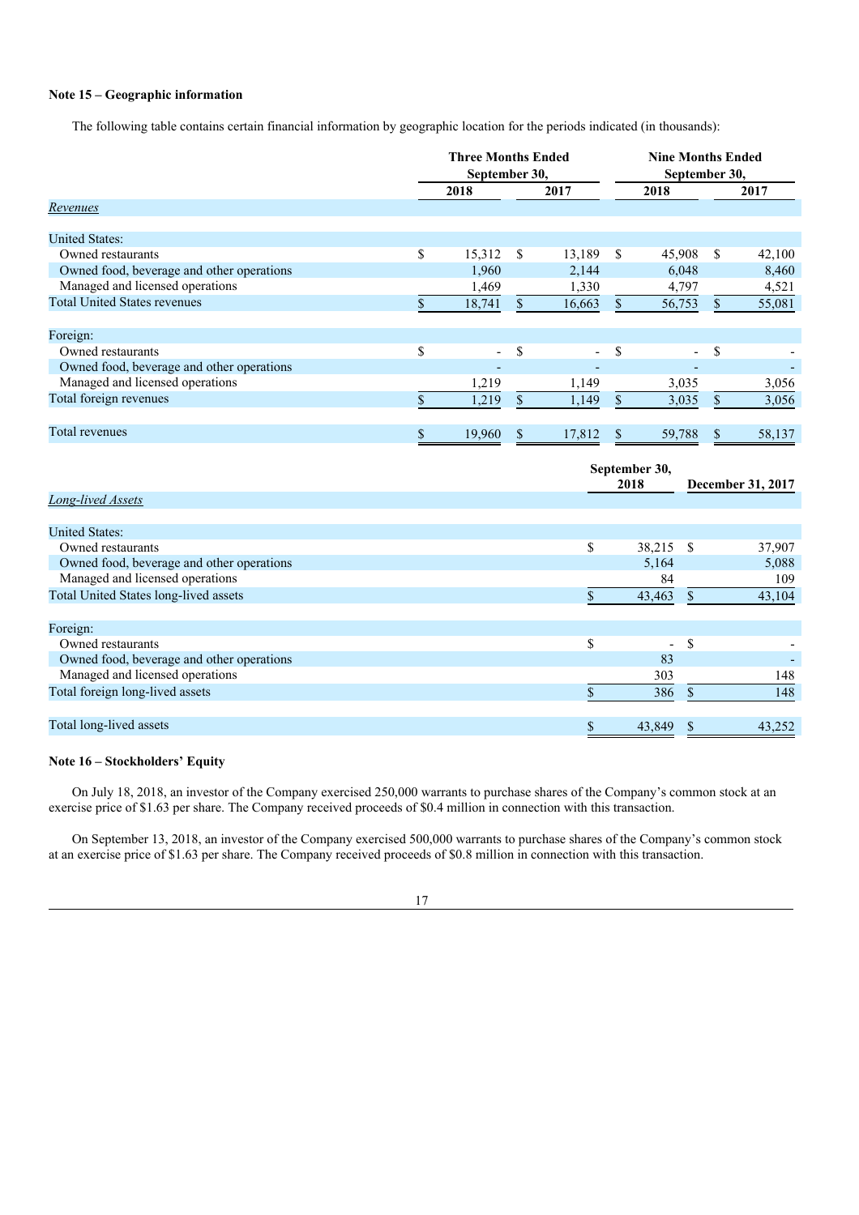### Note 15 – Geographic information

The following table contains certain financial information by geographic location for the periods indicated (in thousands):

| | Three Months Ended September 30, | | Nine Months Ended September 30, | |
|---|---|---|---|---|
| | 2018 | 2017 | 2018 | 2017 |
| *Revenues* | | | | |
| United States: | | | | |
| Owned restaurants | $ 15,312 | $ 13,189 | $ 45,908 | $ 42,100 |
| Owned food, beverage and other operations | 1,960 | 2,144 | 6,048 | 8,460 |
| Managed and licensed operations | 1,469 | 1,330 | 4,797 | 4,521 |
| Total United States revenues | $ 18,741 | $ 16,663 | $ 56,753 | $ 55,081 |
| Foreign: | | | | |
| Owned restaurants | $ - | $ - | $ - | $ - |
| Owned food, beverage and other operations | - | - | - | - |
| Managed and licensed operations | 1,219 | 1,149 | 3,035 | 3,056 |
| Total foreign revenues | $ 1,219 | $ 1,149 | $ 3,035 | $ 3,056 |
| Total revenues | $ 19,960 | $ 17,812 | $ 59,788 | $ 58,137 |

| | September 30, 2018 | December 31, 2017 |
|---|---|---|
| *Long-lived Assets* | | |
| United States: | | |
| Owned restaurants | $ 38,215 | $ 37,907 |
| Owned food, beverage and other operations | 5,164 | 5,088 |
| Managed and licensed operations | 84 | 109 |
| Total United States long-lived assets | $ 43,463 | $ 43,104 |
| Foreign: | | |
| Owned restaurants | $ - | $ - |
| Owned food, beverage and other operations | 83 | - |
| Managed and licensed operations | 303 | 148 |
| Total foreign long-lived assets | $ 386 | $ 148 |
| Total long-lived assets | $ 43,849 | $ 43,252 |

### Note 16 – Stockholders' Equity

On July 18, 2018, an investor of the Company exercised 250,000 warrants to purchase shares of the Company's common stock at an exercise price of $1.63 per share. The Company received proceeds of $0.4 million in connection with this transaction.

On September 13, 2018, an investor of the Company exercised 500,000 warrants to purchase shares of the Company's common stock at an exercise price of $1.63 per share. The Company received proceeds of $0.8 million in connection with this transaction.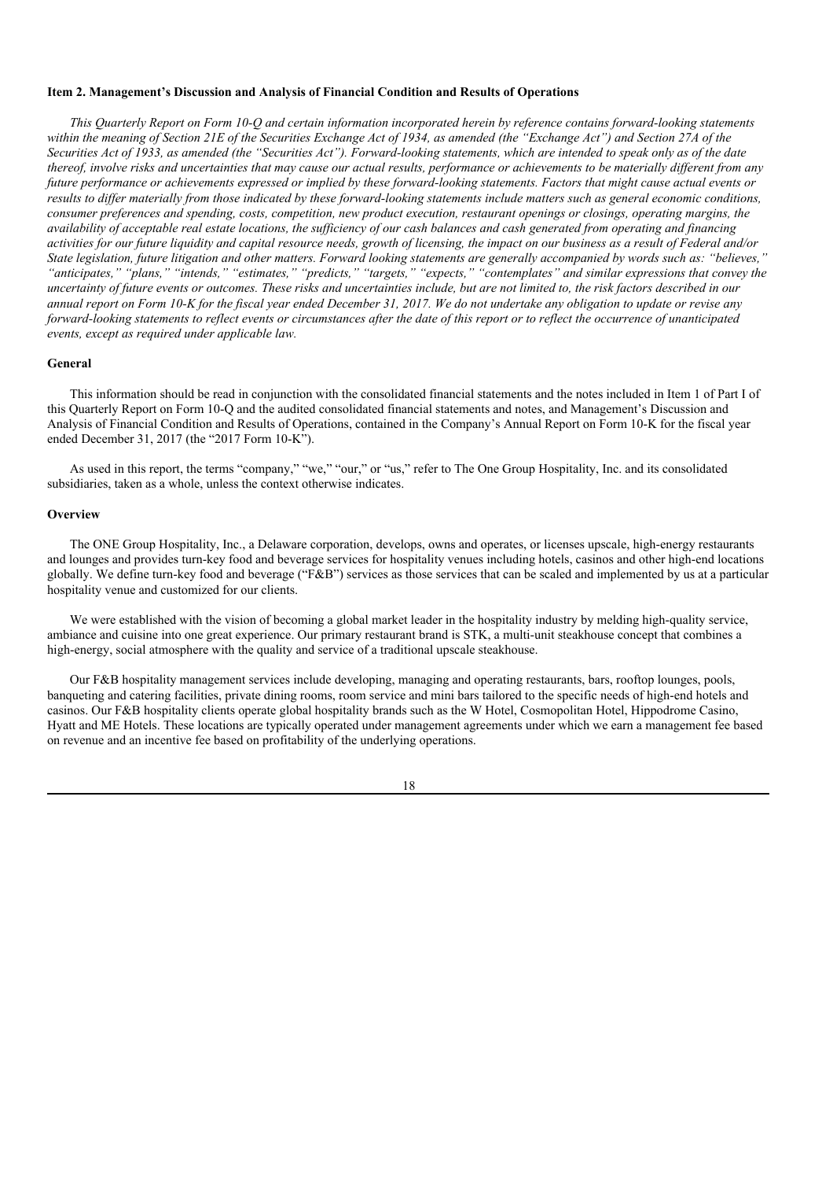## Item 2. Management's Discussion and Analysis of Financial Condition and Results of Operations

*This Quarterly Report on Form 10-Q and certain information incorporated herein by reference contains forward-looking statements within the meaning of Section 21E of the Securities Exchange Act of 1934, as amended (the "Exchange Act") and Section 27A of the Securities Act of 1933, as amended (the "Securities Act"). Forward-looking statements, which are intended to speak only as of the date thereof, involve risks and uncertainties that may cause our actual results, performance or achievements to be materially different from any future performance or achievements expressed or implied by these forward-looking statements. Factors that might cause actual events or results to differ materially from those indicated by these forward-looking statements include matters such as general economic conditions, consumer preferences and spending, costs, competition, new product execution, restaurant openings or closings, operating margins, the availability of acceptable real estate locations, the sufficiency of our cash balances and cash generated from operating and financing activities for our future liquidity and capital resource needs, growth of licensing, the impact on our business as a result of Federal and/or State legislation, future litigation and other matters. Forward looking statements are generally accompanied by words such as: "believes," "anticipates," "plans," "intends," "estimates," "predicts," "targets," "expects," "contemplates" and similar expressions that convey the uncertainty of future events or outcomes. These risks and uncertainties include, but are not limited to, the risk factors described in our annual report on Form 10-K for the fiscal year ended December 31, 2017. We do not undertake any obligation to update or revise any forward-looking statements to reflect events or circumstances after the date of this report or to reflect the occurrence of unanticipated events, except as required under applicable law.*

### General

This information should be read in conjunction with the consolidated financial statements and the notes included in Item 1 of Part I of this Quarterly Report on Form 10-Q and the audited consolidated financial statements and notes, and Management's Discussion and Analysis of Financial Condition and Results of Operations, contained in the Company's Annual Report on Form 10-K for the fiscal year ended December 31, 2017 (the "2017 Form 10-K").

As used in this report, the terms "company," "we," "our," or "us," refer to The One Group Hospitality, Inc. and its consolidated subsidiaries, taken as a whole, unless the context otherwise indicates.

### Overview

The ONE Group Hospitality, Inc., a Delaware corporation, develops, owns and operates, or licenses upscale, high-energy restaurants and lounges and provides turn-key food and beverage services for hospitality venues including hotels, casinos and other high-end locations globally. We define turn-key food and beverage ("F&B") services as those services that can be scaled and implemented by us at a particular hospitality venue and customized for our clients.

We were established with the vision of becoming a global market leader in the hospitality industry by melding high-quality service, ambiance and cuisine into one great experience. Our primary restaurant brand is STK, a multi-unit steakhouse concept that combines a high-energy, social atmosphere with the quality and service of a traditional upscale steakhouse.

Our F&B hospitality management services include developing, managing and operating restaurants, bars, rooftop lounges, pools, banqueting and catering facilities, private dining rooms, room service and mini bars tailored to the specific needs of high-end hotels and casinos. Our F&B hospitality clients operate global hospitality brands such as the W Hotel, Cosmopolitan Hotel, Hippodrome Casino, Hyatt and ME Hotels. These locations are typically operated under management agreements under which we earn a management fee based on revenue and an incentive fee based on profitability of the underlying operations.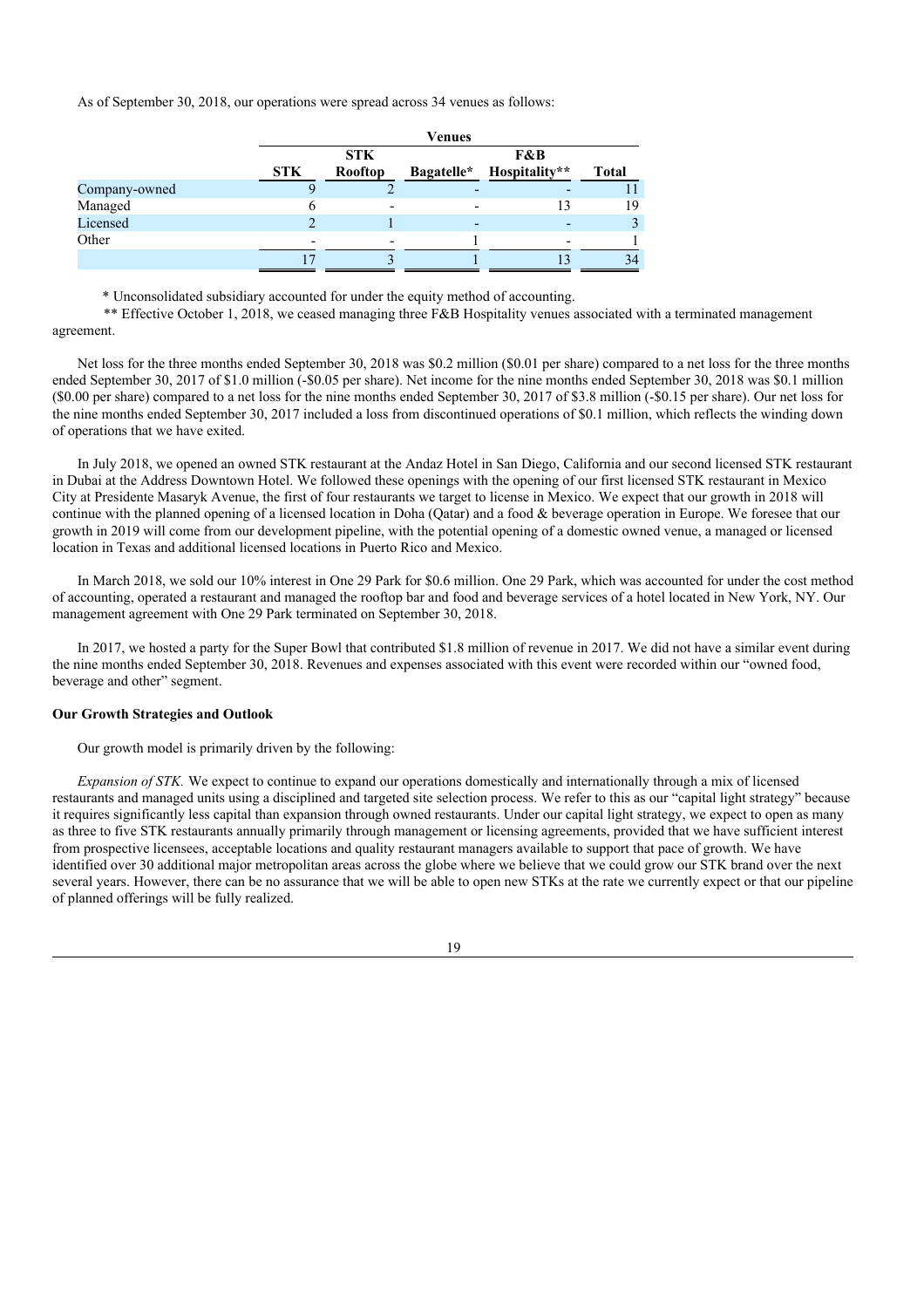As of September 30, 2018, our operations were spread across 34 venues as follows:

| | Venues | | | | |
|---|---|---|---|---|---|
| | STK | STK Rooftop | Bagatelle* | F&B Hospitality** | Total |
| Company-owned | 9 | 2 | - | - | 11 |
| Managed | 6 | - | - | 13 | 19 |
| Licensed | 2 | 1 | - | - | 3 |
| Other | - | - | 1 | - | 1 |
| | 17 | 3 | 1 | 13 | 34 |

\* Unconsolidated subsidiary accounted for under the equity method of accounting.

\*\* Effective October 1, 2018, we ceased managing three F&B Hospitality venues associated with a terminated management agreement.

Net loss for the three months ended September 30, 2018 was $0.2 million ($0.01 per share) compared to a net loss for the three months ended September 30, 2017 of $1.0 million (-$0.05 per share). Net income for the nine months ended September 30, 2018 was $0.1 million ($0.00 per share) compared to a net loss for the nine months ended September 30, 2017 of $3.8 million (-$0.15 per share). Our net loss for the nine months ended September 30, 2017 included a loss from discontinued operations of $0.1 million, which reflects the winding down of operations that we have exited.

In July 2018, we opened an owned STK restaurant at the Andaz Hotel in San Diego, California and our second licensed STK restaurant in Dubai at the Address Downtown Hotel. We followed these openings with the opening of our first licensed STK restaurant in Mexico City at Presidente Masaryk Avenue, the first of four restaurants we target to license in Mexico. We expect that our growth in 2018 will continue with the planned opening of a licensed location in Doha (Qatar) and a food & beverage operation in Europe. We foresee that our growth in 2019 will come from our development pipeline, with the potential opening of a domestic owned venue, a managed or licensed location in Texas and additional licensed locations in Puerto Rico and Mexico.

In March 2018, we sold our 10% interest in One 29 Park for $0.6 million. One 29 Park, which was accounted for under the cost method of accounting, operated a restaurant and managed the rooftop bar and food and beverage services of a hotel located in New York, NY. Our management agreement with One 29 Park terminated on September 30, 2018.

In 2017, we hosted a party for the Super Bowl that contributed $1.8 million of revenue in 2017. We did not have a similar event during the nine months ended September 30, 2018. Revenues and expenses associated with this event were recorded within our "owned food, beverage and other" segment.

**Our Growth Strategies and Outlook**

Our growth model is primarily driven by the following:

*Expansion of STK.* We expect to continue to expand our operations domestically and internationally through a mix of licensed restaurants and managed units using a disciplined and targeted site selection process. We refer to this as our "capital light strategy" because it requires significantly less capital than expansion through owned restaurants. Under our capital light strategy, we expect to open as many as three to five STK restaurants annually primarily through management or licensing agreements, provided that we have sufficient interest from prospective licensees, acceptable locations and quality restaurant managers available to support that pace of growth. We have identified over 30 additional major metropolitan areas across the globe where we believe that we could grow our STK brand over the next several years. However, there can be no assurance that we will be able to open new STKs at the rate we currently expect or that our pipeline of planned offerings will be fully realized.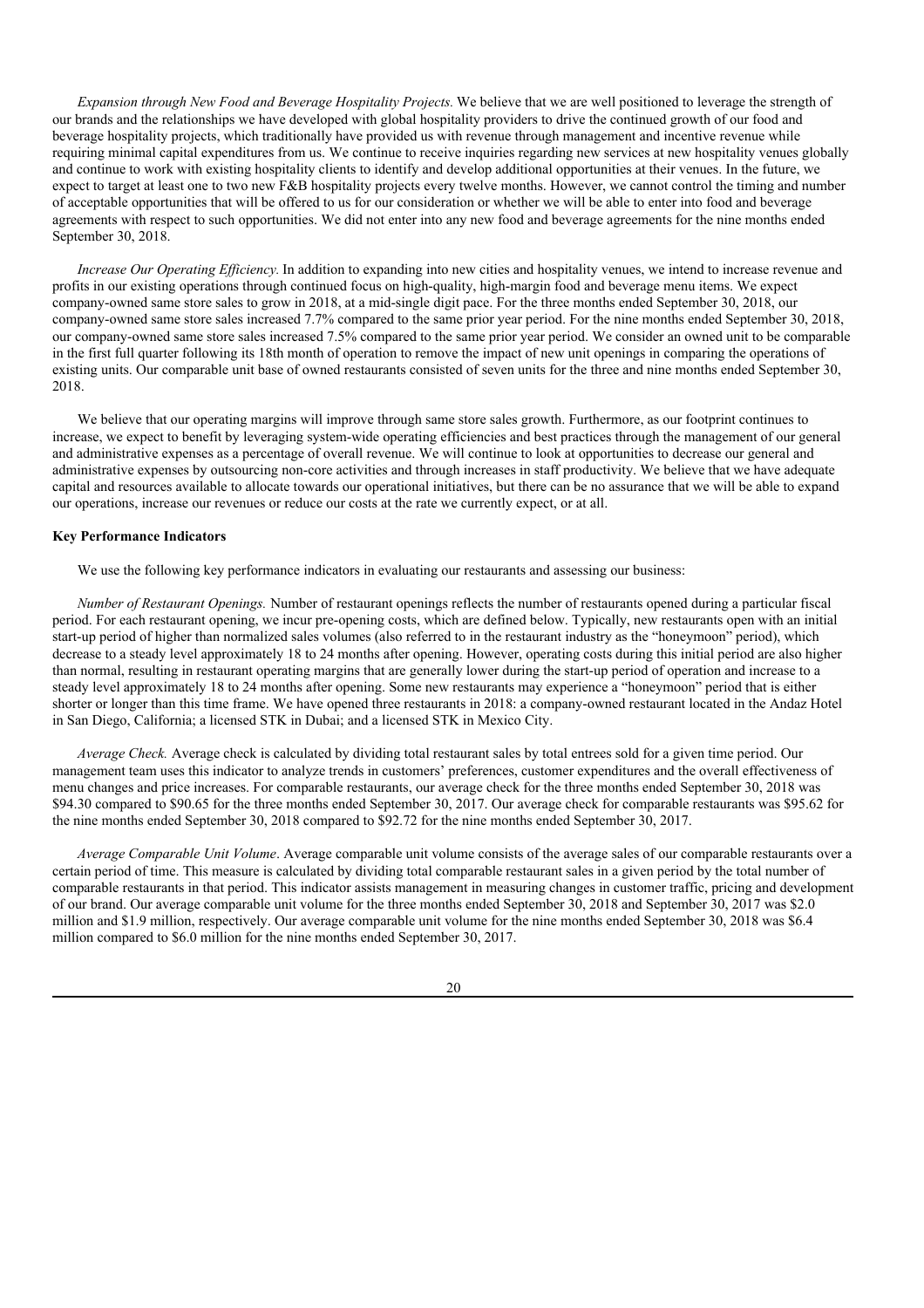*Expansion through New Food and Beverage Hospitality Projects.* We believe that we are well positioned to leverage the strength of our brands and the relationships we have developed with global hospitality providers to drive the continued growth of our food and beverage hospitality projects, which traditionally have provided us with revenue through management and incentive revenue while requiring minimal capital expenditures from us. We continue to receive inquiries regarding new services at new hospitality venues globally and continue to work with existing hospitality clients to identify and develop additional opportunities at their venues. In the future, we expect to target at least one to two new F&B hospitality projects every twelve months. However, we cannot control the timing and number of acceptable opportunities that will be offered to us for our consideration or whether we will be able to enter into food and beverage agreements with respect to such opportunities. We did not enter into any new food and beverage agreements for the nine months ended September 30, 2018.

*Increase Our Operating Efficiency.* In addition to expanding into new cities and hospitality venues, we intend to increase revenue and profits in our existing operations through continued focus on high-quality, high-margin food and beverage menu items. We expect company-owned same store sales to grow in 2018, at a mid-single digit pace. For the three months ended September 30, 2018, our company-owned same store sales increased 7.7% compared to the same prior year period. For the nine months ended September 30, 2018, our company-owned same store sales increased 7.5% compared to the same prior year period. We consider an owned unit to be comparable in the first full quarter following its 18th month of operation to remove the impact of new unit openings in comparing the operations of existing units. Our comparable unit base of owned restaurants consisted of seven units for the three and nine months ended September 30, 2018.

We believe that our operating margins will improve through same store sales growth. Furthermore, as our footprint continues to increase, we expect to benefit by leveraging system-wide operating efficiencies and best practices through the management of our general and administrative expenses as a percentage of overall revenue. We will continue to look at opportunities to decrease our general and administrative expenses by outsourcing non-core activities and through increases in staff productivity. We believe that we have adequate capital and resources available to allocate towards our operational initiatives, but there can be no assurance that we will be able to expand our operations, increase our revenues or reduce our costs at the rate we currently expect, or at all.

**Key Performance Indicators**

We use the following key performance indicators in evaluating our restaurants and assessing our business:

*Number of Restaurant Openings.* Number of restaurant openings reflects the number of restaurants opened during a particular fiscal period. For each restaurant opening, we incur pre-opening costs, which are defined below. Typically, new restaurants open with an initial start-up period of higher than normalized sales volumes (also referred to in the restaurant industry as the "honeymoon" period), which decrease to a steady level approximately 18 to 24 months after opening. However, operating costs during this initial period are also higher than normal, resulting in restaurant operating margins that are generally lower during the start-up period of operation and increase to a steady level approximately 18 to 24 months after opening. Some new restaurants may experience a "honeymoon" period that is either shorter or longer than this time frame. We have opened three restaurants in 2018: a company-owned restaurant located in the Andaz Hotel in San Diego, California; a licensed STK in Dubai; and a licensed STK in Mexico City.

*Average Check.* Average check is calculated by dividing total restaurant sales by total entrees sold for a given time period. Our management team uses this indicator to analyze trends in customers' preferences, customer expenditures and the overall effectiveness of menu changes and price increases. For comparable restaurants, our average check for the three months ended September 30, 2018 was $94.30 compared to $90.65 for the three months ended September 30, 2017. Our average check for comparable restaurants was $95.62 for the nine months ended September 30, 2018 compared to $92.72 for the nine months ended September 30, 2017.

*Average Comparable Unit Volume*. Average comparable unit volume consists of the average sales of our comparable restaurants over a certain period of time. This measure is calculated by dividing total comparable restaurant sales in a given period by the total number of comparable restaurants in that period. This indicator assists management in measuring changes in customer traffic, pricing and development of our brand. Our average comparable unit volume for the three months ended September 30, 2018 and September 30, 2017 was $2.0 million and $1.9 million, respectively. Our average comparable unit volume for the nine months ended September 30, 2018 was $6.4 million compared to $6.0 million for the nine months ended September 30, 2017.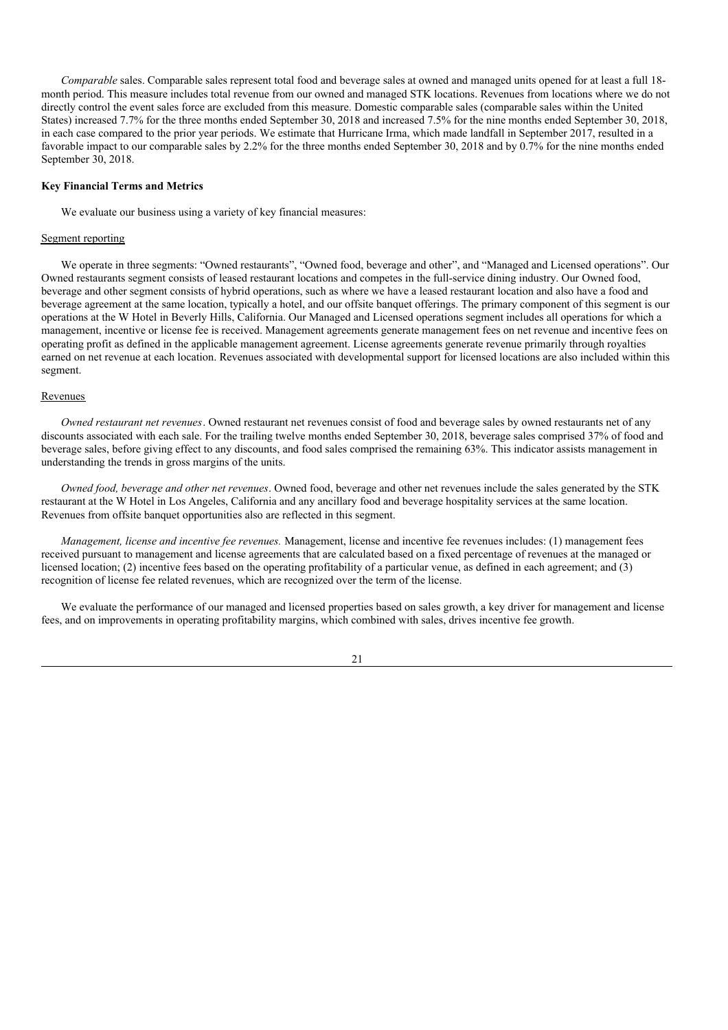*Comparable* sales. Comparable sales represent total food and beverage sales at owned and managed units opened for at least a full 18-month period. This measure includes total revenue from our owned and managed STK locations. Revenues from locations where we do not directly control the event sales force are excluded from this measure. Domestic comparable sales (comparable sales within the United States) increased 7.7% for the three months ended September 30, 2018 and increased 7.5% for the nine months ended September 30, 2018, in each case compared to the prior year periods. We estimate that Hurricane Irma, which made landfall in September 2017, resulted in a favorable impact to our comparable sales by 2.2% for the three months ended September 30, 2018 and by 0.7% for the nine months ended September 30, 2018.

**Key Financial Terms and Metrics**

We evaluate our business using a variety of key financial measures:

Segment reporting

We operate in three segments: "Owned restaurants", "Owned food, beverage and other", and "Managed and Licensed operations". Our Owned restaurants segment consists of leased restaurant locations and competes in the full-service dining industry. Our Owned food, beverage and other segment consists of hybrid operations, such as where we have a leased restaurant location and also have a food and beverage agreement at the same location, typically a hotel, and our offsite banquet offerings. The primary component of this segment is our operations at the W Hotel in Beverly Hills, California. Our Managed and Licensed operations segment includes all operations for which a management, incentive or license fee is received. Management agreements generate management fees on net revenue and incentive fees on operating profit as defined in the applicable management agreement. License agreements generate revenue primarily through royalties earned on net revenue at each location. Revenues associated with developmental support for licensed locations are also included within this segment.

Revenues

*Owned restaurant net revenues*. Owned restaurant net revenues consist of food and beverage sales by owned restaurants net of any discounts associated with each sale. For the trailing twelve months ended September 30, 2018, beverage sales comprised 37% of food and beverage sales, before giving effect to any discounts, and food sales comprised the remaining 63%. This indicator assists management in understanding the trends in gross margins of the units.

*Owned food, beverage and other net revenues*. Owned food, beverage and other net revenues include the sales generated by the STK restaurant at the W Hotel in Los Angeles, California and any ancillary food and beverage hospitality services at the same location. Revenues from offsite banquet opportunities also are reflected in this segment.

*Management, license and incentive fee revenues.* Management, license and incentive fee revenues includes: (1) management fees received pursuant to management and license agreements that are calculated based on a fixed percentage of revenues at the managed or licensed location; (2) incentive fees based on the operating profitability of a particular venue, as defined in each agreement; and (3) recognition of license fee related revenues, which are recognized over the term of the license.

We evaluate the performance of our managed and licensed properties based on sales growth, a key driver for management and license fees, and on improvements in operating profitability margins, which combined with sales, drives incentive fee growth.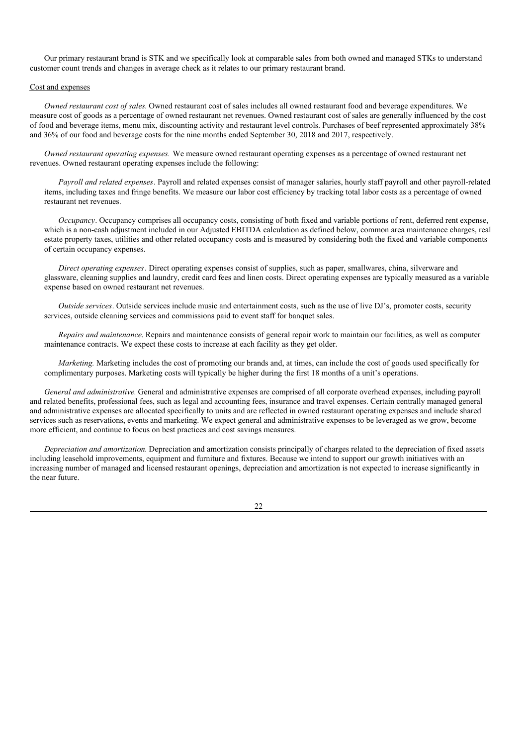Our primary restaurant brand is STK and we specifically look at comparable sales from both owned and managed STKs to understand customer count trends and changes in average check as it relates to our primary restaurant brand.

Cost and expenses

*Owned restaurant cost of sales.* Owned restaurant cost of sales includes all owned restaurant food and beverage expenditures. We measure cost of goods as a percentage of owned restaurant net revenues. Owned restaurant cost of sales are generally influenced by the cost of food and beverage items, menu mix, discounting activity and restaurant level controls. Purchases of beef represented approximately 38% and 36% of our food and beverage costs for the nine months ended September 30, 2018 and 2017, respectively.

*Owned restaurant operating expenses.* We measure owned restaurant operating expenses as a percentage of owned restaurant net revenues. Owned restaurant operating expenses include the following:

*Payroll and related expenses*. Payroll and related expenses consist of manager salaries, hourly staff payroll and other payroll-related items, including taxes and fringe benefits. We measure our labor cost efficiency by tracking total labor costs as a percentage of owned restaurant net revenues.

*Occupancy*. Occupancy comprises all occupancy costs, consisting of both fixed and variable portions of rent, deferred rent expense, which is a non-cash adjustment included in our Adjusted EBITDA calculation as defined below, common area maintenance charges, real estate property taxes, utilities and other related occupancy costs and is measured by considering both the fixed and variable components of certain occupancy expenses.

*Direct operating expenses*. Direct operating expenses consist of supplies, such as paper, smallwares, china, silverware and glassware, cleaning supplies and laundry, credit card fees and linen costs. Direct operating expenses are typically measured as a variable expense based on owned restaurant net revenues.

*Outside services*. Outside services include music and entertainment costs, such as the use of live DJ's, promoter costs, security services, outside cleaning services and commissions paid to event staff for banquet sales.

*Repairs and maintenance.* Repairs and maintenance consists of general repair work to maintain our facilities, as well as computer maintenance contracts. We expect these costs to increase at each facility as they get older.

*Marketing.* Marketing includes the cost of promoting our brands and, at times, can include the cost of goods used specifically for complimentary purposes. Marketing costs will typically be higher during the first 18 months of a unit's operations.

*General and administrative.* General and administrative expenses are comprised of all corporate overhead expenses, including payroll and related benefits, professional fees, such as legal and accounting fees, insurance and travel expenses. Certain centrally managed general and administrative expenses are allocated specifically to units and are reflected in owned restaurant operating expenses and include shared services such as reservations, events and marketing. We expect general and administrative expenses to be leveraged as we grow, become more efficient, and continue to focus on best practices and cost savings measures.

*Depreciation and amortization.* Depreciation and amortization consists principally of charges related to the depreciation of fixed assets including leasehold improvements, equipment and furniture and fixtures. Because we intend to support our growth initiatives with an increasing number of managed and licensed restaurant openings, depreciation and amortization is not expected to increase significantly in the near future.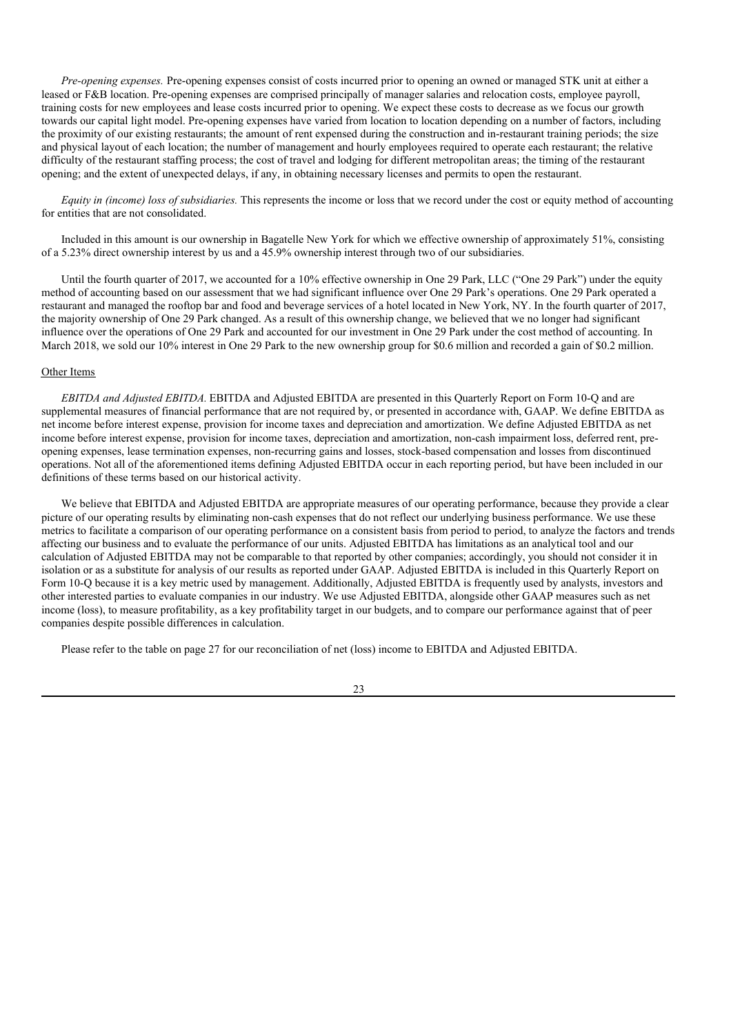*Pre-opening expenses.* Pre-opening expenses consist of costs incurred prior to opening an owned or managed STK unit at either a leased or F&B location. Pre-opening expenses are comprised principally of manager salaries and relocation costs, employee payroll, training costs for new employees and lease costs incurred prior to opening. We expect these costs to decrease as we focus our growth towards our capital light model. Pre-opening expenses have varied from location to location depending on a number of factors, including the proximity of our existing restaurants; the amount of rent expensed during the construction and in-restaurant training periods; the size and physical layout of each location; the number of management and hourly employees required to operate each restaurant; the relative difficulty of the restaurant staffing process; the cost of travel and lodging for different metropolitan areas; the timing of the restaurant opening; and the extent of unexpected delays, if any, in obtaining necessary licenses and permits to open the restaurant.

*Equity in (income) loss of subsidiaries.* This represents the income or loss that we record under the cost or equity method of accounting for entities that are not consolidated.

Included in this amount is our ownership in Bagatelle New York for which we effective ownership of approximately 51%, consisting of a 5.23% direct ownership interest by us and a 45.9% ownership interest through two of our subsidiaries.

Until the fourth quarter of 2017, we accounted for a 10% effective ownership in One 29 Park, LLC ("One 29 Park") under the equity method of accounting based on our assessment that we had significant influence over One 29 Park's operations. One 29 Park operated a restaurant and managed the rooftop bar and food and beverage services of a hotel located in New York, NY. In the fourth quarter of 2017, the majority ownership of One 29 Park changed. As a result of this ownership change, we believed that we no longer had significant influence over the operations of One 29 Park and accounted for our investment in One 29 Park under the cost method of accounting. In March 2018, we sold our 10% interest in One 29 Park to the new ownership group for $0.6 million and recorded a gain of $0.2 million.

Other Items

*EBITDA and Adjusted EBITDA.* EBITDA and Adjusted EBITDA are presented in this Quarterly Report on Form 10-Q and are supplemental measures of financial performance that are not required by, or presented in accordance with, GAAP. We define EBITDA as net income before interest expense, provision for income taxes and depreciation and amortization. We define Adjusted EBITDA as net income before interest expense, provision for income taxes, depreciation and amortization, non-cash impairment loss, deferred rent, pre-opening expenses, lease termination expenses, non-recurring gains and losses, stock-based compensation and losses from discontinued operations. Not all of the aforementioned items defining Adjusted EBITDA occur in each reporting period, but have been included in our definitions of these terms based on our historical activity.

We believe that EBITDA and Adjusted EBITDA are appropriate measures of our operating performance, because they provide a clear picture of our operating results by eliminating non-cash expenses that do not reflect our underlying business performance. We use these metrics to facilitate a comparison of our operating performance on a consistent basis from period to period, to analyze the factors and trends affecting our business and to evaluate the performance of our units. Adjusted EBITDA has limitations as an analytical tool and our calculation of Adjusted EBITDA may not be comparable to that reported by other companies; accordingly, you should not consider it in isolation or as a substitute for analysis of our results as reported under GAAP. Adjusted EBITDA is included in this Quarterly Report on Form 10-Q because it is a key metric used by management. Additionally, Adjusted EBITDA is frequently used by analysts, investors and other interested parties to evaluate companies in our industry. We use Adjusted EBITDA, alongside other GAAP measures such as net income (loss), to measure profitability, as a key profitability target in our budgets, and to compare our performance against that of peer companies despite possible differences in calculation.

Please refer to the table on page 27 for our reconciliation of net (loss) income to EBITDA and Adjusted EBITDA.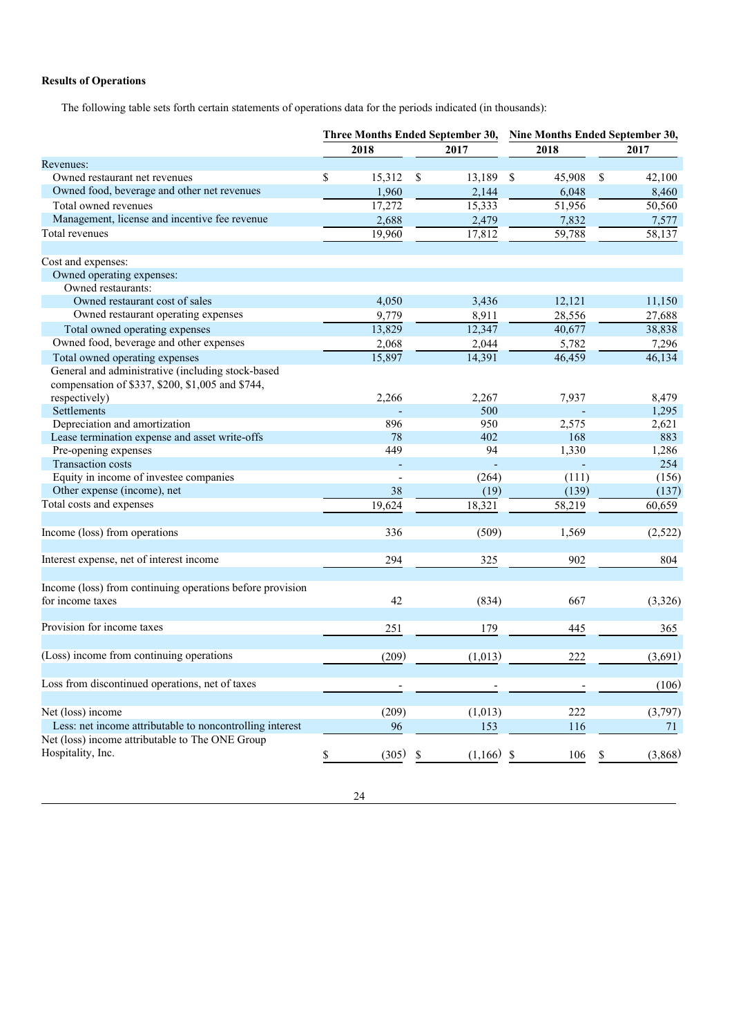**Results of Operations**

The following table sets forth certain statements of operations data for the periods indicated (in thousands):

| | Three Months Ended September 30, | | Nine Months Ended September 30, | |
|---|---|---|---|---|
| | 2018 | 2017 | 2018 | 2017 |
| Revenues: | | | | |
| Owned restaurant net revenues | $ 15,312 | $ 13,189 | $ 45,908 | $ 42,100 |
| Owned food, beverage and other net revenues | 1,960 | 2,144 | 6,048 | 8,460 |
| Total owned revenues | 17,272 | 15,333 | 51,956 | 50,560 |
| Management, license and incentive fee revenue | 2,688 | 2,479 | 7,832 | 7,577 |
| Total revenues | 19,960 | 17,812 | 59,788 | 58,137 |
| | | | | |
| Cost and expenses: | | | | |
| Owned operating expenses: | | | | |
| Owned restaurants: | | | | |
| Owned restaurant cost of sales | 4,050 | 3,436 | 12,121 | 11,150 |
| Owned restaurant operating expenses | 9,779 | 8,911 | 28,556 | 27,688 |
| Total owned operating expenses | 13,829 | 12,347 | 40,677 | 38,838 |
| Owned food, beverage and other expenses | 2,068 | 2,044 | 5,782 | 7,296 |
| Total owned operating expenses | 15,897 | 14,391 | 46,459 | 46,134 |
| General and administrative (including stock-based compensation of $337, $200, $1,005 and $744, respectively) | 2,266 | 2,267 | 7,937 | 8,479 |
| Settlements | - | 500 | - | 1,295 |
| Depreciation and amortization | 896 | 950 | 2,575 | 2,621 |
| Lease termination expense and asset write-offs | 78 | 402 | 168 | 883 |
| Pre-opening expenses | 449 | 94 | 1,330 | 1,286 |
| Transaction costs | - | - | - | 254 |
| Equity in income of investee companies | - | (264) | (111) | (156) |
| Other expense (income), net | 38 | (19) | (139) | (137) |
| Total costs and expenses | 19,624 | 18,321 | 58,219 | 60,659 |
| | | | | |
| Income (loss) from operations | 336 | (509) | 1,569 | (2,522) |
| | | | | |
| Interest expense, net of interest income | 294 | 325 | 902 | 804 |
| | | | | |
| Income (loss) from continuing operations before provision for income taxes | 42 | (834) | 667 | (3,326) |
| | | | | |
| Provision for income taxes | 251 | 179 | 445 | 365 |
| | | | | |
| (Loss) income from continuing operations | (209) | (1,013) | 222 | (3,691) |
| | | | | |
| Loss from discontinued operations, net of taxes | - | - | - | (106) |
| | | | | |
| Net (loss) income | (209) | (1,013) | 222 | (3,797) |
| Less: net income attributable to noncontrolling interest | 96 | 153 | 116 | 71 |
| Net (loss) income attributable to The ONE Group Hospitality, Inc. | $ (305) | $ (1,166) | $ 106 | $ (3,868) |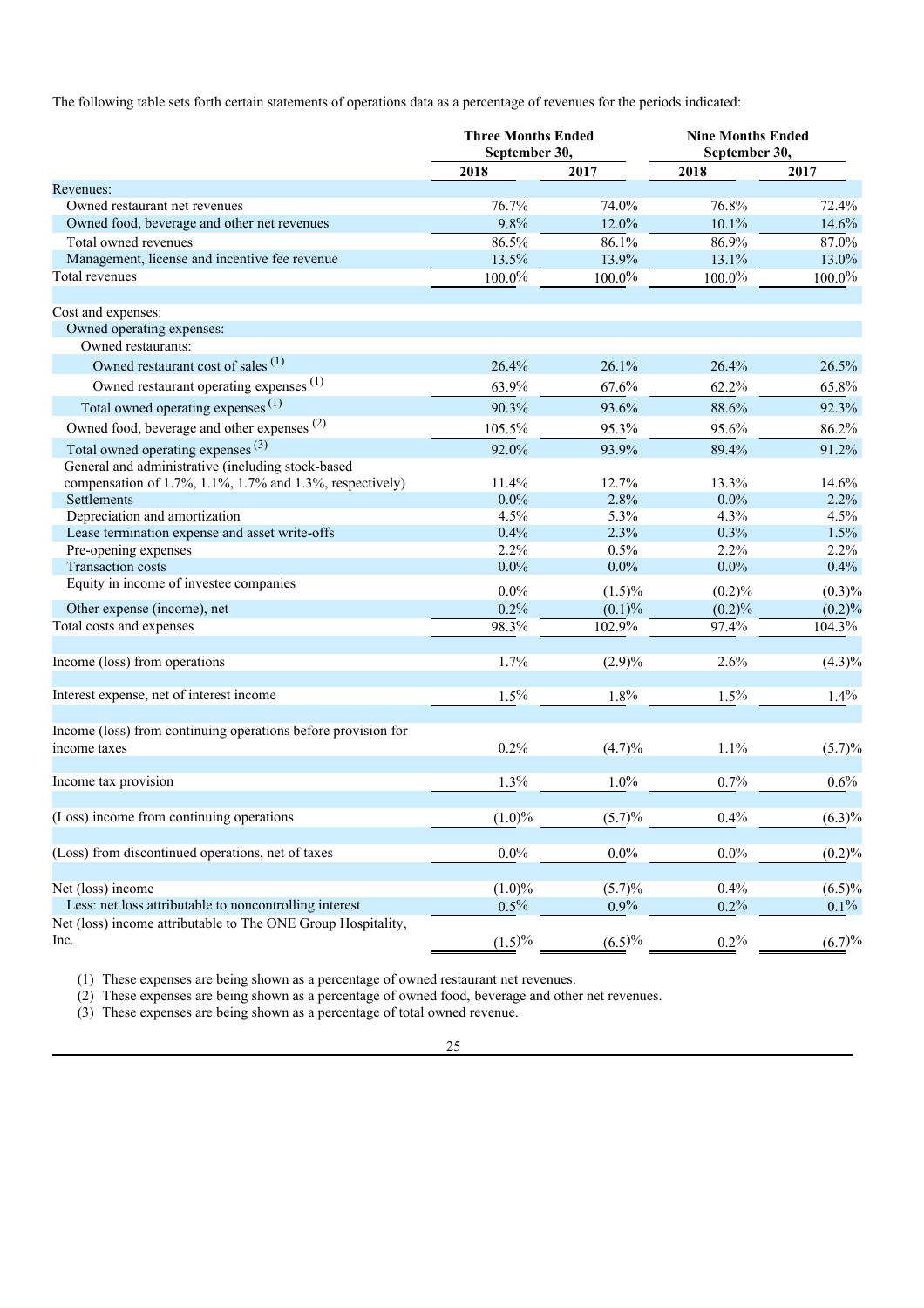The following table sets forth certain statements of operations data as a percentage of revenues for the periods indicated:

| | Three Months Ended September 30, | | Nine Months Ended September 30, | |
|---|---|---|---|---|
| | 2018 | 2017 | 2018 | 2017 |
| Revenues: | | | | |
| Owned restaurant net revenues | 76.7% | 74.0% | 76.8% | 72.4% |
| Owned food, beverage and other net revenues | 9.8% | 12.0% | 10.1% | 14.6% |
| Total owned revenues | 86.5% | 86.1% | 86.9% | 87.0% |
| Management, license and incentive fee revenue | 13.5% | 13.9% | 13.1% | 13.0% |
| Total revenues | 100.0% | 100.0% | 100.0% | 100.0% |
| | | | | |
| Cost and expenses: | | | | |
| Owned operating expenses: | | | | |
| Owned restaurants: | | | | |
| Owned restaurant cost of sales (1) | 26.4% | 26.1% | 26.4% | 26.5% |
| Owned restaurant operating expenses (1) | 63.9% | 67.6% | 62.2% | 65.8% |
| Total owned operating expenses (1) | 90.3% | 93.6% | 88.6% | 92.3% |
| Owned food, beverage and other expenses (2) | 105.5% | 95.3% | 95.6% | 86.2% |
| Total owned operating expenses (3) | 92.0% | 93.9% | 89.4% | 91.2% |
| General and administrative (including stock-based compensation of 1.7%, 1.1%, 1.7% and 1.3%, respectively) | 11.4% | 12.7% | 13.3% | 14.6% |
| Settlements | 0.0% | 2.8% | 0.0% | 2.2% |
| Depreciation and amortization | 4.5% | 5.3% | 4.3% | 4.5% |
| Lease termination expense and asset write-offs | 0.4% | 2.3% | 0.3% | 1.5% |
| Pre-opening expenses | 2.2% | 0.5% | 2.2% | 2.2% |
| Transaction costs | 0.0% | 0.0% | 0.0% | 0.4% |
| Equity in income of investee companies | 0.0% | (1.5)% | (0.2)% | (0.3)% |
| Other expense (income), net | 0.2% | (0.1)% | (0.2)% | (0.2)% |
| Total costs and expenses | 98.3% | 102.9% | 97.4% | 104.3% |
| | | | | |
| Income (loss) from operations | 1.7% | (2.9)% | 2.6% | (4.3)% |
| | | | | |
| Interest expense, net of interest income | 1.5% | 1.8% | 1.5% | 1.4% |
| | | | | |
| Income (loss) from continuing operations before provision for income taxes | 0.2% | (4.7)% | 1.1% | (5.7)% |
| | | | | |
| Income tax provision | 1.3% | 1.0% | 0.7% | 0.6% |
| | | | | |
| (Loss) income from continuing operations | (1.0)% | (5.7)% | 0.4% | (6.3)% |
| | | | | |
| (Loss) from discontinued operations, net of taxes | 0.0% | 0.0% | 0.0% | (0.2)% |
| | | | | |
| Net (loss) income | (1.0)% | (5.7)% | 0.4% | (6.5)% |
| Less: net loss attributable to noncontrolling interest | 0.5% | 0.9% | 0.2% | 0.1% |
| Net (loss) income attributable to The ONE Group Hospitality, Inc. | (1.5)% | (6.5)% | 0.2% | (6.7)% |

(1) These expenses are being shown as a percentage of owned restaurant net revenues.

(2) These expenses are being shown as a percentage of owned food, beverage and other net revenues.

(3) These expenses are being shown as a percentage of total owned revenue.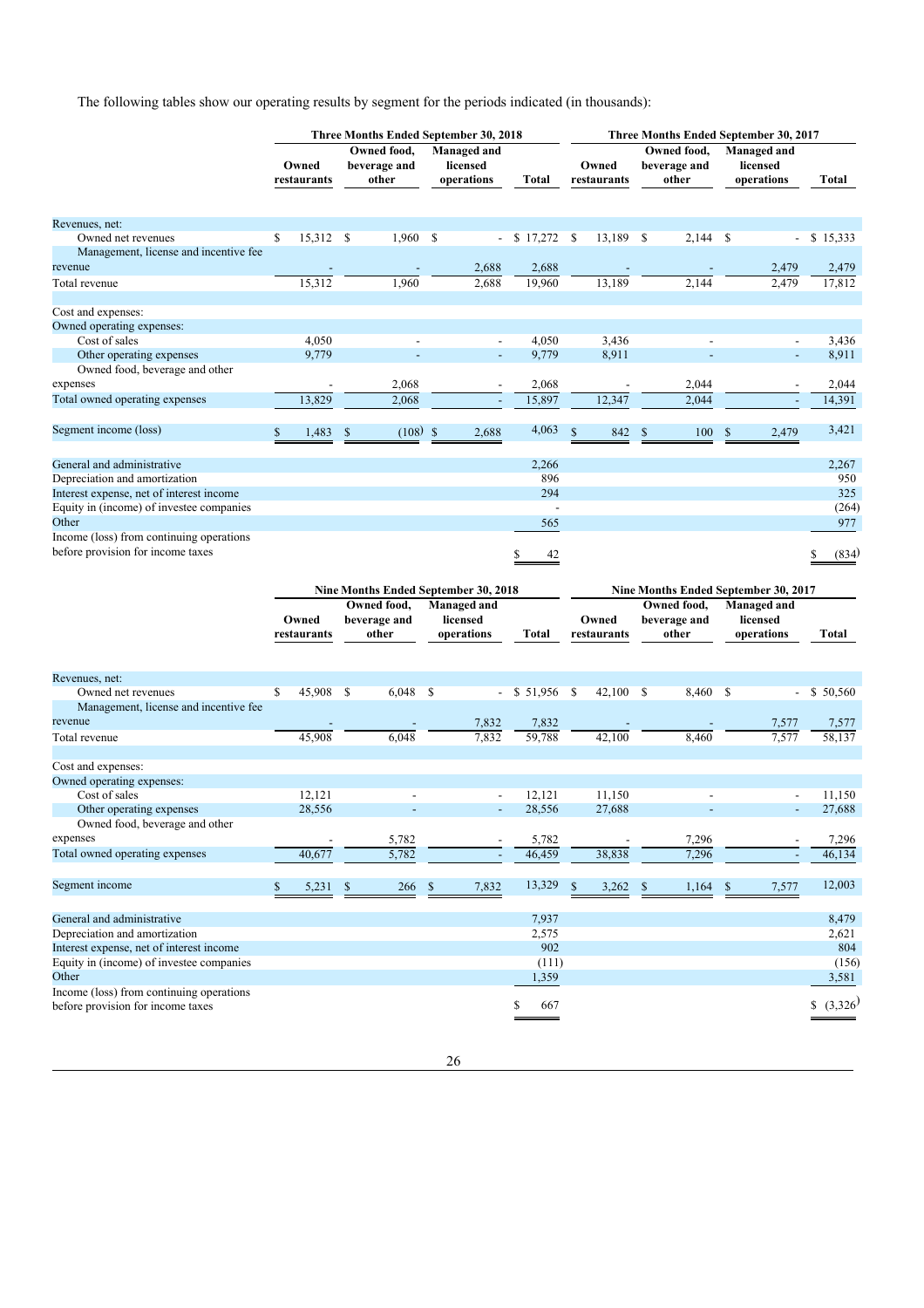The following tables show our operating results by segment for the periods indicated (in thousands):

| | Three Months Ended September 30, 2018 | | | | Three Months Ended September 30, 2017 | | | |
|---|---|---|---|---|---|---|---|---|
| | Owned restaurants | Owned food, beverage and other | Managed and licensed operations | Total | Owned restaurants | Owned food, beverage and other | Managed and licensed operations | Total |
| Revenues, net: | | | | | | | | |
| Owned net revenues | $ 15,312 | $ 1,960 | $ - | $ 17,272 | $ 13,189 | $ 2,144 | $ - | $ 15,333 |
| Management, license and incentive fee revenue | - | - | 2,688 | 2,688 | - | - | 2,479 | 2,479 |
| Total revenue | 15,312 | 1,960 | 2,688 | 19,960 | 13,189 | 2,144 | 2,479 | 17,812 |
| Cost and expenses: | | | | | | | | |
| Owned operating expenses: | | | | | | | | |
| Cost of sales | 4,050 | - | - | 4,050 | 3,436 | - | - | 3,436 |
| Other operating expenses | 9,779 | - | - | 9,779 | 8,911 | - | - | 8,911 |
| Owned food, beverage and other expenses | - | 2,068 | - | 2,068 | - | 2,044 | - | 2,044 |
| Total owned operating expenses | 13,829 | 2,068 | - | 15,897 | 12,347 | 2,044 | - | 14,391 |
| Segment income (loss) | $ 1,483 | $ (108) | $ 2,688 | 4,063 | $ 842 | $ 100 | $ 2,479 | 3,421 |
| General and administrative | | | | 2,266 | | | | 2,267 |
| Depreciation and amortization | | | | 896 | | | | 950 |
| Interest expense, net of interest income | | | | 294 | | | | 325 |
| Equity in (income) of investee companies | | | | - | | | | (264) |
| Other | | | | 565 | | | | 977 |
| Income (loss) from continuing operations before provision for income taxes | | | | $ 42 | | | | $ (834) |

| | Nine Months Ended September 30, 2018 | | | | Nine Months Ended September 30, 2017 | | | |
|---|---|---|---|---|---|---|---|---|
| | Owned restaurants | Owned food, beverage and other | Managed and licensed operations | Total | Owned restaurants | Owned food, beverage and other | Managed and licensed operations | Total |
| Revenues, net: | | | | | | | | |
| Owned net revenues | $ 45,908 | $ 6,048 | $ - | $ 51,956 | $ 42,100 | $ 8,460 | $ - | $ 50,560 |
| Management, license and incentive fee revenue | - | - | 7,832 | 7,832 | - | - | 7,577 | 7,577 |
| Total revenue | 45,908 | 6,048 | 7,832 | 59,788 | 42,100 | 8,460 | 7,577 | 58,137 |
| Cost and expenses: | | | | | | | | |
| Owned operating expenses: | | | | | | | | |
| Cost of sales | 12,121 | - | - | 12,121 | 11,150 | - | - | 11,150 |
| Other operating expenses | 28,556 | - | - | 28,556 | 27,688 | - | - | 27,688 |
| Owned food, beverage and other expenses | - | 5,782 | - | 5,782 | - | 7,296 | - | 7,296 |
| Total owned operating expenses | 40,677 | 5,782 | - | 46,459 | 38,838 | 7,296 | - | 46,134 |
| Segment income | $ 5,231 | $ 266 | $ 7,832 | 13,329 | $ 3,262 | $ 1,164 | $ 7,577 | 12,003 |
| General and administrative | | | | 7,937 | | | | 8,479 |
| Depreciation and amortization | | | | 2,575 | | | | 2,621 |
| Interest expense, net of interest income | | | | 902 | | | | 804 |
| Equity in (income) of investee companies | | | | (111) | | | | (156) |
| Other | | | | 1,359 | | | | 3,581 |
| Income (loss) from continuing operations before provision for income taxes | | | | $ 667 | | | | $ (3,326) |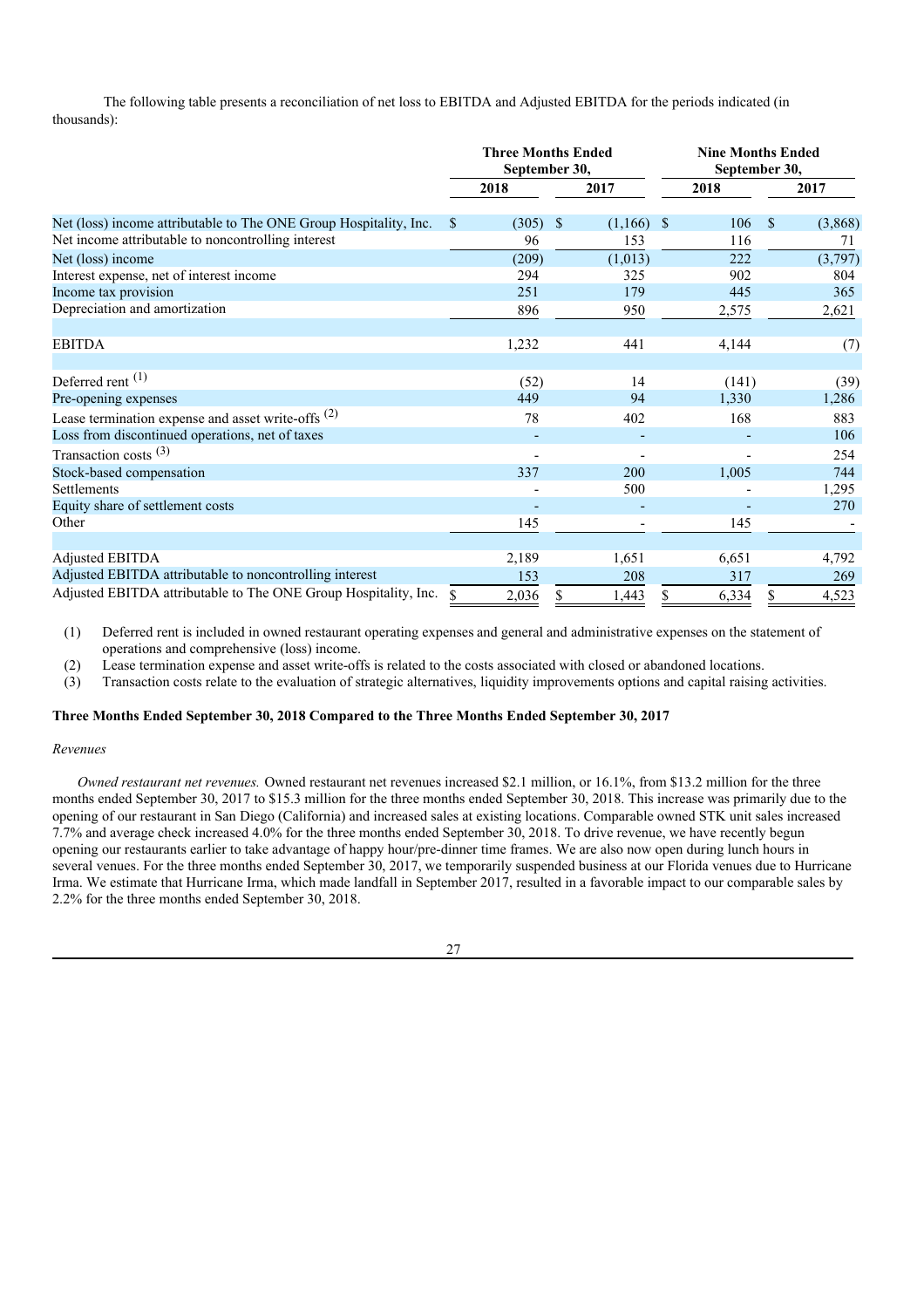The following table presents a reconciliation of net loss to EBITDA and Adjusted EBITDA for the periods indicated (in thousands):

| | Three Months Ended September 30, | | Nine Months Ended September 30, | |
|---|---|---|---|---|
| | 2018 | 2017 | 2018 | 2017 |
| Net (loss) income attributable to The ONE Group Hospitality, Inc. | $ (305) | $ (1,166) | $ 106 | $ (3,868) |
| Net income attributable to noncontrolling interest | 96 | 153 | 116 | 71 |
| Net (loss) income | (209) | (1,013) | 222 | (3,797) |
| Interest expense, net of interest income | 294 | 325 | 902 | 804 |
| Income tax provision | 251 | 179 | 445 | 365 |
| Depreciation and amortization | 896 | 950 | 2,575 | 2,621 |
| EBITDA | 1,232 | 441 | 4,144 | (7) |
| Deferred rent [(1)] | (52) | 14 | (141) | (39) |
| Pre-opening expenses | 449 | 94 | 1,330 | 1,286 |
| Lease termination expense and asset write-offs [(2)] | 78 | 402 | 168 | 883 |
| Loss from discontinued operations, net of taxes | - | - | - | 106 |
| Transaction costs [(3)] | - | - | - | 254 |
| Stock-based compensation | 337 | 200 | 1,005 | 744 |
| Settlements | - | 500 | - | 1,295 |
| Equity share of settlement costs | - | - | - | 270 |
| Other | 145 | - | 145 | - |
| Adjusted EBITDA | 2,189 | 1,651 | 6,651 | 4,792 |
| Adjusted EBITDA attributable to noncontrolling interest | 153 | 208 | 317 | 269 |
| Adjusted EBITDA attributable to The ONE Group Hospitality, Inc. | $ 2,036 | $ 1,443 | $ 6,334 | $ 4,523 |

(1) Deferred rent is included in owned restaurant operating expenses and general and administrative expenses on the statement of operations and comprehensive (loss) income.

(2) Lease termination expense and asset write-offs is related to the costs associated with closed or abandoned locations.

(3) Transaction costs relate to the evaluation of strategic alternatives, liquidity improvements options and capital raising activities.

### Three Months Ended September 30, 2018 Compared to the Three Months Ended September 30, 2017

*Revenues*

*Owned restaurant net revenues.* Owned restaurant net revenues increased $2.1 million, or 16.1%, from $13.2 million for the three months ended September 30, 2017 to $15.3 million for the three months ended September 30, 2018. This increase was primarily due to the opening of our restaurant in San Diego (California) and increased sales at existing locations. Comparable owned STK unit sales increased 7.7% and average check increased 4.0% for the three months ended September 30, 2018. To drive revenue, we have recently begun opening our restaurants earlier to take advantage of happy hour/pre-dinner time frames. We are also now open during lunch hours in several venues. For the three months ended September 30, 2017, we temporarily suspended business at our Florida venues due to Hurricane Irma. We estimate that Hurricane Irma, which made landfall in September 2017, resulted in a favorable impact to our comparable sales by 2.2% for the three months ended September 30, 2018.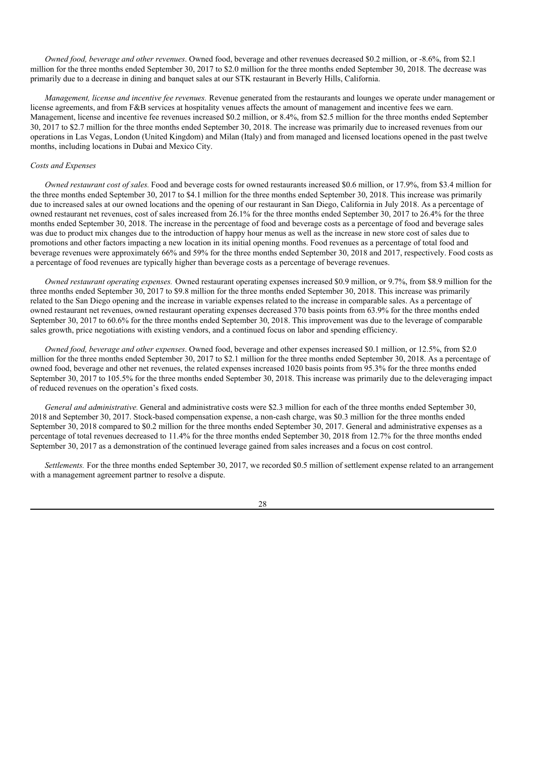*Owned food, beverage and other revenues*. Owned food, beverage and other revenues decreased $0.2 million, or -8.6%, from $2.1 million for the three months ended September 30, 2017 to $2.0 million for the three months ended September 30, 2018. The decrease was primarily due to a decrease in dining and banquet sales at our STK restaurant in Beverly Hills, California.

*Management, license and incentive fee revenues.* Revenue generated from the restaurants and lounges we operate under management or license agreements, and from F&B services at hospitality venues affects the amount of management and incentive fees we earn. Management, license and incentive fee revenues increased $0.2 million, or 8.4%, from $2.5 million for the three months ended September 30, 2017 to $2.7 million for the three months ended September 30, 2018. The increase was primarily due to increased revenues from our operations in Las Vegas, London (United Kingdom) and Milan (Italy) and from managed and licensed locations opened in the past twelve months, including locations in Dubai and Mexico City.

*Costs and Expenses*

*Owned restaurant cost of sales.* Food and beverage costs for owned restaurants increased $0.6 million, or 17.9%, from $3.4 million for the three months ended September 30, 2017 to $4.1 million for the three months ended September 30, 2018. This increase was primarily due to increased sales at our owned locations and the opening of our restaurant in San Diego, California in July 2018. As a percentage of owned restaurant net revenues, cost of sales increased from 26.1% for the three months ended September 30, 2017 to 26.4% for the three months ended September 30, 2018. The increase in the percentage of food and beverage costs as a percentage of food and beverage sales was due to product mix changes due to the introduction of happy hour menus as well as the increase in new store cost of sales due to promotions and other factors impacting a new location in its initial opening months. Food revenues as a percentage of total food and beverage revenues were approximately 66% and 59% for the three months ended September 30, 2018 and 2017, respectively. Food costs as a percentage of food revenues are typically higher than beverage costs as a percentage of beverage revenues.

*Owned restaurant operating expenses.* Owned restaurant operating expenses increased $0.9 million, or 9.7%, from $8.9 million for the three months ended September 30, 2017 to $9.8 million for the three months ended September 30, 2018. This increase was primarily related to the San Diego opening and the increase in variable expenses related to the increase in comparable sales. As a percentage of owned restaurant net revenues, owned restaurant operating expenses decreased 370 basis points from 63.9% for the three months ended September 30, 2017 to 60.6% for the three months ended September 30, 2018. This improvement was due to the leverage of comparable sales growth, price negotiations with existing vendors, and a continued focus on labor and spending efficiency.

*Owned food, beverage and other expenses*. Owned food, beverage and other expenses increased $0.1 million, or 12.5%, from $2.0 million for the three months ended September 30, 2017 to $2.1 million for the three months ended September 30, 2018. As a percentage of owned food, beverage and other net revenues, the related expenses increased 1020 basis points from 95.3% for the three months ended September 30, 2017 to 105.5% for the three months ended September 30, 2018. This increase was primarily due to the deleveraging impact of reduced revenues on the operation's fixed costs.

*General and administrative.* General and administrative costs were $2.3 million for each of the three months ended September 30, 2018 and September 30, 2017. Stock-based compensation expense, a non-cash charge, was $0.3 million for the three months ended September 30, 2018 compared to $0.2 million for the three months ended September 30, 2017. General and administrative expenses as a percentage of total revenues decreased to 11.4% for the three months ended September 30, 2018 from 12.7% for the three months ended September 30, 2017 as a demonstration of the continued leverage gained from sales increases and a focus on cost control.

*Settlements.* For the three months ended September 30, 2017, we recorded $0.5 million of settlement expense related to an arrangement with a management agreement partner to resolve a dispute.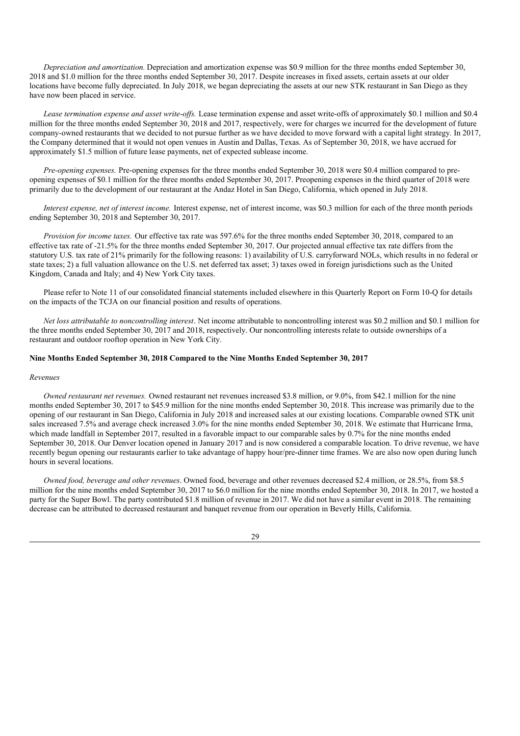*Depreciation and amortization.* Depreciation and amortization expense was $0.9 million for the three months ended September 30, 2018 and $1.0 million for the three months ended September 30, 2017. Despite increases in fixed assets, certain assets at our older locations have become fully depreciated. In July 2018, we began depreciating the assets at our new STK restaurant in San Diego as they have now been placed in service.

*Lease termination expense and asset write-offs.* Lease termination expense and asset write-offs of approximately $0.1 million and $0.4 million for the three months ended September 30, 2018 and 2017, respectively, were for charges we incurred for the development of future company-owned restaurants that we decided to not pursue further as we have decided to move forward with a capital light strategy. In 2017, the Company determined that it would not open venues in Austin and Dallas, Texas. As of September 30, 2018, we have accrued for approximately $1.5 million of future lease payments, net of expected sublease income.

*Pre-opening expenses.* Pre-opening expenses for the three months ended September 30, 2018 were $0.4 million compared to pre-opening expenses of $0.1 million for the three months ended September 30, 2017. Preopening expenses in the third quarter of 2018 were primarily due to the development of our restaurant at the Andaz Hotel in San Diego, California, which opened in July 2018.

*Interest expense, net of interest income.* Interest expense, net of interest income, was $0.3 million for each of the three month periods ending September 30, 2018 and September 30, 2017.

*Provision for income taxes.* Our effective tax rate was 597.6% for the three months ended September 30, 2018, compared to an effective tax rate of -21.5% for the three months ended September 30, 2017. Our projected annual effective tax rate differs from the statutory U.S. tax rate of 21% primarily for the following reasons: 1) availability of U.S. carryforward NOLs, which results in no federal or state taxes; 2) a full valuation allowance on the U.S. net deferred tax asset; 3) taxes owed in foreign jurisdictions such as the United Kingdom, Canada and Italy; and 4) New York City taxes.

Please refer to Note 11 of our consolidated financial statements included elsewhere in this Quarterly Report on Form 10-Q for details on the impacts of the TCJA on our financial position and results of operations.

*Net loss attributable to noncontrolling interest*. Net income attributable to noncontrolling interest was $0.2 million and $0.1 million for the three months ended September 30, 2017 and 2018, respectively. Our noncontrolling interests relate to outside ownerships of a restaurant and outdoor rooftop operation in New York City.

### Nine Months Ended September 30, 2018 Compared to the Nine Months Ended September 30, 2017

*Revenues*

*Owned restaurant net revenues.* Owned restaurant net revenues increased $3.8 million, or 9.0%, from $42.1 million for the nine months ended September 30, 2017 to $45.9 million for the nine months ended September 30, 2018. This increase was primarily due to the opening of our restaurant in San Diego, California in July 2018 and increased sales at our existing locations. Comparable owned STK unit sales increased 7.5% and average check increased 3.0% for the nine months ended September 30, 2018. We estimate that Hurricane Irma, which made landfall in September 2017, resulted in a favorable impact to our comparable sales by 0.7% for the nine months ended September 30, 2018. Our Denver location opened in January 2017 and is now considered a comparable location. To drive revenue, we have recently begun opening our restaurants earlier to take advantage of happy hour/pre-dinner time frames. We are also now open during lunch hours in several locations.

*Owned food, beverage and other revenues*. Owned food, beverage and other revenues decreased $2.4 million, or 28.5%, from $8.5 million for the nine months ended September 30, 2017 to $6.0 million for the nine months ended September 30, 2018. In 2017, we hosted a party for the Super Bowl. The party contributed $1.8 million of revenue in 2017. We did not have a similar event in 2018. The remaining decrease can be attributed to decreased restaurant and banquet revenue from our operation in Beverly Hills, California.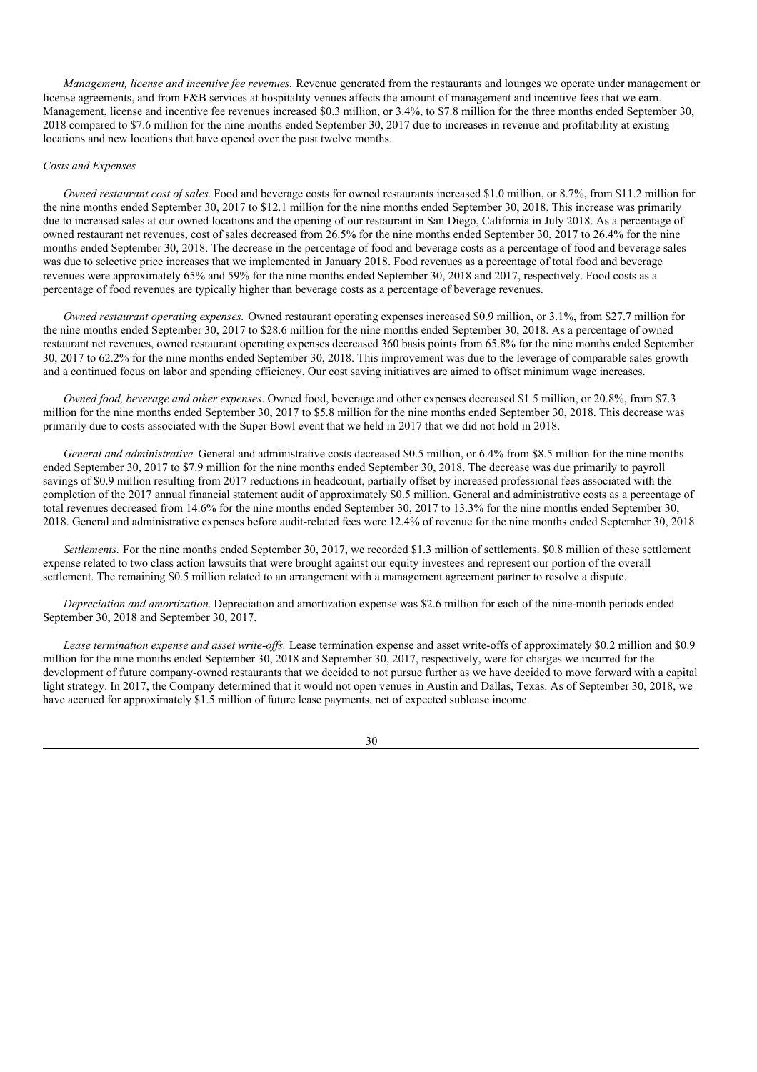*Management, license and incentive fee revenues.* Revenue generated from the restaurants and lounges we operate under management or license agreements, and from F&B services at hospitality venues affects the amount of management and incentive fees that we earn. Management, license and incentive fee revenues increased $0.3 million, or 3.4%, to $7.8 million for the three months ended September 30, 2018 compared to $7.6 million for the nine months ended September 30, 2017 due to increases in revenue and profitability at existing locations and new locations that have opened over the past twelve months.

*Costs and Expenses*

*Owned restaurant cost of sales.* Food and beverage costs for owned restaurants increased $1.0 million, or 8.7%, from $11.2 million for the nine months ended September 30, 2017 to $12.1 million for the nine months ended September 30, 2018. This increase was primarily due to increased sales at our owned locations and the opening of our restaurant in San Diego, California in July 2018. As a percentage of owned restaurant net revenues, cost of sales decreased from 26.5% for the nine months ended September 30, 2017 to 26.4% for the nine months ended September 30, 2018. The decrease in the percentage of food and beverage costs as a percentage of food and beverage sales was due to selective price increases that we implemented in January 2018. Food revenues as a percentage of total food and beverage revenues were approximately 65% and 59% for the nine months ended September 30, 2018 and 2017, respectively. Food costs as a percentage of food revenues are typically higher than beverage costs as a percentage of beverage revenues.

*Owned restaurant operating expenses.* Owned restaurant operating expenses increased $0.9 million, or 3.1%, from $27.7 million for the nine months ended September 30, 2017 to $28.6 million for the nine months ended September 30, 2018. As a percentage of owned restaurant net revenues, owned restaurant operating expenses decreased 360 basis points from 65.8% for the nine months ended September 30, 2017 to 62.2% for the nine months ended September 30, 2018. This improvement was due to the leverage of comparable sales growth and a continued focus on labor and spending efficiency. Our cost saving initiatives are aimed to offset minimum wage increases.

*Owned food, beverage and other expenses*. Owned food, beverage and other expenses decreased $1.5 million, or 20.8%, from $7.3 million for the nine months ended September 30, 2017 to $5.8 million for the nine months ended September 30, 2018. This decrease was primarily due to costs associated with the Super Bowl event that we held in 2017 that we did not hold in 2018.

*General and administrative.* General and administrative costs decreased $0.5 million, or 6.4% from $8.5 million for the nine months ended September 30, 2017 to $7.9 million for the nine months ended September 30, 2018. The decrease was due primarily to payroll savings of $0.9 million resulting from 2017 reductions in headcount, partially offset by increased professional fees associated with the completion of the 2017 annual financial statement audit of approximately $0.5 million. General and administrative costs as a percentage of total revenues decreased from 14.6% for the nine months ended September 30, 2017 to 13.3% for the nine months ended September 30, 2018. General and administrative expenses before audit-related fees were 12.4% of revenue for the nine months ended September 30, 2018.

*Settlements.* For the nine months ended September 30, 2017, we recorded $1.3 million of settlements. $0.8 million of these settlement expense related to two class action lawsuits that were brought against our equity investees and represent our portion of the overall settlement. The remaining $0.5 million related to an arrangement with a management agreement partner to resolve a dispute.

*Depreciation and amortization.* Depreciation and amortization expense was $2.6 million for each of the nine-month periods ended September 30, 2018 and September 30, 2017.

*Lease termination expense and asset write-offs.* Lease termination expense and asset write-offs of approximately $0.2 million and $0.9 million for the nine months ended September 30, 2018 and September 30, 2017, respectively, were for charges we incurred for the development of future company-owned restaurants that we decided to not pursue further as we have decided to move forward with a capital light strategy. In 2017, the Company determined that it would not open venues in Austin and Dallas, Texas. As of September 30, 2018, we have accrued for approximately $1.5 million of future lease payments, net of expected sublease income.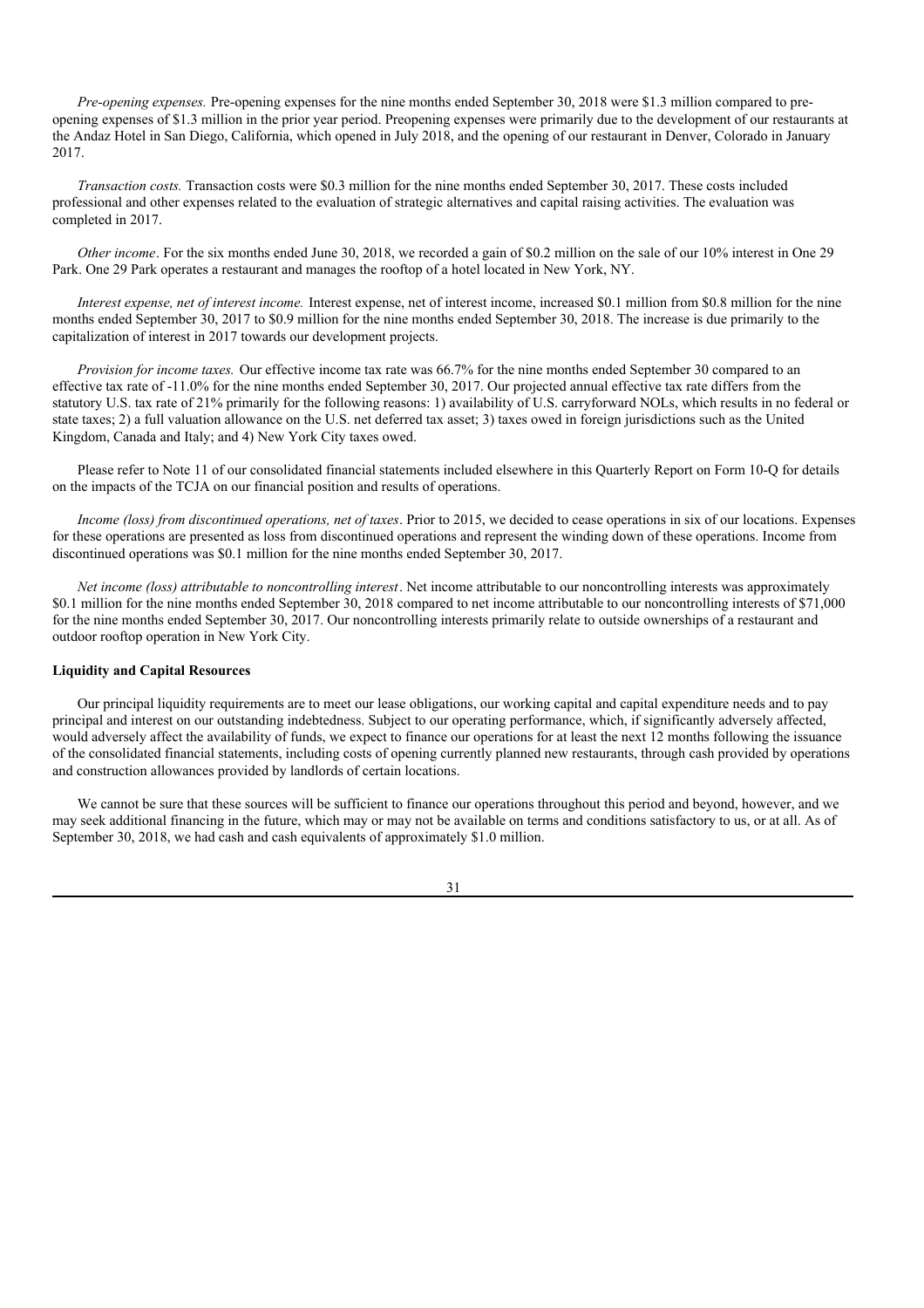*Pre-opening expenses.* Pre-opening expenses for the nine months ended September 30, 2018 were $1.3 million compared to pre-opening expenses of $1.3 million in the prior year period. Preopening expenses were primarily due to the development of our restaurants at the Andaz Hotel in San Diego, California, which opened in July 2018, and the opening of our restaurant in Denver, Colorado in January 2017.

*Transaction costs.* Transaction costs were $0.3 million for the nine months ended September 30, 2017. These costs included professional and other expenses related to the evaluation of strategic alternatives and capital raising activities. The evaluation was completed in 2017.

*Other income*. For the six months ended June 30, 2018, we recorded a gain of $0.2 million on the sale of our 10% interest in One 29 Park. One 29 Park operates a restaurant and manages the rooftop of a hotel located in New York, NY.

*Interest expense, net of interest income.* Interest expense, net of interest income, increased $0.1 million from $0.8 million for the nine months ended September 30, 2017 to $0.9 million for the nine months ended September 30, 2018. The increase is due primarily to the capitalization of interest in 2017 towards our development projects.

*Provision for income taxes.* Our effective income tax rate was 66.7% for the nine months ended September 30 compared to an effective tax rate of -11.0% for the nine months ended September 30, 2017. Our projected annual effective tax rate differs from the statutory U.S. tax rate of 21% primarily for the following reasons: 1) availability of U.S. carryforward NOLs, which results in no federal or state taxes; 2) a full valuation allowance on the U.S. net deferred tax asset; 3) taxes owed in foreign jurisdictions such as the United Kingdom, Canada and Italy; and 4) New York City taxes owed.

Please refer to Note 11 of our consolidated financial statements included elsewhere in this Quarterly Report on Form 10-Q for details on the impacts of the TCJA on our financial position and results of operations.

*Income (loss) from discontinued operations, net of taxes*. Prior to 2015, we decided to cease operations in six of our locations. Expenses for these operations are presented as loss from discontinued operations and represent the winding down of these operations. Income from discontinued operations was $0.1 million for the nine months ended September 30, 2017.

*Net income (loss) attributable to noncontrolling interest*. Net income attributable to our noncontrolling interests was approximately $0.1 million for the nine months ended September 30, 2018 compared to net income attributable to our noncontrolling interests of $71,000 for the nine months ended September 30, 2017. Our noncontrolling interests primarily relate to outside ownerships of a restaurant and outdoor rooftop operation in New York City.

**Liquidity and Capital Resources**

Our principal liquidity requirements are to meet our lease obligations, our working capital and capital expenditure needs and to pay principal and interest on our outstanding indebtedness. Subject to our operating performance, which, if significantly adversely affected, would adversely affect the availability of funds, we expect to finance our operations for at least the next 12 months following the issuance of the consolidated financial statements, including costs of opening currently planned new restaurants, through cash provided by operations and construction allowances provided by landlords of certain locations.

We cannot be sure that these sources will be sufficient to finance our operations throughout this period and beyond, however, and we may seek additional financing in the future, which may or may not be available on terms and conditions satisfactory to us, or at all. As of September 30, 2018, we had cash and cash equivalents of approximately $1.0 million.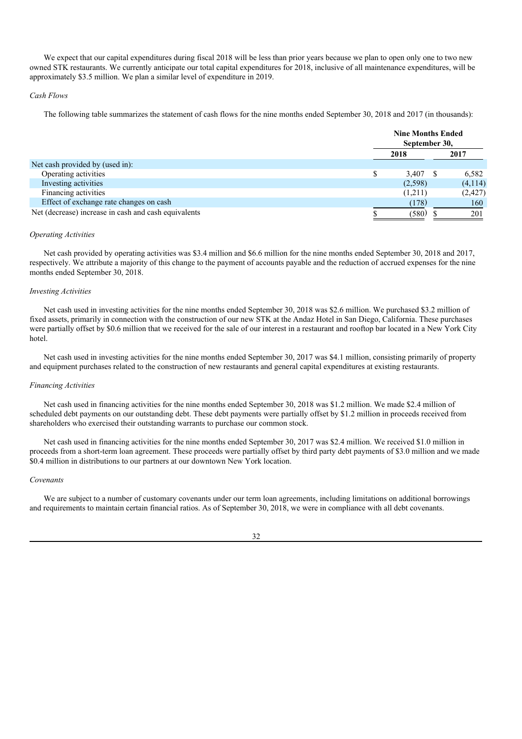We expect that our capital expenditures during fiscal 2018 will be less than prior years because we plan to open only one to two new owned STK restaurants. We currently anticipate our total capital expenditures for 2018, inclusive of all maintenance expenditures, will be approximately $3.5 million. We plan a similar level of expenditure in 2019.

*Cash Flows*

The following table summarizes the statement of cash flows for the nine months ended September 30, 2018 and 2017 (in thousands):

| | Nine Months Ended September 30, | |
|---|---|---|
| | 2018 | 2017 |
| Net cash provided by (used in): | | |
| Operating activities | $ 3,407 | $ 6,582 |
| Investing activities | (2,598) | (4,114) |
| Financing activities | (1,211) | (2,427) |
| Effect of exchange rate changes on cash | (178) | 160 |
| Net (decrease) increase in cash and cash equivalents | $ (580) | $ 201 |

*Operating Activities*

Net cash provided by operating activities was $3.4 million and $6.6 million for the nine months ended September 30, 2018 and 2017, respectively. We attribute a majority of this change to the payment of accounts payable and the reduction of accrued expenses for the nine months ended September 30, 2018.

*Investing Activities*

Net cash used in investing activities for the nine months ended September 30, 2018 was $2.6 million. We purchased $3.2 million of fixed assets, primarily in connection with the construction of our new STK at the Andaz Hotel in San Diego, California. These purchases were partially offset by $0.6 million that we received for the sale of our interest in a restaurant and rooftop bar located in a New York City hotel.

Net cash used in investing activities for the nine months ended September 30, 2017 was $4.1 million, consisting primarily of property and equipment purchases related to the construction of new restaurants and general capital expenditures at existing restaurants.

*Financing Activities*

Net cash used in financing activities for the nine months ended September 30, 2018 was $1.2 million. We made $2.4 million of scheduled debt payments on our outstanding debt. These debt payments were partially offset by $1.2 million in proceeds received from shareholders who exercised their outstanding warrants to purchase our common stock.

Net cash used in financing activities for the nine months ended September 30, 2017 was $2.4 million. We received $1.0 million in proceeds from a short-term loan agreement. These proceeds were partially offset by third party debt payments of $3.0 million and we made $0.4 million in distributions to our partners at our downtown New York location.

*Covenants*

We are subject to a number of customary covenants under our term loan agreements, including limitations on additional borrowings and requirements to maintain certain financial ratios. As of September 30, 2018, we were in compliance with all debt covenants.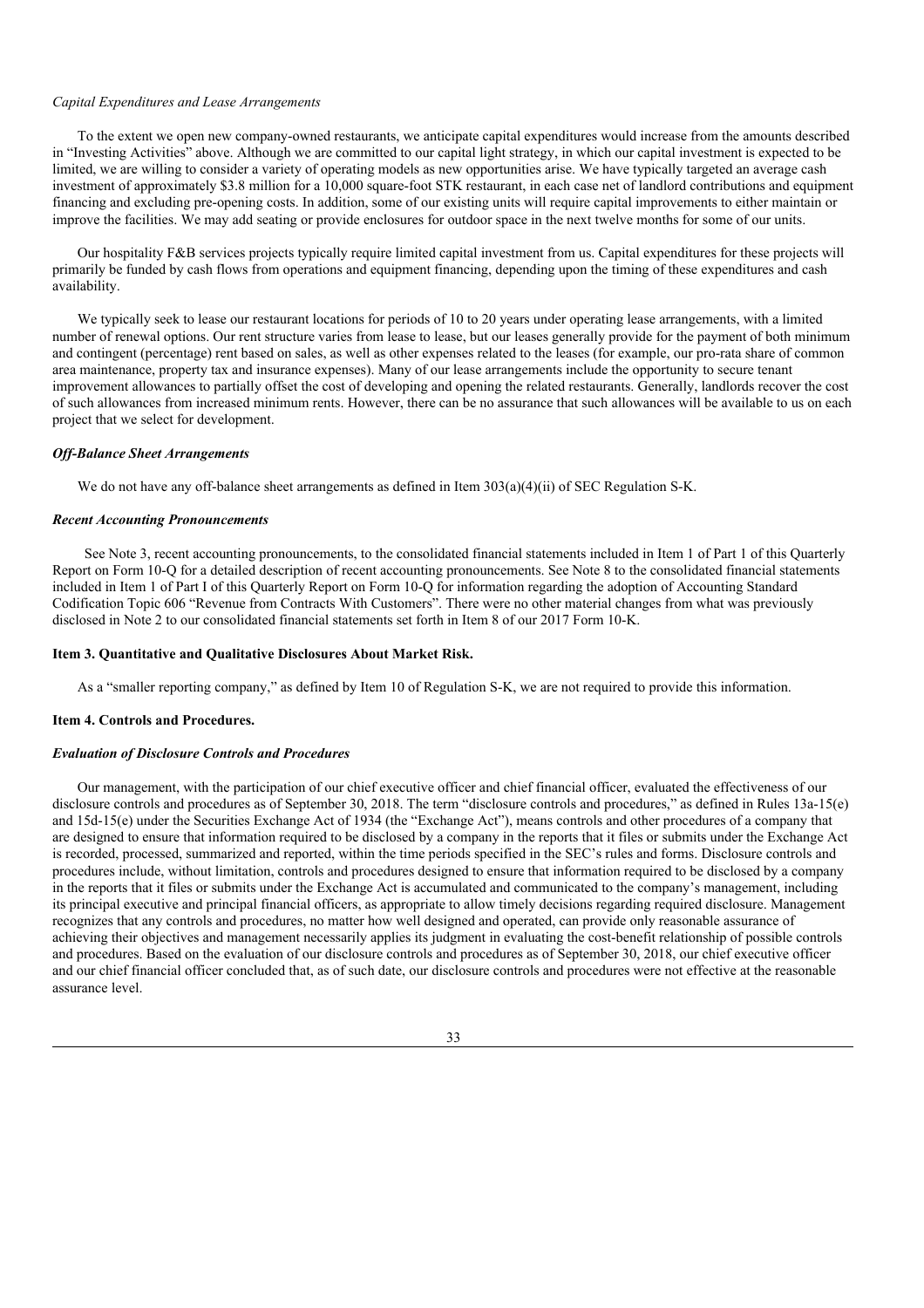*Capital Expenditures and Lease Arrangements*

To the extent we open new company-owned restaurants, we anticipate capital expenditures would increase from the amounts described in "Investing Activities" above. Although we are committed to our capital light strategy, in which our capital investment is expected to be limited, we are willing to consider a variety of operating models as new opportunities arise. We have typically targeted an average cash investment of approximately $3.8 million for a 10,000 square-foot STK restaurant, in each case net of landlord contributions and equipment financing and excluding pre-opening costs. In addition, some of our existing units will require capital improvements to either maintain or improve the facilities. We may add seating or provide enclosures for outdoor space in the next twelve months for some of our units.

Our hospitality F&B services projects typically require limited capital investment from us. Capital expenditures for these projects will primarily be funded by cash flows from operations and equipment financing, depending upon the timing of these expenditures and cash availability.

We typically seek to lease our restaurant locations for periods of 10 to 20 years under operating lease arrangements, with a limited number of renewal options. Our rent structure varies from lease to lease, but our leases generally provide for the payment of both minimum and contingent (percentage) rent based on sales, as well as other expenses related to the leases (for example, our pro-rata share of common area maintenance, property tax and insurance expenses). Many of our lease arrangements include the opportunity to secure tenant improvement allowances to partially offset the cost of developing and opening the related restaurants. Generally, landlords recover the cost of such allowances from increased minimum rents. However, there can be no assurance that such allowances will be available to us on each project that we select for development.

***Off-Balance Sheet Arrangements***

We do not have any off-balance sheet arrangements as defined in Item 303(a)(4)(ii) of SEC Regulation S-K.

***Recent Accounting Pronouncements***

See Note 3, recent accounting pronouncements, to the consolidated financial statements included in Item 1 of Part 1 of this Quarterly Report on Form 10-Q for a detailed description of recent accounting pronouncements. See Note 8 to the consolidated financial statements included in Item 1 of Part I of this Quarterly Report on Form 10-Q for information regarding the adoption of Accounting Standard Codification Topic 606 "Revenue from Contracts With Customers". There were no other material changes from what was previously disclosed in Note 2 to our consolidated financial statements set forth in Item 8 of our 2017 Form 10-K.

**Item 3. Quantitative and Qualitative Disclosures About Market Risk.**

As a "smaller reporting company," as defined by Item 10 of Regulation S-K, we are not required to provide this information.

**Item 4. Controls and Procedures.**

***Evaluation of Disclosure Controls and Procedures***

Our management, with the participation of our chief executive officer and chief financial officer, evaluated the effectiveness of our disclosure controls and procedures as of September 30, 2018. The term "disclosure controls and procedures," as defined in Rules 13a-15(e) and 15d-15(e) under the Securities Exchange Act of 1934 (the "Exchange Act"), means controls and other procedures of a company that are designed to ensure that information required to be disclosed by a company in the reports that it files or submits under the Exchange Act is recorded, processed, summarized and reported, within the time periods specified in the SEC's rules and forms. Disclosure controls and procedures include, without limitation, controls and procedures designed to ensure that information required to be disclosed by a company in the reports that it files or submits under the Exchange Act is accumulated and communicated to the company's management, including its principal executive and principal financial officers, as appropriate to allow timely decisions regarding required disclosure. Management recognizes that any controls and procedures, no matter how well designed and operated, can provide only reasonable assurance of achieving their objectives and management necessarily applies its judgment in evaluating the cost-benefit relationship of possible controls and procedures. Based on the evaluation of our disclosure controls and procedures as of September 30, 2018, our chief executive officer and our chief financial officer concluded that, as of such date, our disclosure controls and procedures were not effective at the reasonable assurance level.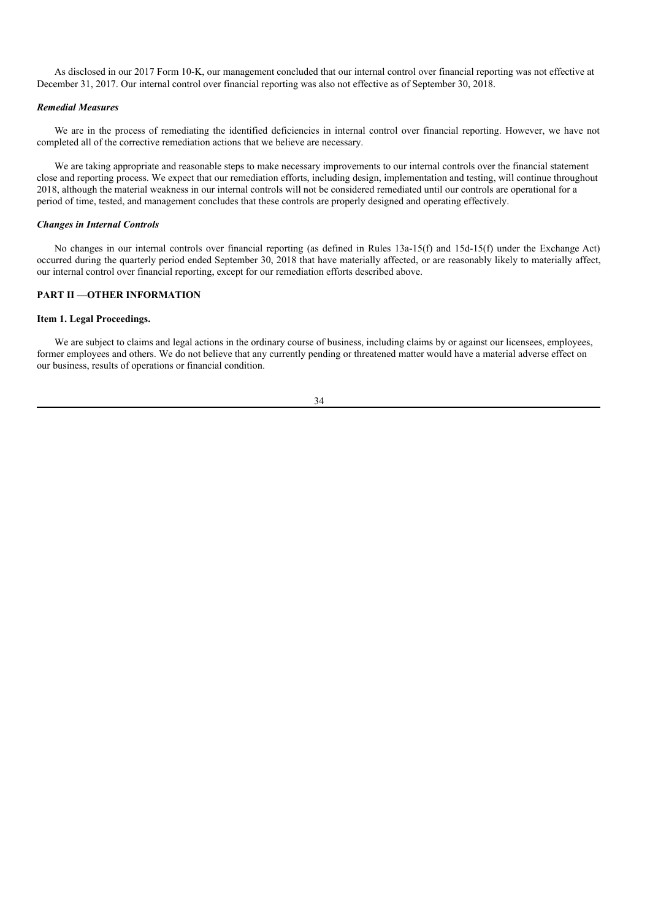As disclosed in our 2017 Form 10-K, our management concluded that our internal control over financial reporting was not effective at December 31, 2017. Our internal control over financial reporting was also not effective as of September 30, 2018.

***Remedial Measures***

We are in the process of remediating the identified deficiencies in internal control over financial reporting. However, we have not completed all of the corrective remediation actions that we believe are necessary.

We are taking appropriate and reasonable steps to make necessary improvements to our internal controls over the financial statement close and reporting process. We expect that our remediation efforts, including design, implementation and testing, will continue throughout 2018, although the material weakness in our internal controls will not be considered remediated until our controls are operational for a period of time, tested, and management concludes that these controls are properly designed and operating effectively.

***Changes in Internal Controls***

No changes in our internal controls over financial reporting (as defined in Rules 13a-15(f) and 15d-15(f) under the Exchange Act) occurred during the quarterly period ended September 30, 2018 that have materially affected, or are reasonably likely to materially affect, our internal control over financial reporting, except for our remediation efforts described above.

## PART II —OTHER INFORMATION

### Item 1. Legal Proceedings.

We are subject to claims and legal actions in the ordinary course of business, including claims by or against our licensees, employees, former employees and others. We do not believe that any currently pending or threatened matter would have a material adverse effect on our business, results of operations or financial condition.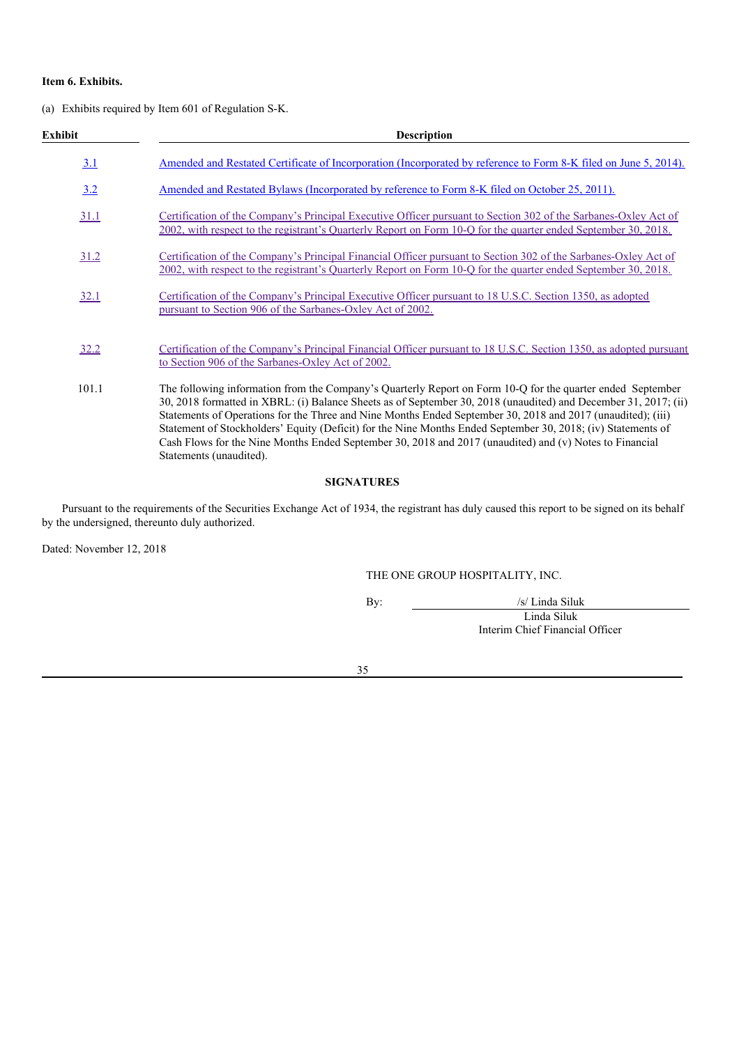**Item 6. Exhibits.**

(a) Exhibits required by Item 601 of Regulation S-K.

| Exhibit | Description |
|---|---|
| 3.1 | Amended and Restated Certificate of Incorporation (Incorporated by reference to Form 8-K filed on June 5, 2014). |
| 3.2 | Amended and Restated Bylaws (Incorporated by reference to Form 8-K filed on October 25, 2011). |
| 31.1 | Certification of the Company's Principal Executive Officer pursuant to Section 302 of the Sarbanes-Oxley Act of 2002, with respect to the registrant's Quarterly Report on Form 10-Q for the quarter ended September 30, 2018. |
| 31.2 | Certification of the Company's Principal Financial Officer pursuant to Section 302 of the Sarbanes-Oxley Act of 2002, with respect to the registrant's Quarterly Report on Form 10-Q for the quarter ended September 30, 2018. |
| 32.1 | Certification of the Company's Principal Executive Officer pursuant to 18 U.S.C. Section 1350, as adopted pursuant to Section 906 of the Sarbanes-Oxley Act of 2002. |
| 32.2 | Certification of the Company's Principal Financial Officer pursuant to 18 U.S.C. Section 1350, as adopted pursuant to Section 906 of the Sarbanes-Oxley Act of 2002. |
| 101.1 | The following information from the Company's Quarterly Report on Form 10-Q for the quarter ended September 30, 2018 formatted in XBRL: (i) Balance Sheets as of September 30, 2018 (unaudited) and December 31, 2017; (ii) Statements of Operations for the Three and Nine Months Ended September 30, 2018 and 2017 (unaudited); (iii) Statement of Stockholders' Equity (Deficit) for the Nine Months Ended September 30, 2018; (iv) Statements of Cash Flows for the Nine Months Ended September 30, 2018 and 2017 (unaudited) and (v) Notes to Financial Statements (unaudited). |

**SIGNATURES**

Pursuant to the requirements of the Securities Exchange Act of 1934, the registrant has duly caused this report to be signed on its behalf by the undersigned, thereunto duly authorized.

Dated: November 12, 2018

THE ONE GROUP HOSPITALITY, INC.

By: /s/ Linda Siluk

Linda Siluk

Interim Chief Financial Officer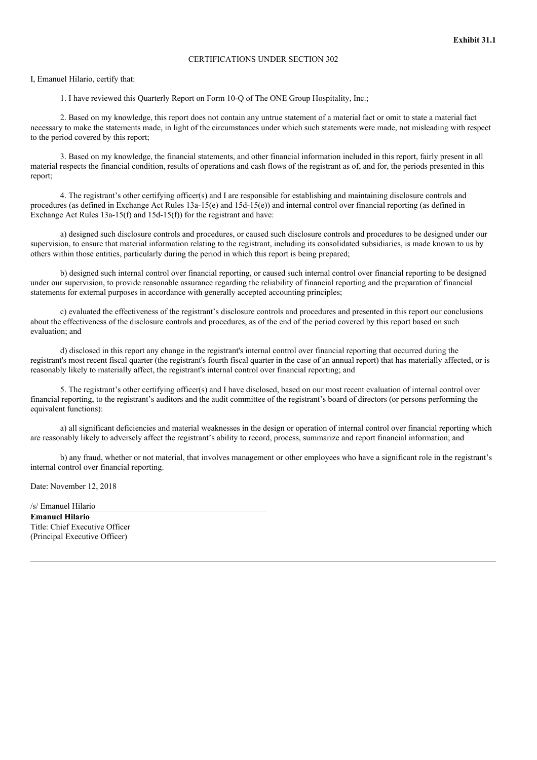**Exhibit 31.1**

CERTIFICATIONS UNDER SECTION 302

I, Emanuel Hilario, certify that:

1. I have reviewed this Quarterly Report on Form 10-Q of The ONE Group Hospitality, Inc.;

2. Based on my knowledge, this report does not contain any untrue statement of a material fact or omit to state a material fact necessary to make the statements made, in light of the circumstances under which such statements were made, not misleading with respect to the period covered by this report;

3. Based on my knowledge, the financial statements, and other financial information included in this report, fairly present in all material respects the financial condition, results of operations and cash flows of the registrant as of, and for, the periods presented in this report;

4. The registrant's other certifying officer(s) and I are responsible for establishing and maintaining disclosure controls and procedures (as defined in Exchange Act Rules 13a-15(e) and 15d-15(e)) and internal control over financial reporting (as defined in Exchange Act Rules 13a-15(f) and 15d-15(f)) for the registrant and have:

a) designed such disclosure controls and procedures, or caused such disclosure controls and procedures to be designed under our supervision, to ensure that material information relating to the registrant, including its consolidated subsidiaries, is made known to us by others within those entities, particularly during the period in which this report is being prepared;

b) designed such internal control over financial reporting, or caused such internal control over financial reporting to be designed under our supervision, to provide reasonable assurance regarding the reliability of financial reporting and the preparation of financial statements for external purposes in accordance with generally accepted accounting principles;

c) evaluated the effectiveness of the registrant's disclosure controls and procedures and presented in this report our conclusions about the effectiveness of the disclosure controls and procedures, as of the end of the period covered by this report based on such evaluation; and

d) disclosed in this report any change in the registrant's internal control over financial reporting that occurred during the registrant's most recent fiscal quarter (the registrant's fourth fiscal quarter in the case of an annual report) that has materially affected, or is reasonably likely to materially affect, the registrant's internal control over financial reporting; and

5. The registrant's other certifying officer(s) and I have disclosed, based on our most recent evaluation of internal control over financial reporting, to the registrant's auditors and the audit committee of the registrant's board of directors (or persons performing the equivalent functions):

a) all significant deficiencies and material weaknesses in the design or operation of internal control over financial reporting which are reasonably likely to adversely affect the registrant's ability to record, process, summarize and report financial information; and

b) any fraud, whether or not material, that involves management or other employees who have a significant role in the registrant's internal control over financial reporting.

Date: November 12, 2018

/s/ Emanuel Hilario

**Emanuel Hilario**
Title: Chief Executive Officer
(Principal Executive Officer)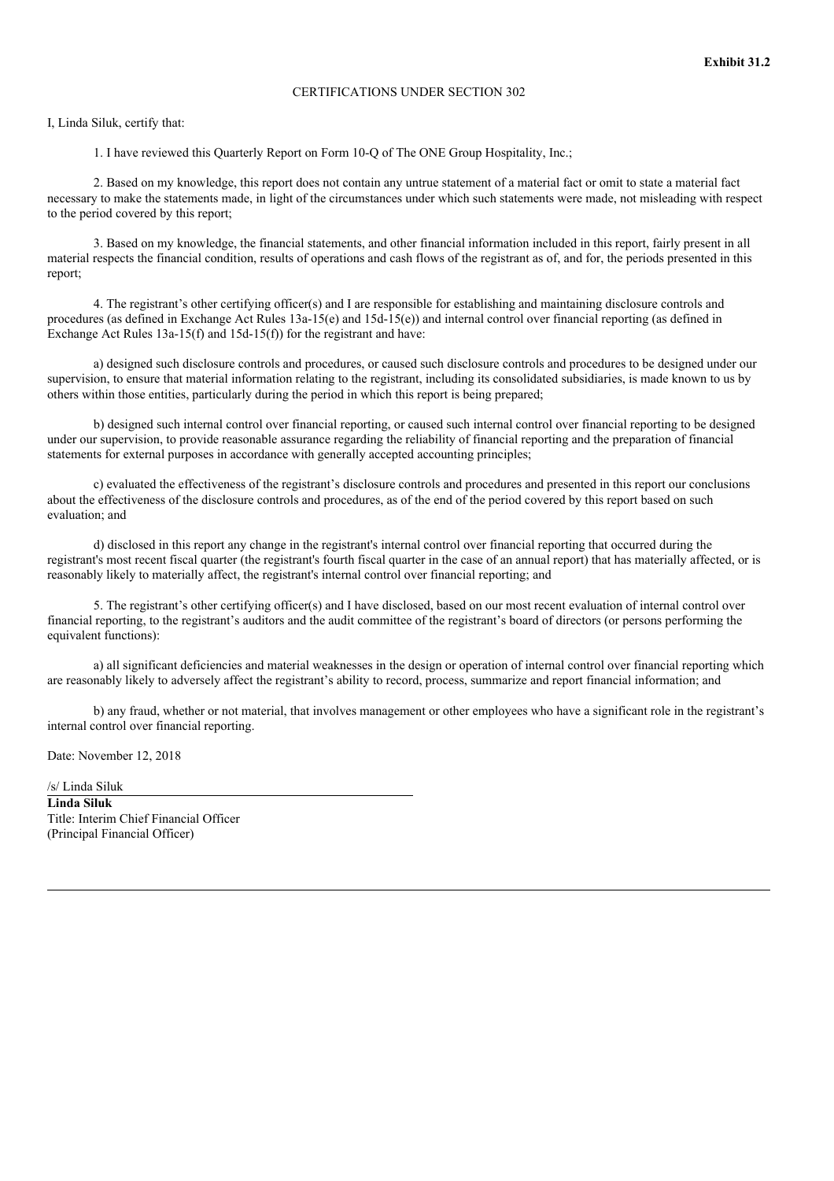**Exhibit 31.2**

CERTIFICATIONS UNDER SECTION 302

I, Linda Siluk, certify that:

1. I have reviewed this Quarterly Report on Form 10-Q of The ONE Group Hospitality, Inc.;

2. Based on my knowledge, this report does not contain any untrue statement of a material fact or omit to state a material fact necessary to make the statements made, in light of the circumstances under which such statements were made, not misleading with respect to the period covered by this report;

3. Based on my knowledge, the financial statements, and other financial information included in this report, fairly present in all material respects the financial condition, results of operations and cash flows of the registrant as of, and for, the periods presented in this report;

4. The registrant's other certifying officer(s) and I are responsible for establishing and maintaining disclosure controls and procedures (as defined in Exchange Act Rules 13a-15(e) and 15d-15(e)) and internal control over financial reporting (as defined in Exchange Act Rules 13a-15(f) and 15d-15(f)) for the registrant and have:

a) designed such disclosure controls and procedures, or caused such disclosure controls and procedures to be designed under our supervision, to ensure that material information relating to the registrant, including its consolidated subsidiaries, is made known to us by others within those entities, particularly during the period in which this report is being prepared;

b) designed such internal control over financial reporting, or caused such internal control over financial reporting to be designed under our supervision, to provide reasonable assurance regarding the reliability of financial reporting and the preparation of financial statements for external purposes in accordance with generally accepted accounting principles;

c) evaluated the effectiveness of the registrant's disclosure controls and procedures and presented in this report our conclusions about the effectiveness of the disclosure controls and procedures, as of the end of the period covered by this report based on such evaluation; and

d) disclosed in this report any change in the registrant's internal control over financial reporting that occurred during the registrant's most recent fiscal quarter (the registrant's fourth fiscal quarter in the case of an annual report) that has materially affected, or is reasonably likely to materially affect, the registrant's internal control over financial reporting; and

5. The registrant's other certifying officer(s) and I have disclosed, based on our most recent evaluation of internal control over financial reporting, to the registrant's auditors and the audit committee of the registrant's board of directors (or persons performing the equivalent functions):

a) all significant deficiencies and material weaknesses in the design or operation of internal control over financial reporting which are reasonably likely to adversely affect the registrant's ability to record, process, summarize and report financial information; and

b) any fraud, whether or not material, that involves management or other employees who have a significant role in the registrant's internal control over financial reporting.

Date: November 12, 2018

/s/ Linda Siluk

**Linda Siluk**
Title: Interim Chief Financial Officer
(Principal Financial Officer)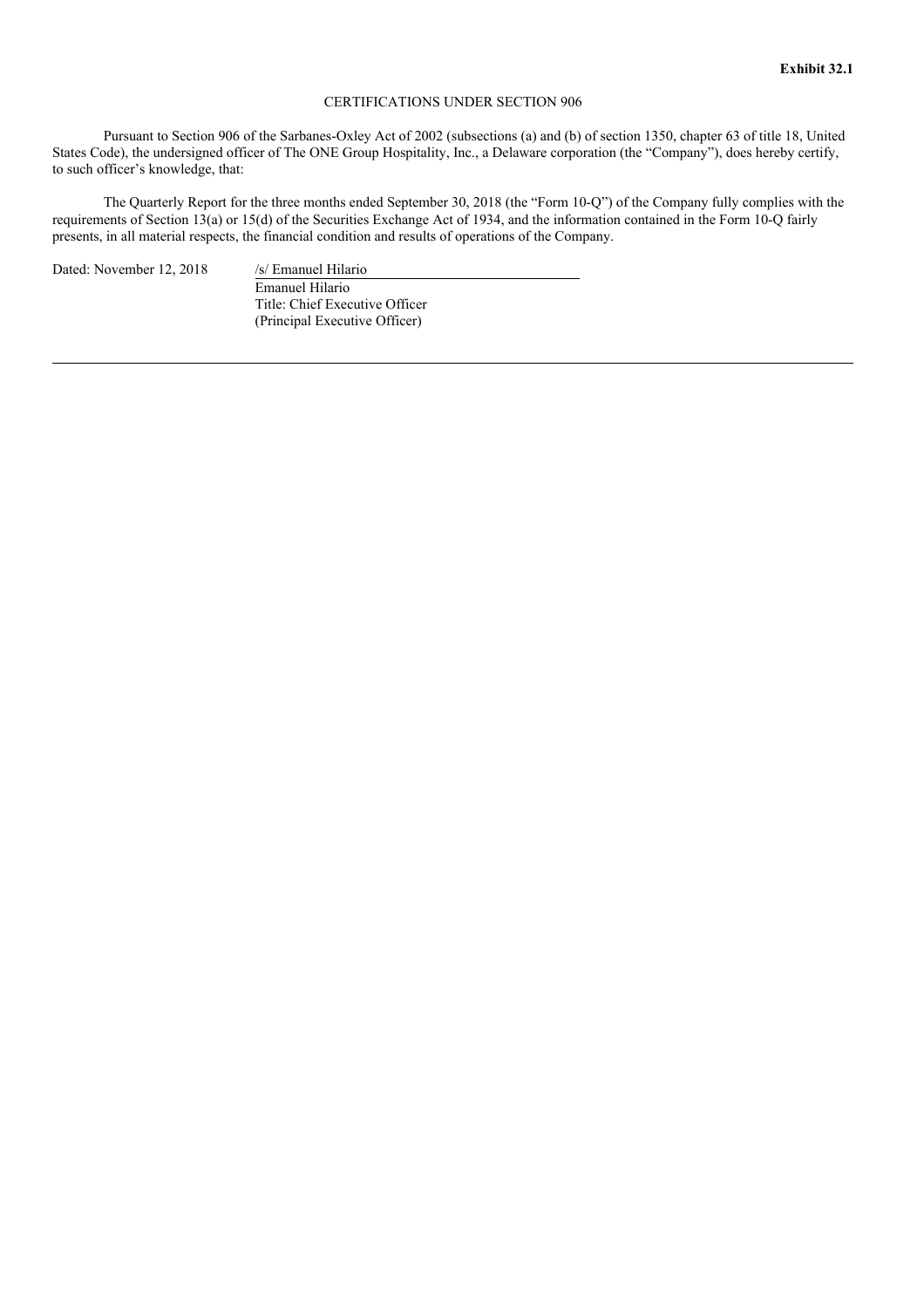**Exhibit 32.1**

CERTIFICATIONS UNDER SECTION 906

Pursuant to Section 906 of the Sarbanes-Oxley Act of 2002 (subsections (a) and (b) of section 1350, chapter 63 of title 18, United States Code), the undersigned officer of The ONE Group Hospitality, Inc., a Delaware corporation (the "Company"), does hereby certify, to such officer's knowledge, that:

The Quarterly Report for the three months ended September 30, 2018 (the "Form 10-Q") of the Company fully complies with the requirements of Section 13(a) or 15(d) of the Securities Exchange Act of 1934, and the information contained in the Form 10-Q fairly presents, in all material respects, the financial condition and results of operations of the Company.

Dated: November 12, 2018

/s/ Emanuel Hilario
Emanuel Hilario
Title: Chief Executive Officer
(Principal Executive Officer)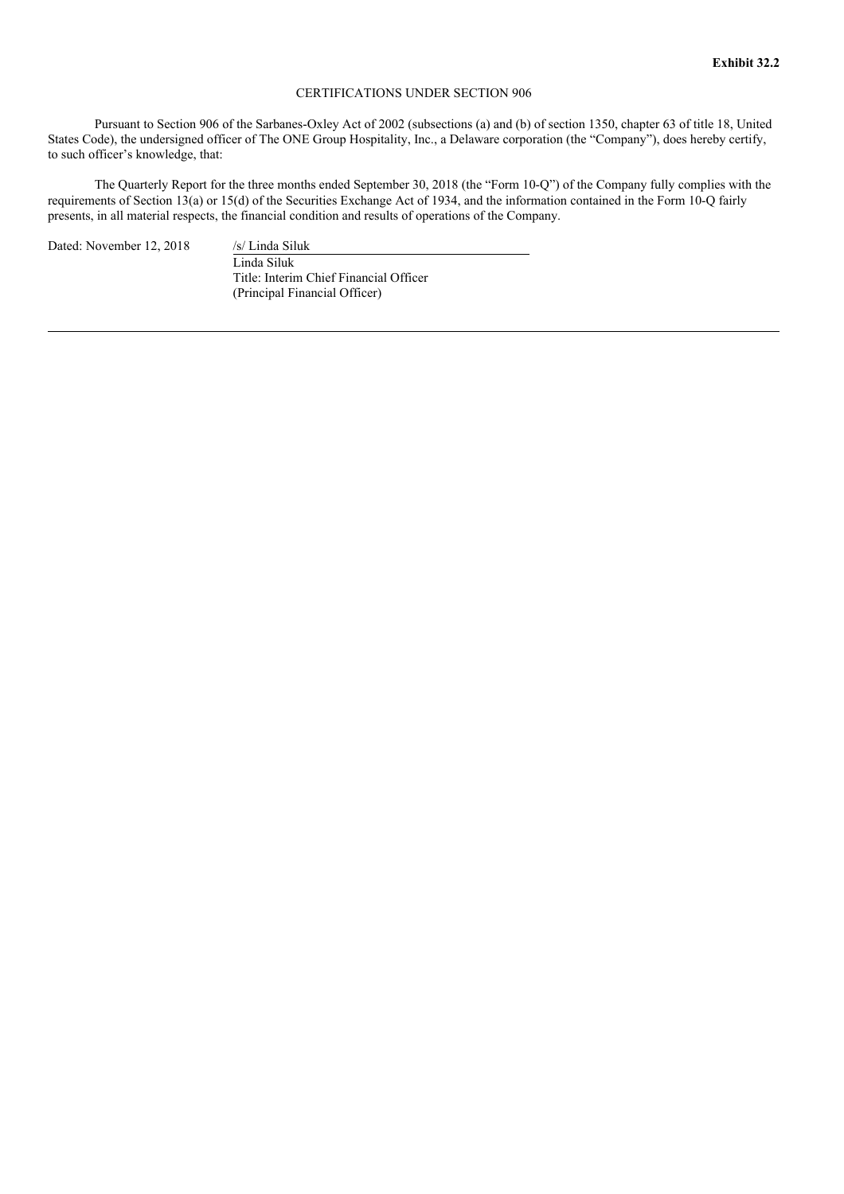**Exhibit 32.2**

CERTIFICATIONS UNDER SECTION 906

Pursuant to Section 906 of the Sarbanes-Oxley Act of 2002 (subsections (a) and (b) of section 1350, chapter 63 of title 18, United States Code), the undersigned officer of The ONE Group Hospitality, Inc., a Delaware corporation (the "Company"), does hereby certify, to such officer's knowledge, that:

The Quarterly Report for the three months ended September 30, 2018 (the "Form 10-Q") of the Company fully complies with the requirements of Section 13(a) or 15(d) of the Securities Exchange Act of 1934, and the information contained in the Form 10-Q fairly presents, in all material respects, the financial condition and results of operations of the Company.

Dated: November 12, 2018

/s/ Linda Siluk

Linda Siluk
Title: Interim Chief Financial Officer
(Principal Financial Officer)